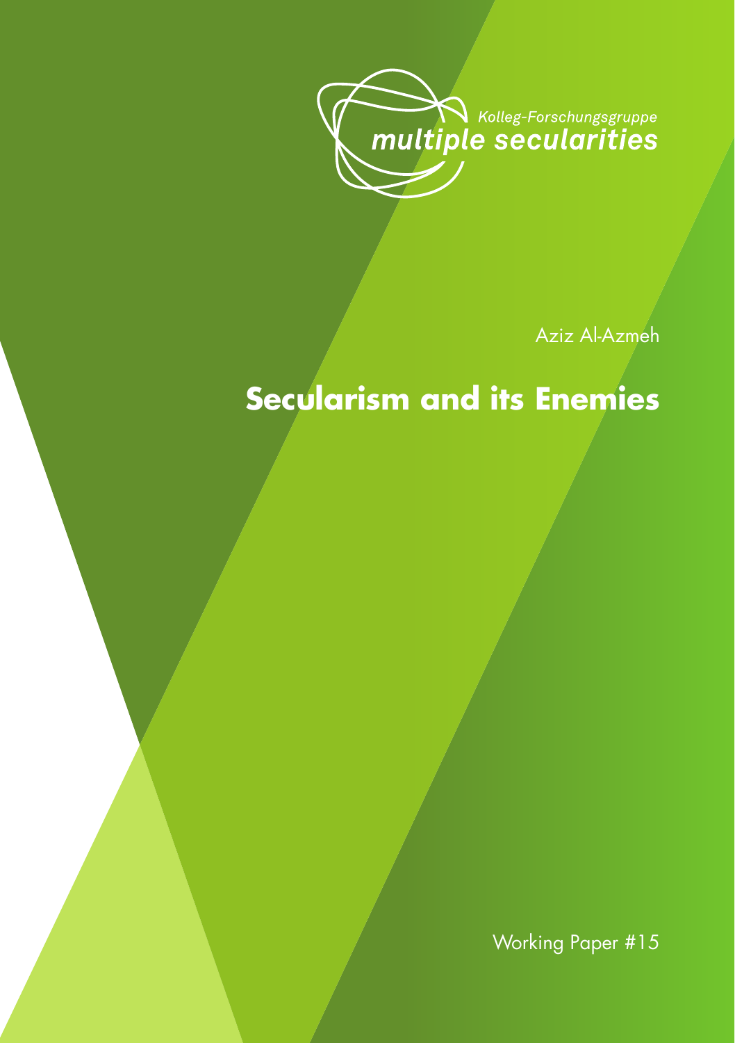Kolleg-Forschungsgruppe
multiple secularities

Aziz Al-Azmeh

# Secularism and its Enemies

Working Paper #15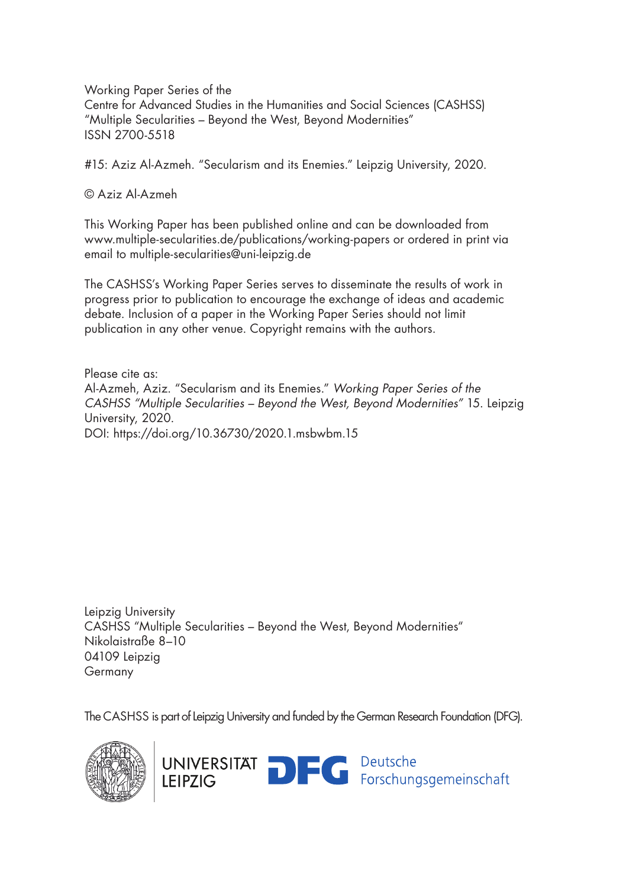Working Paper Series of the
Centre for Advanced Studies in the Humanities and Social Sciences (CASHSS)
"Multiple Secularities – Beyond the West, Beyond Modernities"
ISSN 2700-5518

#15: Aziz Al-Azmeh. "Secularism and its Enemies." Leipzig University, 2020.

© Aziz Al-Azmeh

This Working Paper has been published online and can be downloaded from www.multiple-secularities.de/publications/working-papers or ordered in print via email to multiple-secularities@uni-leipzig.de

The CASHSS's Working Paper Series serves to disseminate the results of work in progress prior to publication to encourage the exchange of ideas and academic debate. Inclusion of a paper in the Working Paper Series should not limit publication in any other venue. Copyright remains with the authors.

Please cite as:
Al-Azmeh, Aziz. "Secularism and its Enemies." *Working Paper Series of the CASHSS "Multiple Secularities – Beyond the West, Beyond Modernities"* 15. Leipzig University, 2020.
DOI: https://doi.org/10.36730/2020.1.msbwbm.15

Leipzig University
CASHSS "Multiple Secularities – Beyond the West, Beyond Modernities"
Nikolaistraße 8–10
04109 Leipzig
Germany

The CASHSS is part of Leipzig University and funded by the German Research Foundation (DFG).

UNIVERSITÄT LEIPZIG DFG Deutsche Forschungsgemeinschaft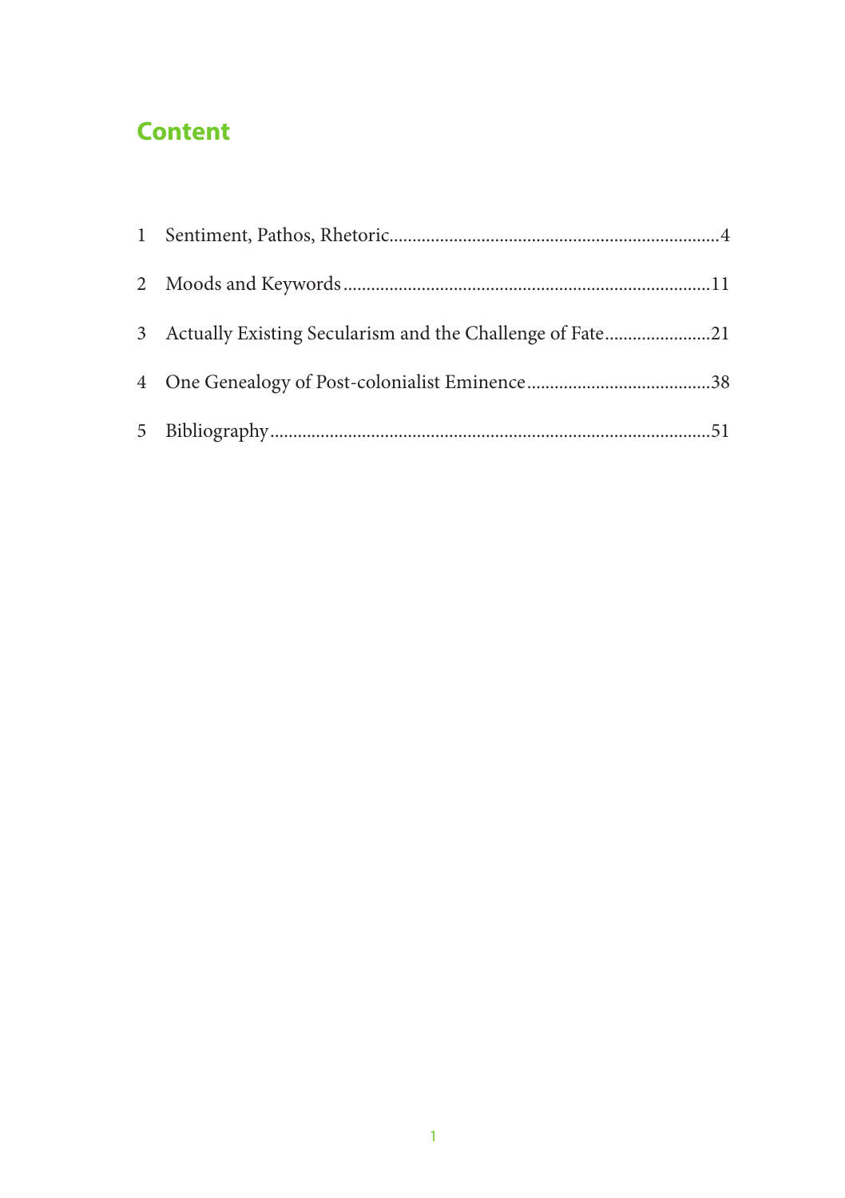# Content

1 Sentiment, Pathos, Rhetoric....................................................................4

2 Moods and Keywords..............................................................................11

3 Actually Existing Secularism and the Challenge of Fate......................21

4 One Genealogy of Post-colonialist Eminence........................................38

5 Bibliography............................................................................................51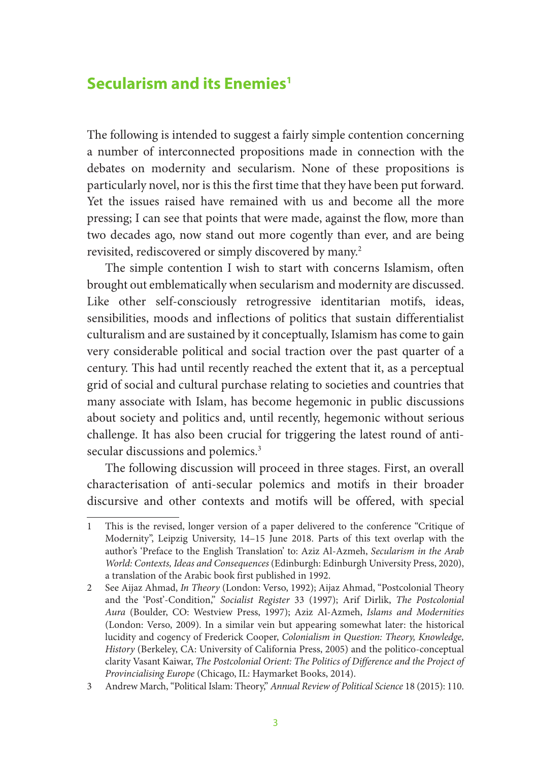# Secularism and its Enemies[1]

The following is intended to suggest a fairly simple contention concerning a number of interconnected propositions made in connection with the debates on modernity and secularism. None of these propositions is particularly novel, nor is this the first time that they have been put forward. Yet the issues raised have remained with us and become all the more pressing; I can see that points that were made, against the flow, more than two decades ago, now stand out more cogently than ever, and are being revisited, rediscovered or simply discovered by many.[2]

The simple contention I wish to start with concerns Islamism, often brought out emblematically when secularism and modernity are discussed. Like other self-consciously retrogressive identitarian motifs, ideas, sensibilities, moods and inflections of politics that sustain differentialist culturalism and are sustained by it conceptually, Islamism has come to gain very considerable political and social traction over the past quarter of a century. This had until recently reached the extent that it, as a perceptual grid of social and cultural purchase relating to societies and countries that many associate with Islam, has become hegemonic in public discussions about society and politics and, until recently, hegemonic without serious challenge. It has also been crucial for triggering the latest round of anti-secular discussions and polemics.[3]

The following discussion will proceed in three stages. First, an overall characterisation of anti-secular polemics and motifs in their broader discursive and other contexts and motifs will be offered, with special

---

1 This is the revised, longer version of a paper delivered to the conference "Critique of Modernity", Leipzig University, 14–15 June 2018. Parts of this text overlap with the author's 'Preface to the English Translation' to: Aziz Al-Azmeh, *Secularism in the Arab World: Contexts, Ideas and Consequences* (Edinburgh: Edinburgh University Press, 2020), a translation of the Arabic book first published in 1992.

2 See Aijaz Ahmad, *In Theory* (London: Verso, 1992); Aijaz Ahmad, "Postcolonial Theory and the 'Post'-Condition," *Socialist Register* 33 (1997); Arif Dirlik, *The Postcolonial Aura* (Boulder, CO: Westview Press, 1997); Aziz Al-Azmeh, *Islams and Modernities* (London: Verso, 2009). In a similar vein but appearing somewhat later: the historical lucidity and cogency of Frederick Cooper, *Colonialism in Question: Theory, Knowledge, History* (Berkeley, CA: University of California Press, 2005) and the politico-conceptual clarity Vasant Kaiwar, *The Postcolonial Orient: The Politics of Difference and the Project of Provincialising Europe* (Chicago, IL: Haymarket Books, 2014).

3 Andrew March, "Political Islam: Theory," *Annual Review of Political Science* 18 (2015): 110.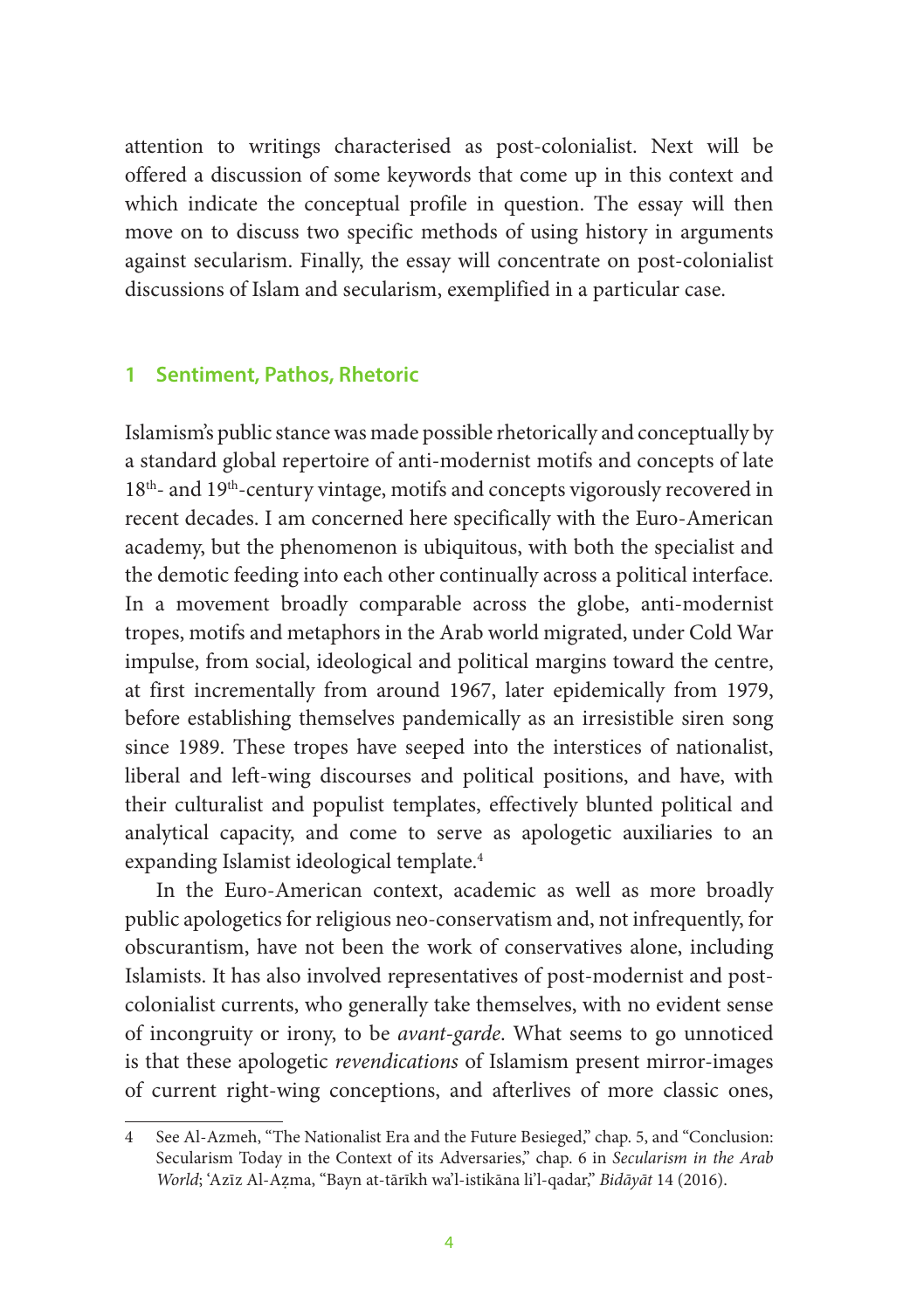attention to writings characterised as post-colonialist. Next will be offered a discussion of some keywords that come up in this context and which indicate the conceptual profile in question. The essay will then move on to discuss two specific methods of using history in arguments against secularism. Finally, the essay will concentrate on post-colonialist discussions of Islam and secularism, exemplified in a particular case.

## 1 Sentiment, Pathos, Rhetoric

Islamism's public stance was made possible rhetorically and conceptually by a standard global repertoire of anti-modernist motifs and concepts of late 18th- and 19th-century vintage, motifs and concepts vigorously recovered in recent decades. I am concerned here specifically with the Euro-American academy, but the phenomenon is ubiquitous, with both the specialist and the demotic feeding into each other continually across a political interface. In a movement broadly comparable across the globe, anti-modernist tropes, motifs and metaphors in the Arab world migrated, under Cold War impulse, from social, ideological and political margins toward the centre, at first incrementally from around 1967, later epidemically from 1979, before establishing themselves pandemically as an irresistible siren song since 1989. These tropes have seeped into the interstices of nationalist, liberal and left-wing discourses and political positions, and have, with their culturalist and populist templates, effectively blunted political and analytical capacity, and come to serve as apologetic auxiliaries to an expanding Islamist ideological template.[4]

In the Euro-American context, academic as well as more broadly public apologetics for religious neo-conservatism and, not infrequently, for obscurantism, have not been the work of conservatives alone, including Islamists. It has also involved representatives of post-modernist and post-colonialist currents, who generally take themselves, with no evident sense of incongruity or irony, to be *avant-garde*. What seems to go unnoticed is that these apologetic *revendications* of Islamism present mirror-images of current right-wing conceptions, and afterlives of more classic ones,

---

4 See Al-Azmeh, "The Nationalist Era and the Future Besieged," chap. 5, and "Conclusion: Secularism Today in the Context of its Adversaries," chap. 6 in *Secularism in the Arab World*; ʿAzīz Al-Aẓma, "Bayn at-tārīkh wa'l-istikāna li'l-qadar," *Bidāyāt* 14 (2016).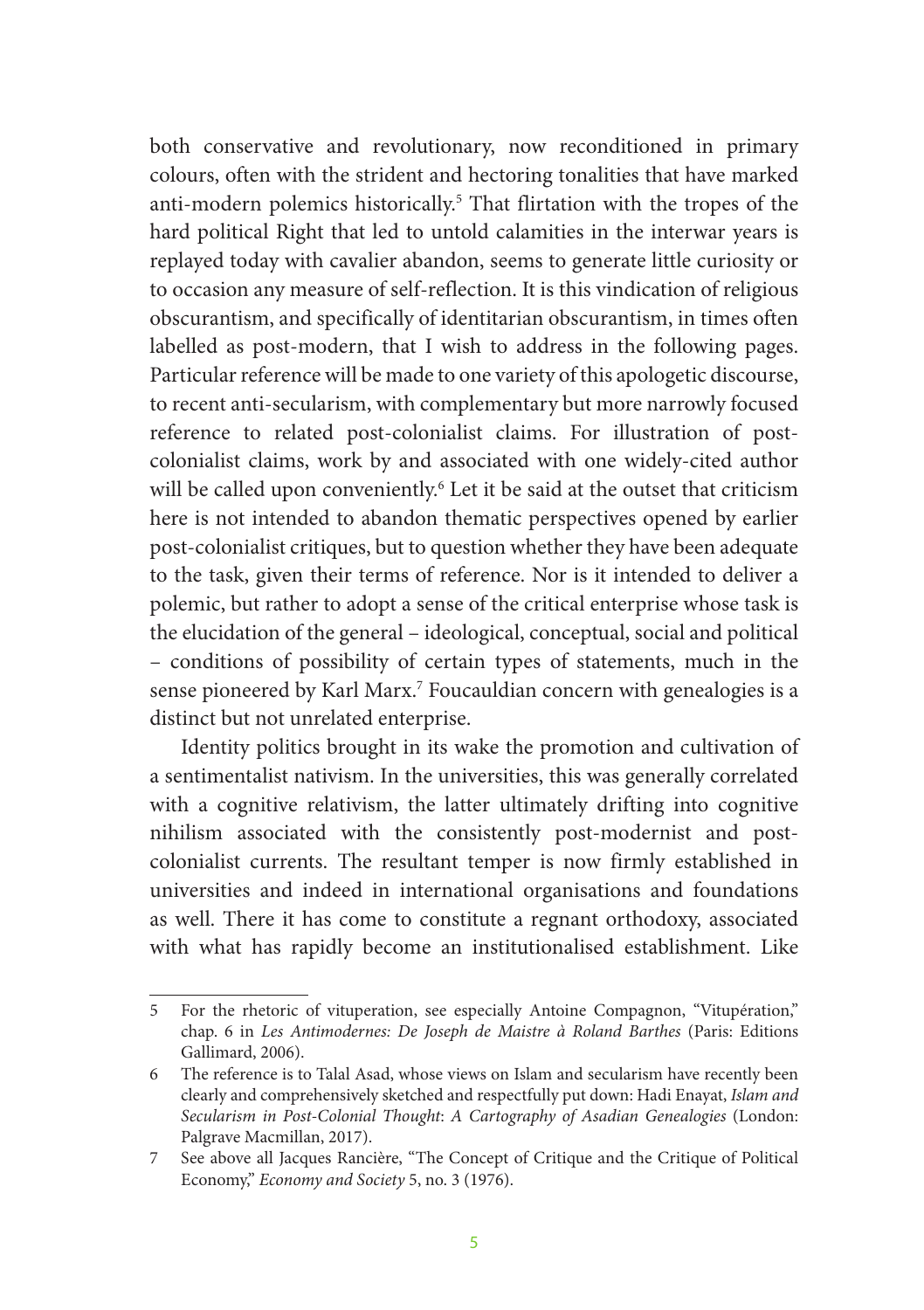both conservative and revolutionary, now reconditioned in primary colours, often with the strident and hectoring tonalities that have marked anti-modern polemics historically.[5] That flirtation with the tropes of the hard political Right that led to untold calamities in the interwar years is replayed today with cavalier abandon, seems to generate little curiosity or to occasion any measure of self-reflection. It is this vindication of religious obscurantism, and specifically of identitarian obscurantism, in times often labelled as post-modern, that I wish to address in the following pages. Particular reference will be made to one variety of this apologetic discourse, to recent anti-secularism, with complementary but more narrowly focused reference to related post-colonialist claims. For illustration of post-colonialist claims, work by and associated with one widely-cited author will be called upon conveniently.[6] Let it be said at the outset that criticism here is not intended to abandon thematic perspectives opened by earlier post-colonialist critiques, but to question whether they have been adequate to the task, given their terms of reference. Nor is it intended to deliver a polemic, but rather to adopt a sense of the critical enterprise whose task is the elucidation of the general – ideological, conceptual, social and political – conditions of possibility of certain types of statements, much in the sense pioneered by Karl Marx.[7] Foucauldian concern with genealogies is a distinct but not unrelated enterprise.

Identity politics brought in its wake the promotion and cultivation of a sentimentalist nativism. In the universities, this was generally correlated with a cognitive relativism, the latter ultimately drifting into cognitive nihilism associated with the consistently post-modernist and post-colonialist currents. The resultant temper is now firmly established in universities and indeed in international organisations and foundations as well. There it has come to constitute a regnant orthodoxy, associated with what has rapidly become an institutionalised establishment. Like

---

5 For the rhetoric of vituperation, see especially Antoine Compagnon, "Vitupération," chap. 6 in *Les Antimodernes: De Joseph de Maistre à Roland Barthes* (Paris: Editions Gallimard, 2006).

6 The reference is to Talal Asad, whose views on Islam and secularism have recently been clearly and comprehensively sketched and respectfully put down: Hadi Enayat, *Islam and Secularism in Post-Colonial Thought*: *A Cartography of Asadian Genealogies* (London: Palgrave Macmillan, 2017).

7 See above all Jacques Rancière, "The Concept of Critique and the Critique of Political Economy," *Economy and Society* 5, no. 3 (1976).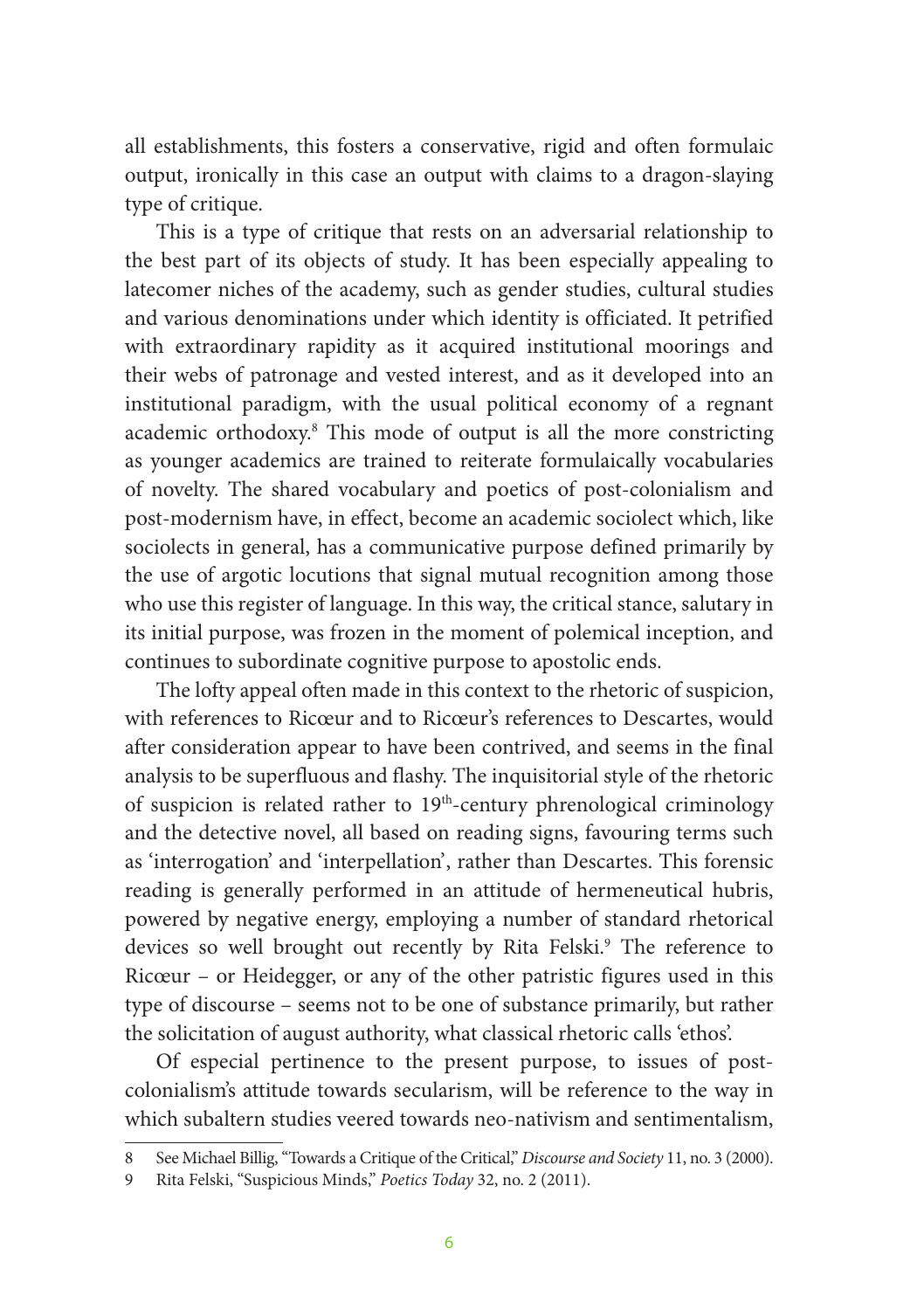all establishments, this fosters a conservative, rigid and often formulaic output, ironically in this case an output with claims to a dragon-slaying type of critique.

This is a type of critique that rests on an adversarial relationship to the best part of its objects of study. It has been especially appealing to latecomer niches of the academy, such as gender studies, cultural studies and various denominations under which identity is officiated. It petrified with extraordinary rapidity as it acquired institutional moorings and their webs of patronage and vested interest, and as it developed into an institutional paradigm, with the usual political economy of a regnant academic orthodoxy.[8] This mode of output is all the more constricting as younger academics are trained to reiterate formulaically vocabularies of novelty. The shared vocabulary and poetics of post-colonialism and post-modernism have, in effect, become an academic sociolect which, like sociolects in general, has a communicative purpose defined primarily by the use of argotic locutions that signal mutual recognition among those who use this register of language. In this way, the critical stance, salutary in its initial purpose, was frozen in the moment of polemical inception, and continues to subordinate cognitive purpose to apostolic ends.

The lofty appeal often made in this context to the rhetoric of suspicion, with references to Ricœur and to Ricœur's references to Descartes, would after consideration appear to have been contrived, and seems in the final analysis to be superfluous and flashy. The inquisitorial style of the rhetoric of suspicion is related rather to 19th-century phrenological criminology and the detective novel, all based on reading signs, favouring terms such as 'interrogation' and 'interpellation', rather than Descartes. This forensic reading is generally performed in an attitude of hermeneutical hubris, powered by negative energy, employing a number of standard rhetorical devices so well brought out recently by Rita Felski.[9] The reference to Ricœur – or Heidegger, or any of the other patristic figures used in this type of discourse – seems not to be one of substance primarily, but rather the solicitation of august authority, what classical rhetoric calls 'ethos'.

Of especial pertinence to the present purpose, to issues of post-colonialism's attitude towards secularism, will be reference to the way in which subaltern studies veered towards neo-nativism and sentimentalism,

---

8 See Michael Billig, "Towards a Critique of the Critical," *Discourse and Society* 11, no. 3 (2000).

9 Rita Felski, "Suspicious Minds," *Poetics Today* 32, no. 2 (2011).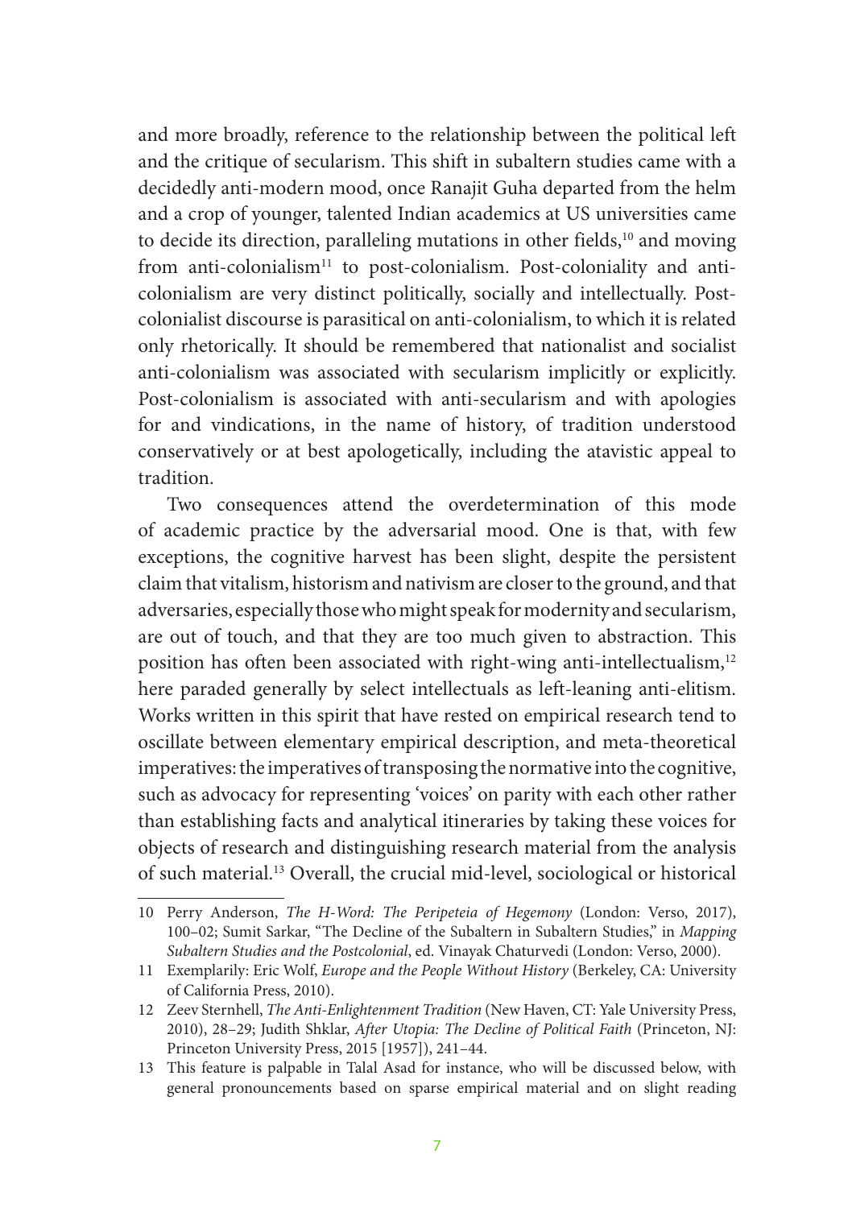and more broadly, reference to the relationship between the political left and the critique of secularism. This shift in subaltern studies came with a decidedly anti-modern mood, once Ranajit Guha departed from the helm and a crop of younger, talented Indian academics at US universities came to decide its direction, paralleling mutations in other fields,[10] and moving from anti-colonialism[11] to post-colonialism. Post-coloniality and anti-colonialism are very distinct politically, socially and intellectually. Post-colonialist discourse is parasitical on anti-colonialism, to which it is related only rhetorically. It should be remembered that nationalist and socialist anti-colonialism was associated with secularism implicitly or explicitly. Post-colonialism is associated with anti-secularism and with apologies for and vindications, in the name of history, of tradition understood conservatively or at best apologetically, including the atavistic appeal to tradition.

Two consequences attend the overdetermination of this mode of academic practice by the adversarial mood. One is that, with few exceptions, the cognitive harvest has been slight, despite the persistent claim that vitalism, historism and nativism are closer to the ground, and that adversaries, especially those who might speak for modernity and secularism, are out of touch, and that they are too much given to abstraction. This position has often been associated with right-wing anti-intellectualism,[12] here paraded generally by select intellectuals as left-leaning anti-elitism. Works written in this spirit that have rested on empirical research tend to oscillate between elementary empirical description, and meta-theoretical imperatives: the imperatives of transposing the normative into the cognitive, such as advocacy for representing 'voices' on parity with each other rather than establishing facts and analytical itineraries by taking these voices for objects of research and distinguishing research material from the analysis of such material.[13] Overall, the crucial mid-level, sociological or historical

---

10 Perry Anderson, *The H-Word: The Peripeteia of Hegemony* (London: Verso, 2017), 100–02; Sumit Sarkar, "The Decline of the Subaltern in Subaltern Studies," in *Mapping Subaltern Studies and the Postcolonial*, ed. Vinayak Chaturvedi (London: Verso, 2000).

11 Exemplarily: Eric Wolf, *Europe and the People Without History* (Berkeley, CA: University of California Press, 2010).

12 Zeev Sternhell, *The Anti-Enlightenment Tradition* (New Haven, CT: Yale University Press, 2010), 28–29; Judith Shklar, *After Utopia: The Decline of Political Faith* (Princeton, NJ: Princeton University Press, 2015 [1957]), 241–44.

13 This feature is palpable in Talal Asad for instance, who will be discussed below, with general pronouncements based on sparse empirical material and on slight reading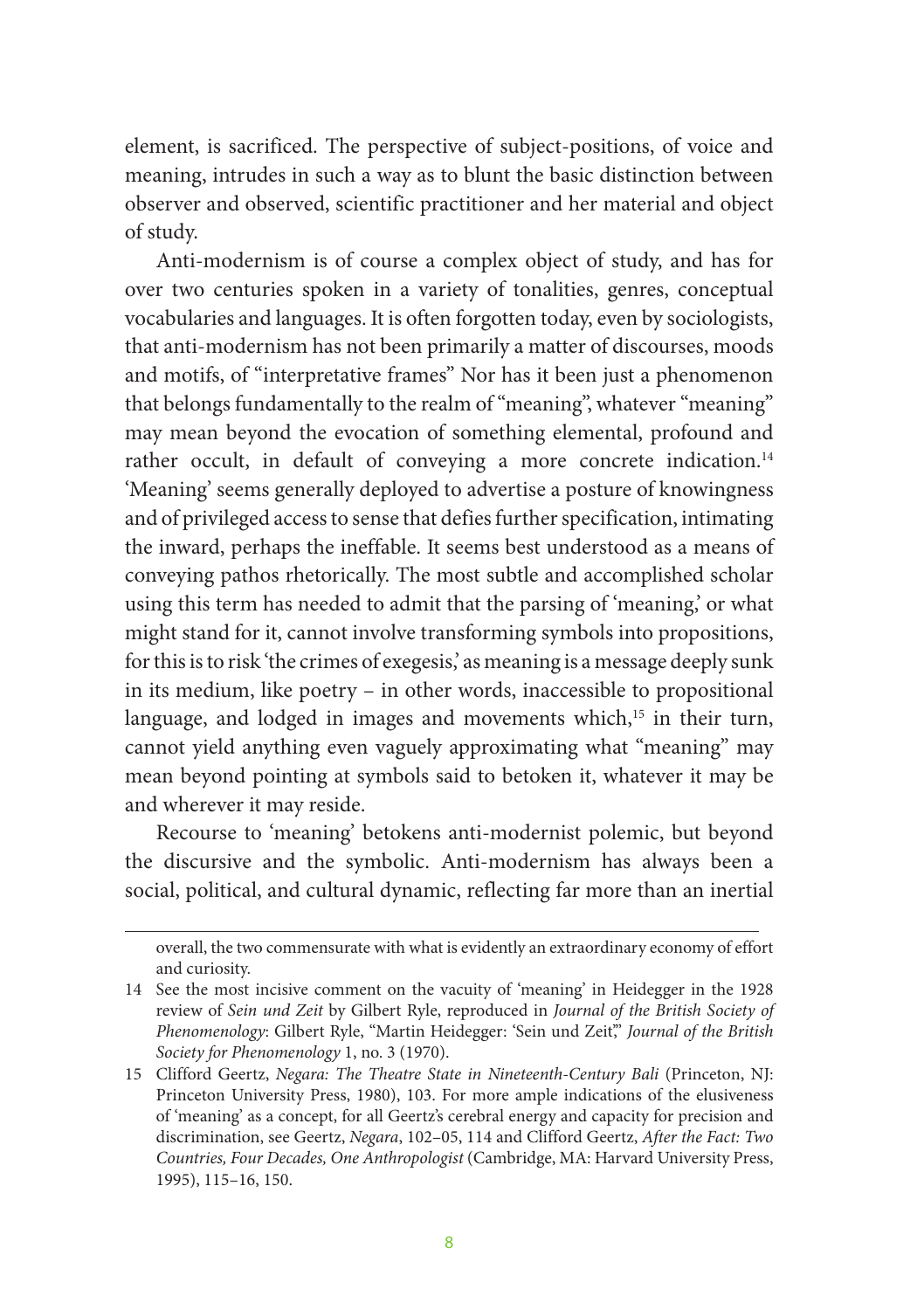element, is sacrificed. The perspective of subject-positions, of voice and meaning, intrudes in such a way as to blunt the basic distinction between observer and observed, scientific practitioner and her material and object of study.

Anti-modernism is of course a complex object of study, and has for over two centuries spoken in a variety of tonalities, genres, conceptual vocabularies and languages. It is often forgotten today, even by sociologists, that anti-modernism has not been primarily a matter of discourses, moods and motifs, of "interpretative frames" Nor has it been just a phenomenon that belongs fundamentally to the realm of "meaning", whatever "meaning" may mean beyond the evocation of something elemental, profound and rather occult, in default of conveying a more concrete indication.[14] 'Meaning' seems generally deployed to advertise a posture of knowingness and of privileged access to sense that defies further specification, intimating the inward, perhaps the ineffable. It seems best understood as a means of conveying pathos rhetorically. The most subtle and accomplished scholar using this term has needed to admit that the parsing of 'meaning,' or what might stand for it, cannot involve transforming symbols into propositions, for this is to risk 'the crimes of exegesis,' as meaning is a message deeply sunk in its medium, like poetry – in other words, inaccessible to propositional language, and lodged in images and movements which,[15] in their turn, cannot yield anything even vaguely approximating what "meaning" may mean beyond pointing at symbols said to betoken it, whatever it may be and wherever it may reside.

Recourse to 'meaning' betokens anti-modernist polemic, but beyond the discursive and the symbolic. Anti-modernism has always been a social, political, and cultural dynamic, reflecting far more than an inertial

---

overall, the two commensurate with what is evidently an extraordinary economy of effort and curiosity.

14 See the most incisive comment on the vacuity of 'meaning' in Heidegger in the 1928 review of *Sein und Zeit* by Gilbert Ryle, reproduced in *Journal of the British Society of Phenomenology*: Gilbert Ryle, "Martin Heidegger: 'Sein und Zeit'," *Journal of the British Society for Phenomenology* 1, no. 3 (1970).

15 Clifford Geertz, *Negara: The Theatre State in Nineteenth-Century Bali* (Princeton, NJ: Princeton University Press, 1980), 103. For more ample indications of the elusiveness of 'meaning' as a concept, for all Geertz's cerebral energy and capacity for precision and discrimination, see Geertz, *Negara*, 102–05, 114 and Clifford Geertz, *After the Fact: Two Countries, Four Decades, One Anthropologist* (Cambridge, MA: Harvard University Press, 1995), 115–16, 150.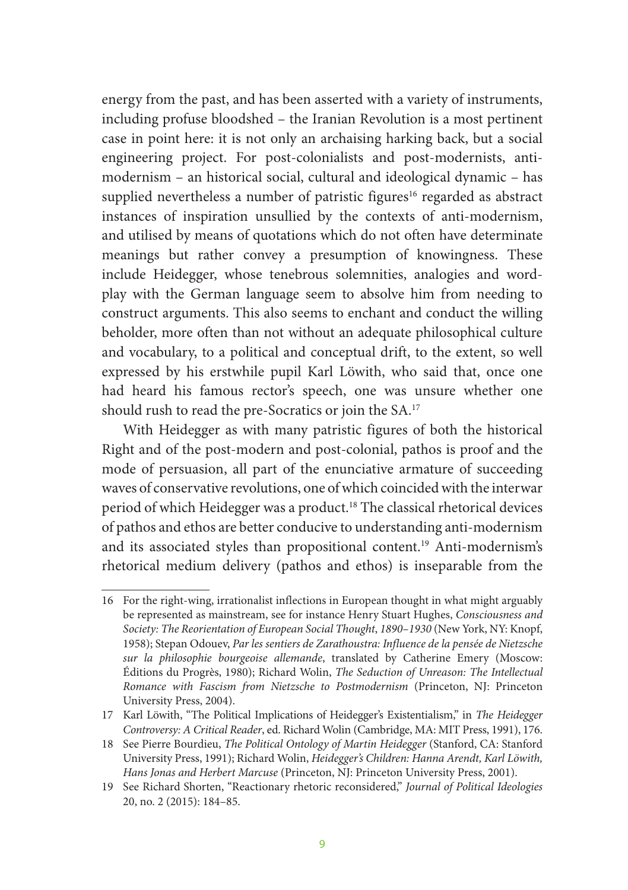energy from the past, and has been asserted with a variety of instruments, including profuse bloodshed – the Iranian Revolution is a most pertinent case in point here: it is not only an archaising harking back, but a social engineering project. For post-colonialists and post-modernists, anti-modernism – an historical social, cultural and ideological dynamic – has supplied nevertheless a number of patristic figures[16] regarded as abstract instances of inspiration unsullied by the contexts of anti-modernism, and utilised by means of quotations which do not often have determinate meanings but rather convey a presumption of knowingness. These include Heidegger, whose tenebrous solemnities, analogies and word-play with the German language seem to absolve him from needing to construct arguments. This also seems to enchant and conduct the willing beholder, more often than not without an adequate philosophical culture and vocabulary, to a political and conceptual drift, to the extent, so well expressed by his erstwhile pupil Karl Löwith, who said that, once one had heard his famous rector's speech, one was unsure whether one should rush to read the pre-Socratics or join the SA.[17]

With Heidegger as with many patristic figures of both the historical Right and of the post-modern and post-colonial, pathos is proof and the mode of persuasion, all part of the enunciative armature of succeeding waves of conservative revolutions, one of which coincided with the interwar period of which Heidegger was a product.[18] The classical rhetorical devices of pathos and ethos are better conducive to understanding anti-modernism and its associated styles than propositional content.[19] Anti-modernism's rhetorical medium delivery (pathos and ethos) is inseparable from the

---

16 For the right-wing, irrationalist inflections in European thought in what might arguably be represented as mainstream, see for instance Henry Stuart Hughes, *Consciousness and Society: The Reorientation of European Social Thought, 1890–1930* (New York, NY: Knopf, 1958); Stepan Odouev, *Par les sentiers de Zarathoustra: Influence de la pensée de Nietzsche sur la philosophie bourgeoise allemande*, translated by Catherine Emery (Moscow: Éditions du Progrès, 1980); Richard Wolin, *The Seduction of Unreason: The Intellectual Romance with Fascism from Nietzsche to Postmodernism* (Princeton, NJ: Princeton University Press, 2004).

17 Karl Löwith, "The Political Implications of Heidegger's Existentialism," in *The Heidegger Controversy: A Critical Reader*, ed. Richard Wolin (Cambridge, MA: MIT Press, 1991), 176.

18 See Pierre Bourdieu, *The Political Ontology of Martin Heidegger* (Stanford, CA: Stanford University Press, 1991); Richard Wolin, *Heidegger's Children: Hanna Arendt, Karl Löwith, Hans Jonas and Herbert Marcuse* (Princeton, NJ: Princeton University Press, 2001).

19 See Richard Shorten, "Reactionary rhetoric reconsidered," *Journal of Political Ideologies* 20, no. 2 (2015): 184–85.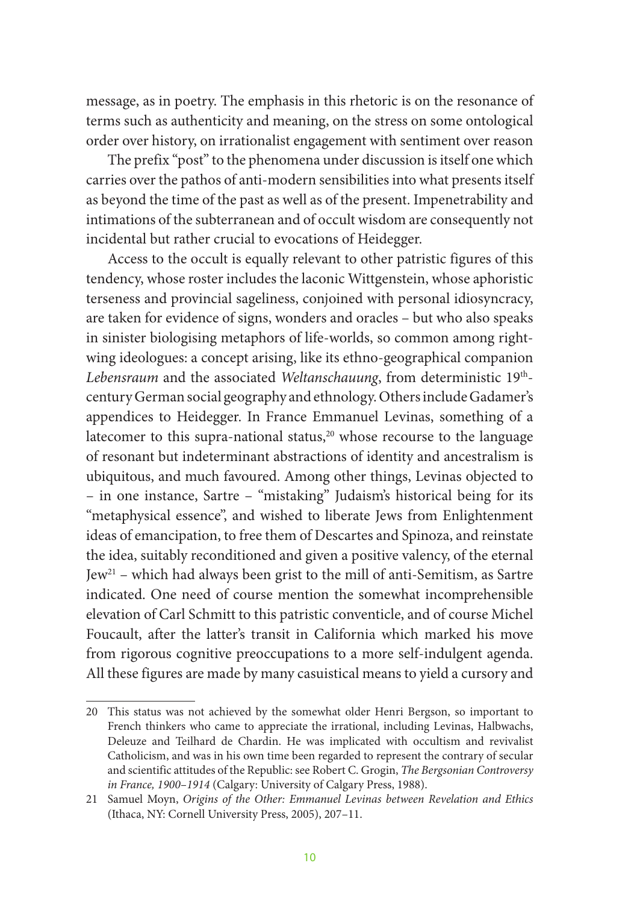message, as in poetry. The emphasis in this rhetoric is on the resonance of terms such as authenticity and meaning, on the stress on some ontological order over history, on irrationalist engagement with sentiment over reason

The prefix "post" to the phenomena under discussion is itself one which carries over the pathos of anti-modern sensibilities into what presents itself as beyond the time of the past as well as of the present. Impenetrability and intimations of the subterranean and of occult wisdom are consequently not incidental but rather crucial to evocations of Heidegger.

Access to the occult is equally relevant to other patristic figures of this tendency, whose roster includes the laconic Wittgenstein, whose aphoristic terseness and provincial sageliness, conjoined with personal idiosyncracy, are taken for evidence of signs, wonders and oracles – but who also speaks in sinister biologising metaphors of life-worlds, so common among right-wing ideologues: a concept arising, like its ethno-geographical companion *Lebensraum* and the associated *Weltanschauung*, from deterministic 19th-century German social geography and ethnology. Others include Gadamer's appendices to Heidegger. In France Emmanuel Levinas, something of a latecomer to this supra-national status,[20] whose recourse to the language of resonant but indeterminant abstractions of identity and ancestralism is ubiquitous, and much favoured. Among other things, Levinas objected to – in one instance, Sartre – "mistaking" Judaism's historical being for its "metaphysical essence", and wished to liberate Jews from Enlightenment ideas of emancipation, to free them of Descartes and Spinoza, and reinstate the idea, suitably reconditioned and given a positive valency, of the eternal Jew[21] – which had always been grist to the mill of anti-Semitism, as Sartre indicated. One need of course mention the somewhat incomprehensible elevation of Carl Schmitt to this patristic conventicle, and of course Michel Foucault, after the latter's transit in California which marked his move from rigorous cognitive preoccupations to a more self-indulgent agenda. All these figures are made by many casuistical means to yield a cursory and

---

20 This status was not achieved by the somewhat older Henri Bergson, so important to French thinkers who came to appreciate the irrational, including Levinas, Halbwachs, Deleuze and Teilhard de Chardin. He was implicated with occultism and revivalist Catholicism, and was in his own time been regarded to represent the contrary of secular and scientific attitudes of the Republic: see Robert C. Grogin, *The Bergsonian Controversy in France, 1900–1914* (Calgary: University of Calgary Press, 1988).

21 Samuel Moyn, *Origins of the Other: Emmanuel Levinas between Revelation and Ethics* (Ithaca, NY: Cornell University Press, 2005), 207–11.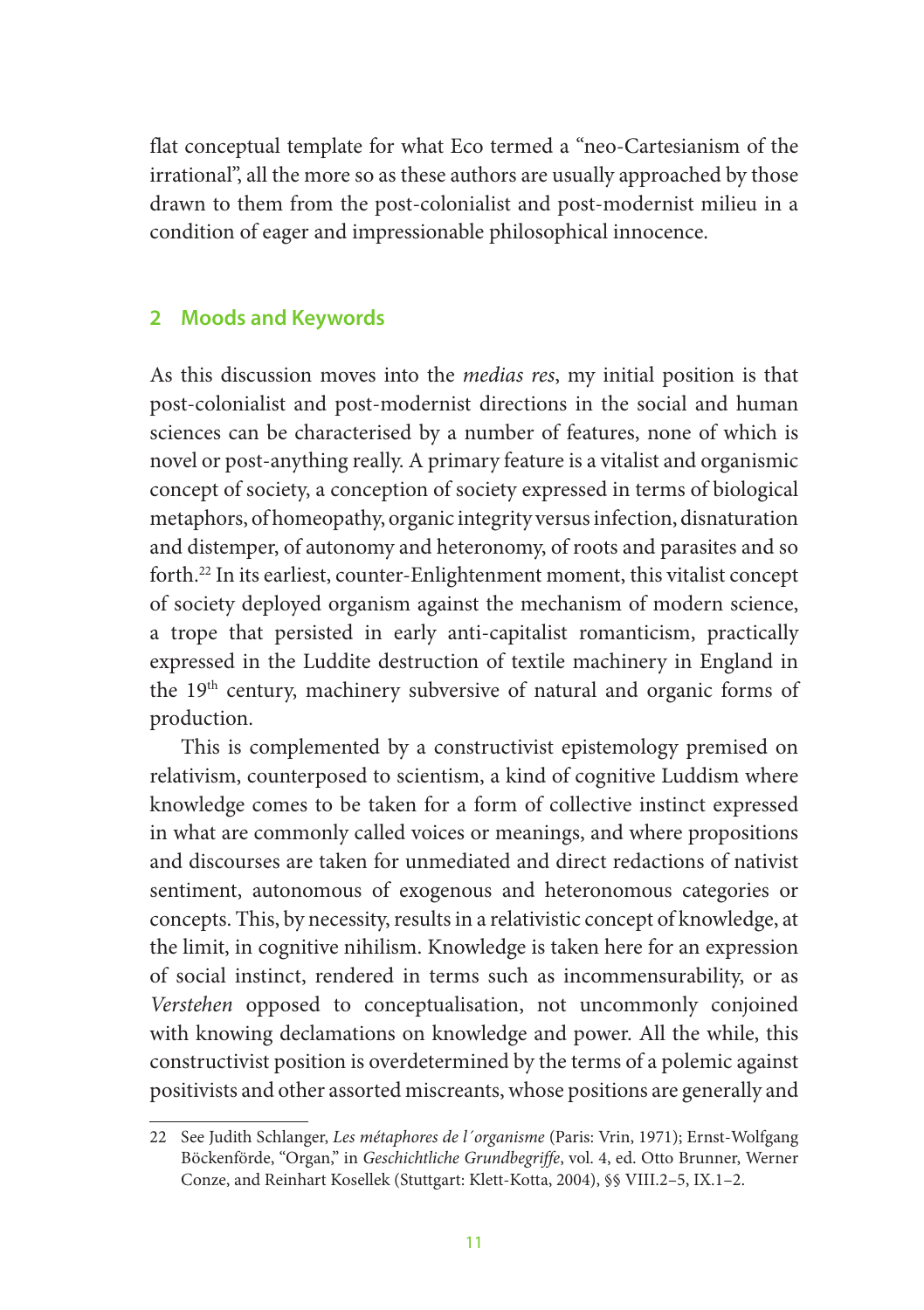flat conceptual template for what Eco termed a "neo-Cartesianism of the irrational", all the more so as these authors are usually approached by those drawn to them from the post-colonialist and post-modernist milieu in a condition of eager and impressionable philosophical innocence.

## 2 Moods and Keywords

As this discussion moves into the *medias res*, my initial position is that post-colonialist and post-modernist directions in the social and human sciences can be characterised by a number of features, none of which is novel or post-anything really. A primary feature is a vitalist and organismic concept of society, a conception of society expressed in terms of biological metaphors, of homeopathy, organic integrity versus infection, disnaturation and distemper, of autonomy and heteronomy, of roots and parasites and so forth.[22] In its earliest, counter-Enlightenment moment, this vitalist concept of society deployed organism against the mechanism of modern science, a trope that persisted in early anti-capitalist romanticism, practically expressed in the Luddite destruction of textile machinery in England in the 19th century, machinery subversive of natural and organic forms of production.

This is complemented by a constructivist epistemology premised on relativism, counterposed to scientism, a kind of cognitive Luddism where knowledge comes to be taken for a form of collective instinct expressed in what are commonly called voices or meanings, and where propositions and discourses are taken for unmediated and direct redactions of nativist sentiment, autonomous of exogenous and heteronomous categories or concepts. This, by necessity, results in a relativistic concept of knowledge, at the limit, in cognitive nihilism. Knowledge is taken here for an expression of social instinct, rendered in terms such as incommensurability, or as *Verstehen* opposed to conceptualisation, not uncommonly conjoined with knowing declamations on knowledge and power. All the while, this constructivist position is overdetermined by the terms of a polemic against positivists and other assorted miscreants, whose positions are generally and

22 See Judith Schlanger, *Les métaphores de l´organisme* (Paris: Vrin, 1971); Ernst-Wolfgang Böckenförde, "Organ," in *Geschichtliche Grundbegriffe*, vol. 4, ed. Otto Brunner, Werner Conze, and Reinhart Kosellek (Stuttgart: Klett-Kotta, 2004), §§ VIII.2–5, IX.1–2.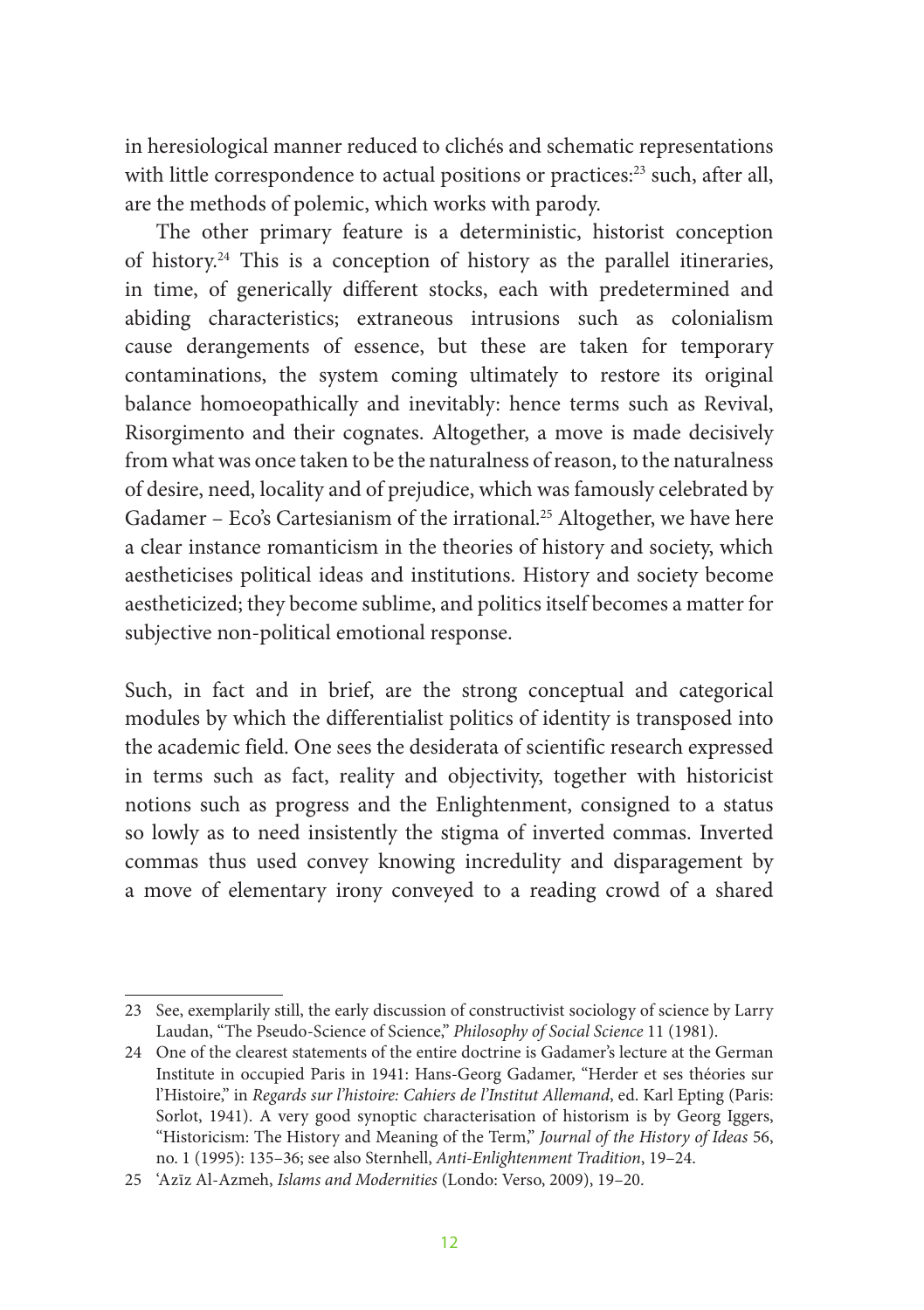in heresiological manner reduced to clichés and schematic representations with little correspondence to actual positions or practices:[23] such, after all, are the methods of polemic, which works with parody.

The other primary feature is a deterministic, historist conception of history.[24] This is a conception of history as the parallel itineraries, in time, of generically different stocks, each with predetermined and abiding characteristics; extraneous intrusions such as colonialism cause derangements of essence, but these are taken for temporary contaminations, the system coming ultimately to restore its original balance homoeopathically and inevitably: hence terms such as Revival, Risorgimento and their cognates. Altogether, a move is made decisively from what was once taken to be the naturalness of reason, to the naturalness of desire, need, locality and of prejudice, which was famously celebrated by Gadamer – Eco's Cartesianism of the irrational.[25] Altogether, we have here a clear instance romanticism in the theories of history and society, which aestheticises political ideas and institutions. History and society become aestheticized; they become sublime, and politics itself becomes a matter for subjective non-political emotional response.

Such, in fact and in brief, are the strong conceptual and categorical modules by which the differentialist politics of identity is transposed into the academic field. One sees the desiderata of scientific research expressed in terms such as fact, reality and objectivity, together with historicist notions such as progress and the Enlightenment, consigned to a status so lowly as to need insistently the stigma of inverted commas. Inverted commas thus used convey knowing incredulity and disparagement by a move of elementary irony conveyed to a reading crowd of a shared

---

23 See, exemplarily still, the early discussion of constructivist sociology of science by Larry Laudan, "The Pseudo-Science of Science," *Philosophy of Social Science* 11 (1981).

24 One of the clearest statements of the entire doctrine is Gadamer's lecture at the German Institute in occupied Paris in 1941: Hans-Georg Gadamer, "Herder et ses théories sur l'Histoire," in *Regards sur l'histoire: Cahiers de l'Institut Allemand*, ed. Karl Epting (Paris: Sorlot, 1941). A very good synoptic characterisation of historism is by Georg Iggers, "Historicism: The History and Meaning of the Term," *Journal of the History of Ideas* 56, no. 1 (1995): 135–36; see also Sternhell, *Anti-Enlightenment Tradition*, 19–24.

25 ʿAzīz Al-Azmeh, *Islams and Modernities* (Londo: Verso, 2009), 19–20.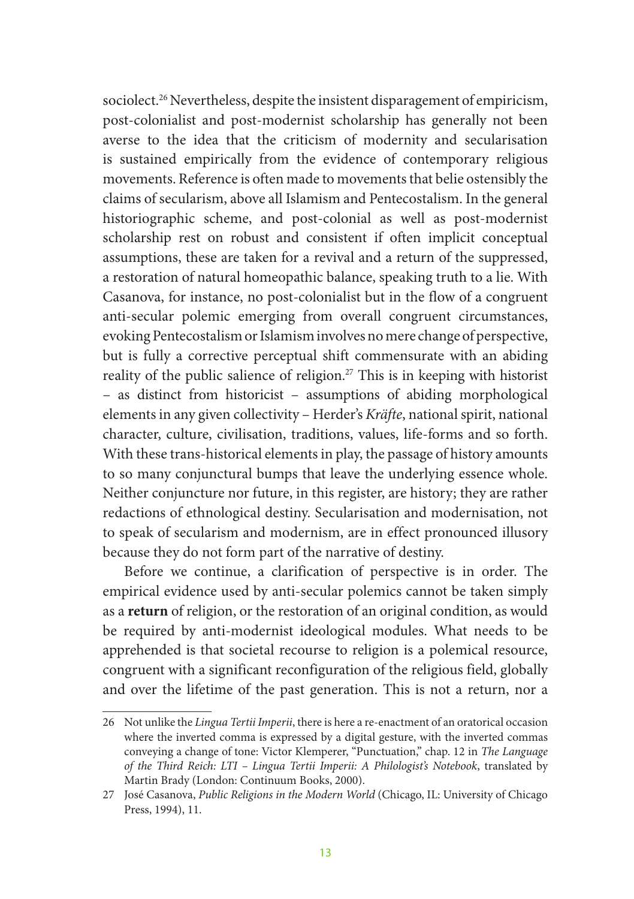sociolect.[26] Nevertheless, despite the insistent disparagement of empiricism, post-colonialist and post-modernist scholarship has generally not been averse to the idea that the criticism of modernity and secularisation is sustained empirically from the evidence of contemporary religious movements. Reference is often made to movements that belie ostensibly the claims of secularism, above all Islamism and Pentecostalism. In the general historiographic scheme, and post-colonial as well as post-modernist scholarship rest on robust and consistent if often implicit conceptual assumptions, these are taken for a revival and a return of the suppressed, a restoration of natural homeopathic balance, speaking truth to a lie. With Casanova, for instance, no post-colonialist but in the flow of a congruent anti-secular polemic emerging from overall congruent circumstances, evoking Pentecostalism or Islamism involves no mere change of perspective, but is fully a corrective perceptual shift commensurate with an abiding reality of the public salience of religion.[27] This is in keeping with historist – as distinct from historicist – assumptions of abiding morphological elements in any given collectivity – Herder's *Kräfte*, national spirit, national character, culture, civilisation, traditions, values, life-forms and so forth. With these trans-historical elements in play, the passage of history amounts to so many conjunctural bumps that leave the underlying essence whole. Neither conjuncture nor future, in this register, are history; they are rather redactions of ethnological destiny. Secularisation and modernisation, not to speak of secularism and modernism, are in effect pronounced illusory because they do not form part of the narrative of destiny.

Before we continue, a clarification of perspective is in order. The empirical evidence used by anti-secular polemics cannot be taken simply as a **return** of religion, or the restoration of an original condition, as would be required by anti-modernist ideological modules. What needs to be apprehended is that societal recourse to religion is a polemical resource, congruent with a significant reconfiguration of the religious field, globally and over the lifetime of the past generation. This is not a return, nor a

26 Not unlike the *Lingua Tertii Imperii*, there is here a re-enactment of an oratorical occasion where the inverted comma is expressed by a digital gesture, with the inverted commas conveying a change of tone: Victor Klemperer, "Punctuation," chap. 12 in *The Language of the Third Reich: LTI – Lingua Tertii Imperii: A Philologist's Notebook*, translated by Martin Brady (London: Continuum Books, 2000).

27 José Casanova, *Public Religions in the Modern World* (Chicago, IL: University of Chicago Press, 1994), 11.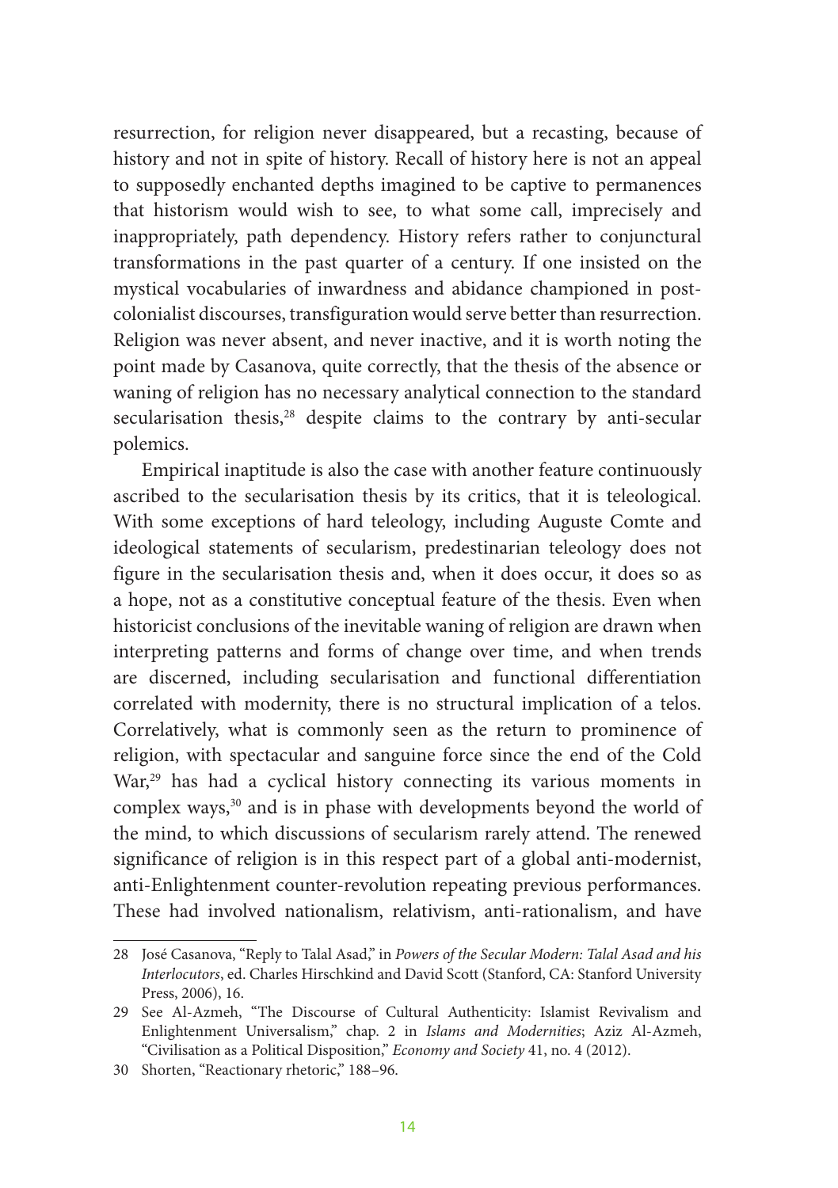resurrection, for religion never disappeared, but a recasting, because of history and not in spite of history. Recall of history here is not an appeal to supposedly enchanted depths imagined to be captive to permanences that historism would wish to see, to what some call, imprecisely and inappropriately, path dependency. History refers rather to conjunctural transformations in the past quarter of a century. If one insisted on the mystical vocabularies of inwardness and abidance championed in post-colonialist discourses, transfiguration would serve better than resurrection. Religion was never absent, and never inactive, and it is worth noting the point made by Casanova, quite correctly, that the thesis of the absence or waning of religion has no necessary analytical connection to the standard secularisation thesis,[28] despite claims to the contrary by anti-secular polemics.

Empirical inaptitude is also the case with another feature continuously ascribed to the secularisation thesis by its critics, that it is teleological. With some exceptions of hard teleology, including Auguste Comte and ideological statements of secularism, predestinarian teleology does not figure in the secularisation thesis and, when it does occur, it does so as a hope, not as a constitutive conceptual feature of the thesis. Even when historicist conclusions of the inevitable waning of religion are drawn when interpreting patterns and forms of change over time, and when trends are discerned, including secularisation and functional differentiation correlated with modernity, there is no structural implication of a telos. Correlatively, what is commonly seen as the return to prominence of religion, with spectacular and sanguine force since the end of the Cold War,[29] has had a cyclical history connecting its various moments in complex ways,[30] and is in phase with developments beyond the world of the mind, to which discussions of secularism rarely attend. The renewed significance of religion is in this respect part of a global anti-modernist, anti-Enlightenment counter-revolution repeating previous performances. These had involved nationalism, relativism, anti-rationalism, and have

---

28 José Casanova, "Reply to Talal Asad," in *Powers of the Secular Modern: Talal Asad and his Interlocutors*, ed. Charles Hirschkind and David Scott (Stanford, CA: Stanford University Press, 2006), 16.

29 See Al-Azmeh, "The Discourse of Cultural Authenticity: Islamist Revivalism and Enlightenment Universalism," chap. 2 in *Islams and Modernities*; Aziz Al-Azmeh, "Civilisation as a Political Disposition," *Economy and Society* 41, no. 4 (2012).

30 Shorten, "Reactionary rhetoric," 188–96.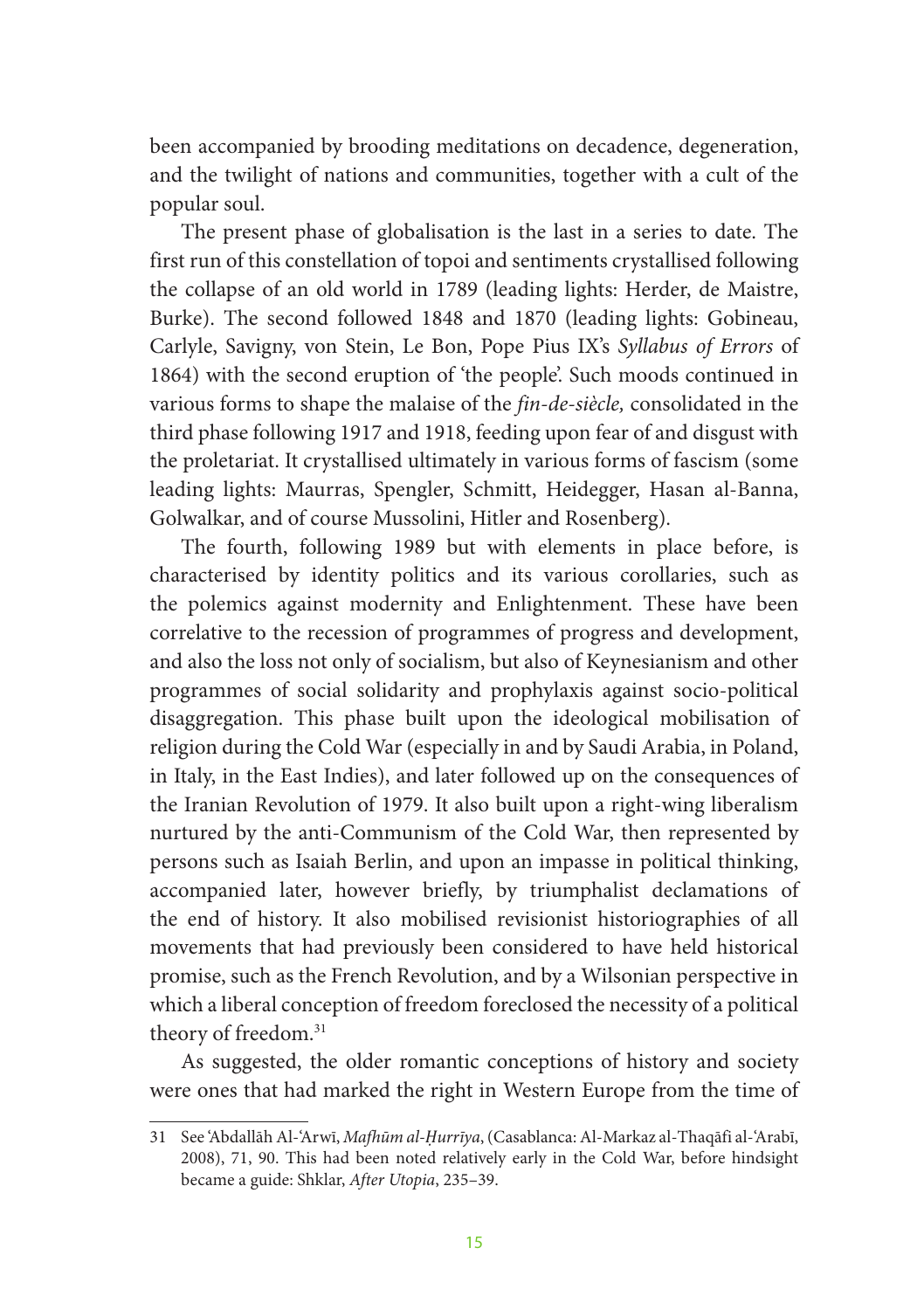been accompanied by brooding meditations on decadence, degeneration, and the twilight of nations and communities, together with a cult of the popular soul.

The present phase of globalisation is the last in a series to date. The first run of this constellation of topoi and sentiments crystallised following the collapse of an old world in 1789 (leading lights: Herder, de Maistre, Burke). The second followed 1848 and 1870 (leading lights: Gobineau, Carlyle, Savigny, von Stein, Le Bon, Pope Pius IX's *Syllabus of Errors* of 1864) with the second eruption of 'the people'. Such moods continued in various forms to shape the malaise of the *fin-de-siècle,* consolidated in the third phase following 1917 and 1918, feeding upon fear of and disgust with the proletariat. It crystallised ultimately in various forms of fascism (some leading lights: Maurras, Spengler, Schmitt, Heidegger, Hasan al-Banna, Golwalkar, and of course Mussolini, Hitler and Rosenberg).

The fourth, following 1989 but with elements in place before, is characterised by identity politics and its various corollaries, such as the polemics against modernity and Enlightenment. These have been correlative to the recession of programmes of progress and development, and also the loss not only of socialism, but also of Keynesianism and other programmes of social solidarity and prophylaxis against socio-political disaggregation. This phase built upon the ideological mobilisation of religion during the Cold War (especially in and by Saudi Arabia, in Poland, in Italy, in the East Indies), and later followed up on the consequences of the Iranian Revolution of 1979. It also built upon a right-wing liberalism nurtured by the anti-Communism of the Cold War, then represented by persons such as Isaiah Berlin, and upon an impasse in political thinking, accompanied later, however briefly, by triumphalist declamations of the end of history. It also mobilised revisionist historiographies of all movements that had previously been considered to have held historical promise, such as the French Revolution, and by a Wilsonian perspective in which a liberal conception of freedom foreclosed the necessity of a political theory of freedom.[31]

As suggested, the older romantic conceptions of history and society were ones that had marked the right in Western Europe from the time of

---

31 See 'Abdallāh Al-'Arwī, *Mafhūm al-Ḥurrīya*, (Casablanca: Al-Markaz al-Thaqāfi al-'Arabī, 2008), 71, 90. This had been noted relatively early in the Cold War, before hindsight became a guide: Shklar, *After Utopia*, 235–39.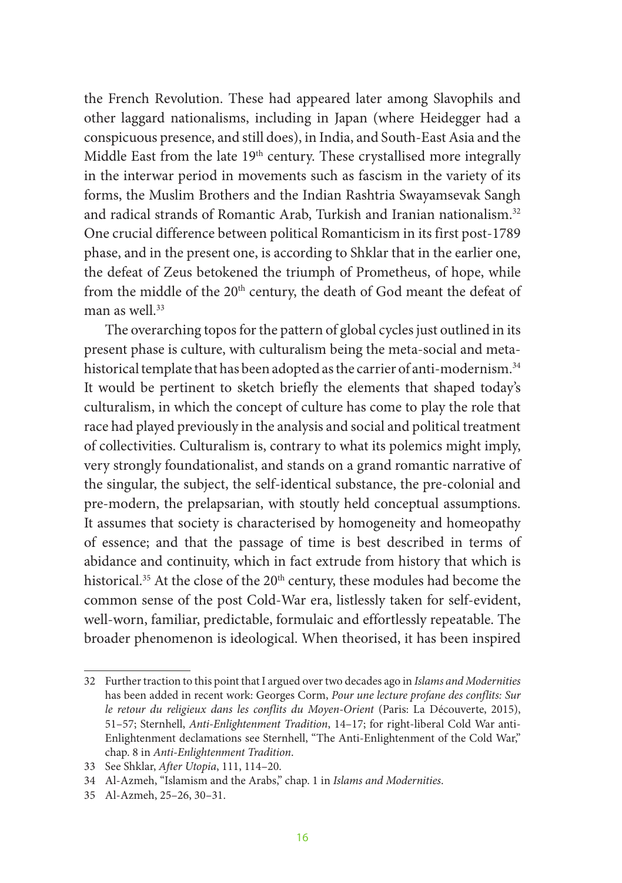the French Revolution. These had appeared later among Slavophils and other laggard nationalisms, including in Japan (where Heidegger had a conspicuous presence, and still does), in India, and South-East Asia and the Middle East from the late 19th century. These crystallised more integrally in the interwar period in movements such as fascism in the variety of its forms, the Muslim Brothers and the Indian Rashtria Swayamsevak Sangh and radical strands of Romantic Arab, Turkish and Iranian nationalism.[32] One crucial difference between political Romanticism in its first post-1789 phase, and in the present one, is according to Shklar that in the earlier one, the defeat of Zeus betokened the triumph of Prometheus, of hope, while from the middle of the 20th century, the death of God meant the defeat of man as well.[33]

The overarching topos for the pattern of global cycles just outlined in its present phase is culture, with culturalism being the meta-social and meta-historical template that has been adopted as the carrier of anti-modernism.[34] It would be pertinent to sketch briefly the elements that shaped today's culturalism, in which the concept of culture has come to play the role that race had played previously in the analysis and social and political treatment of collectivities. Culturalism is, contrary to what its polemics might imply, very strongly foundationalist, and stands on a grand romantic narrative of the singular, the subject, the self-identical substance, the pre-colonial and pre-modern, the prelapsarian, with stoutly held conceptual assumptions. It assumes that society is characterised by homogeneity and homeopathy of essence; and that the passage of time is best described in terms of abidance and continuity, which in fact extrude from history that which is historical.[35] At the close of the 20th century, these modules had become the common sense of the post Cold-War era, listlessly taken for self-evident, well-worn, familiar, predictable, formulaic and effortlessly repeatable. The broader phenomenon is ideological. When theorised, it has been inspired

---

32 Further traction to this point that I argued over two decades ago in *Islams and Modernities* has been added in recent work: Georges Corm, *Pour une lecture profane des conflits: Sur le retour du religieux dans les conflits du Moyen-Orient* (Paris: La Découverte, 2015), 51–57; Sternhell, *Anti-Enlightenment Tradition*, 14–17; for right-liberal Cold War anti-Enlightenment declamations see Sternhell, "The Anti-Enlightenment of the Cold War," chap. 8 in *Anti-Enlightenment Tradition*.

33 See Shklar, *After Utopia*, 111, 114–20.

34 Al-Azmeh, "Islamism and the Arabs," chap. 1 in *Islams and Modernities*.

35 Al-Azmeh, 25–26, 30–31.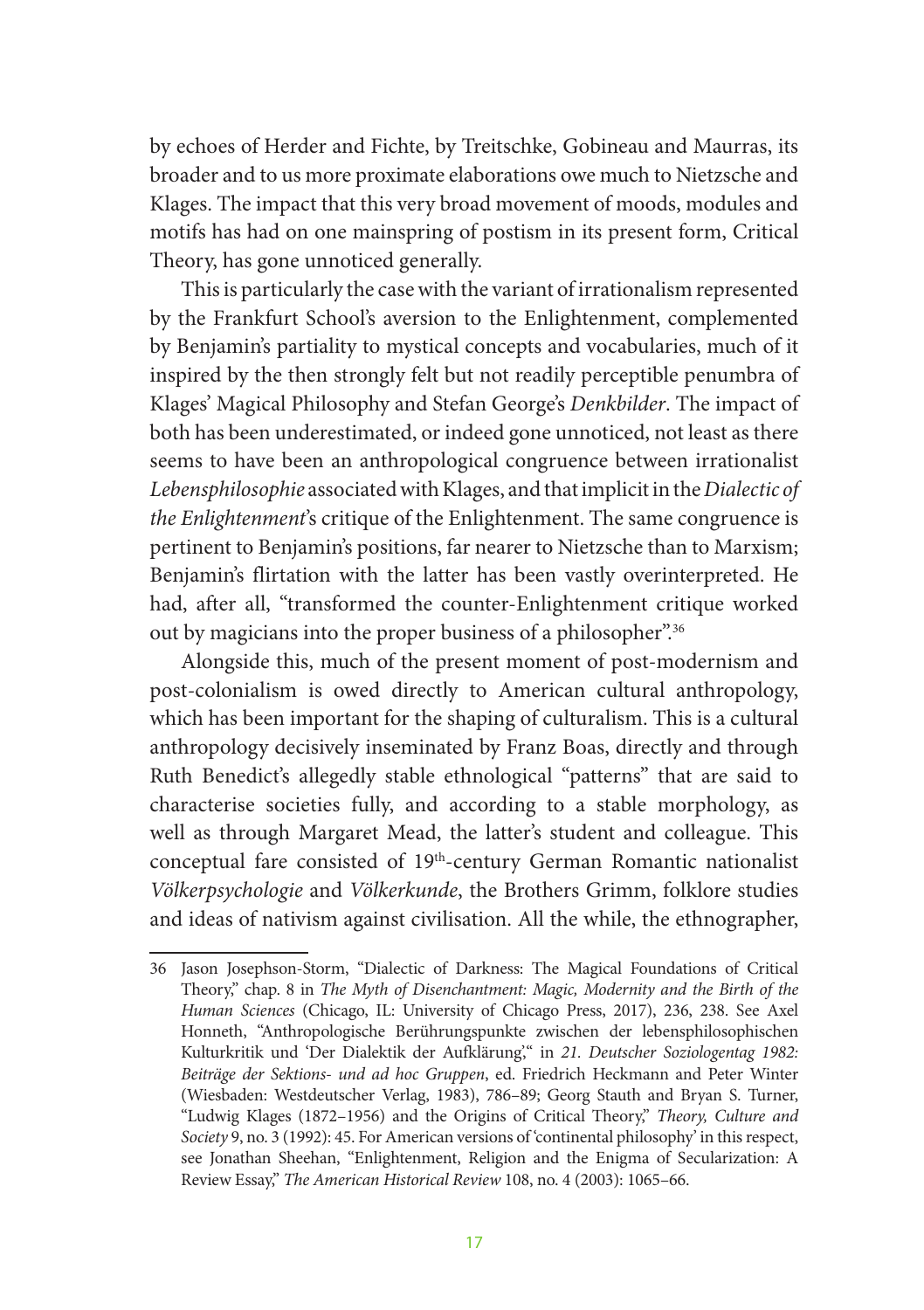by echoes of Herder and Fichte, by Treitschke, Gobineau and Maurras, its broader and to us more proximate elaborations owe much to Nietzsche and Klages. The impact that this very broad movement of moods, modules and motifs has had on one mainspring of postism in its present form, Critical Theory, has gone unnoticed generally.

This is particularly the case with the variant of irrationalism represented by the Frankfurt School's aversion to the Enlightenment, complemented by Benjamin's partiality to mystical concepts and vocabularies, much of it inspired by the then strongly felt but not readily perceptible penumbra of Klages' Magical Philosophy and Stefan George's *Denkbilder*. The impact of both has been underestimated, or indeed gone unnoticed, not least as there seems to have been an anthropological congruence between irrationalist *Lebensphilosophie* associated with Klages, and that implicit in the *Dialectic of the Enlightenment*'s critique of the Enlightenment. The same congruence is pertinent to Benjamin's positions, far nearer to Nietzsche than to Marxism; Benjamin's flirtation with the latter has been vastly overinterpreted. He had, after all, "transformed the counter-Enlightenment critique worked out by magicians into the proper business of a philosopher".[36]

Alongside this, much of the present moment of post-modernism and post-colonialism is owed directly to American cultural anthropology, which has been important for the shaping of culturalism. This is a cultural anthropology decisively inseminated by Franz Boas, directly and through Ruth Benedict's allegedly stable ethnological "patterns" that are said to characterise societies fully, and according to a stable morphology, as well as through Margaret Mead, the latter's student and colleague. This conceptual fare consisted of 19th-century German Romantic nationalist *Völkerpsychologie* and *Völkerkunde*, the Brothers Grimm, folklore studies and ideas of nativism against civilisation. All the while, the ethnographer,

---

36 Jason Josephson-Storm, "Dialectic of Darkness: The Magical Foundations of Critical Theory," chap. 8 in *The Myth of Disenchantment: Magic, Modernity and the Birth of the Human Sciences* (Chicago, IL: University of Chicago Press, 2017), 236, 238. See Axel Honneth, "Anthropologische Berührungspunkte zwischen der lebensphilosophischen Kulturkritik und 'Der Dialektik der Aufklärung'," in *21. Deutscher Soziologentag 1982: Beiträge der Sektions- und ad hoc Gruppen*, ed. Friedrich Heckmann and Peter Winter (Wiesbaden: Westdeutscher Verlag, 1983), 786–89; Georg Stauth and Bryan S. Turner, "Ludwig Klages (1872–1956) and the Origins of Critical Theory," *Theory, Culture and Society* 9, no. 3 (1992): 45. For American versions of 'continental philosophy' in this respect, see Jonathan Sheehan, "Enlightenment, Religion and the Enigma of Secularization: A Review Essay," *The American Historical Review* 108, no. 4 (2003): 1065–66.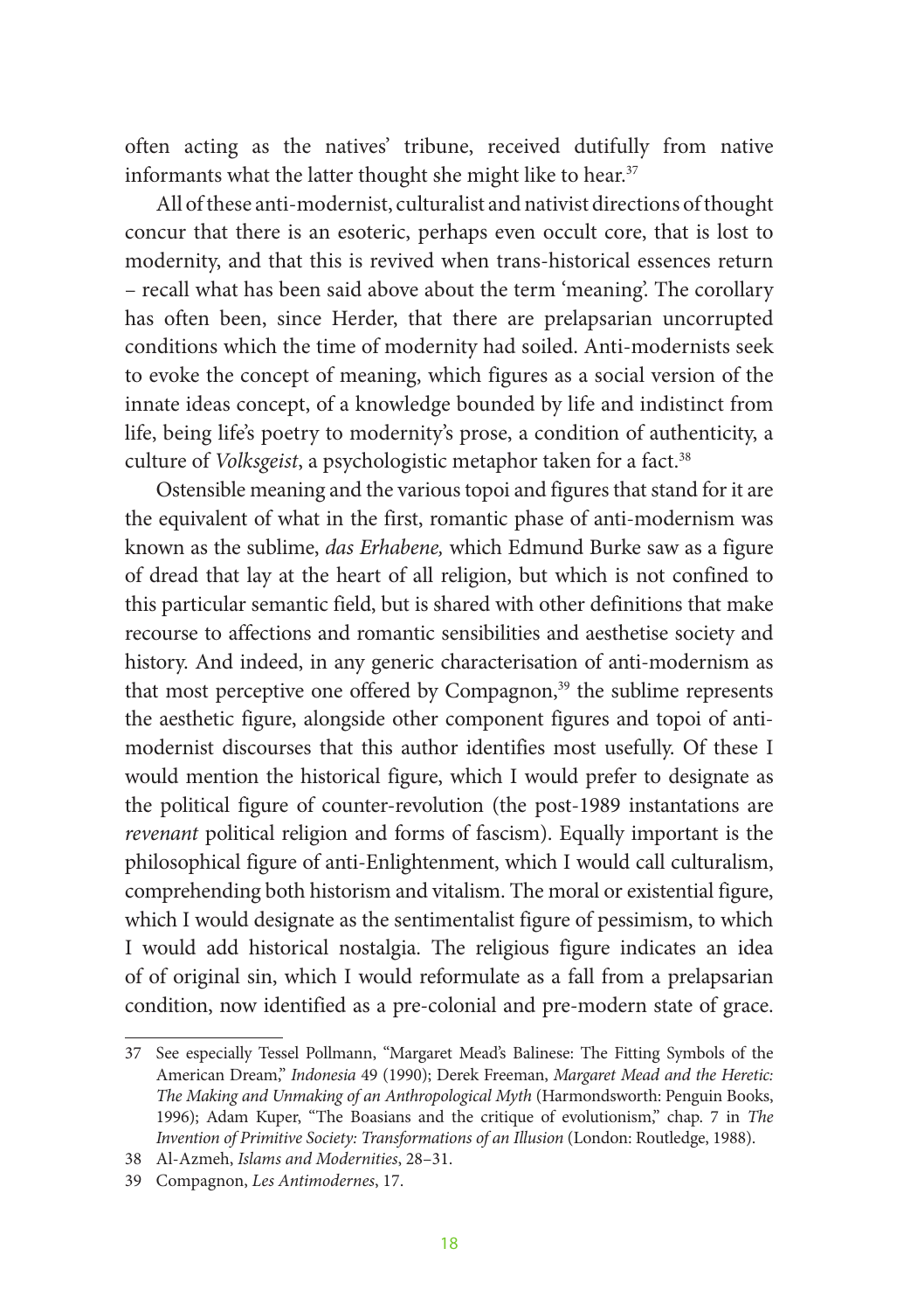often acting as the natives' tribune, received dutifully from native informants what the latter thought she might like to hear.[37]

All of these anti-modernist, culturalist and nativist directions of thought concur that there is an esoteric, perhaps even occult core, that is lost to modernity, and that this is revived when trans-historical essences return – recall what has been said above about the term 'meaning'. The corollary has often been, since Herder, that there are prelapsarian uncorrupted conditions which the time of modernity had soiled. Anti-modernists seek to evoke the concept of meaning, which figures as a social version of the innate ideas concept, of a knowledge bounded by life and indistinct from life, being life's poetry to modernity's prose, a condition of authenticity, a culture of *Volksgeist*, a psychologistic metaphor taken for a fact.[38]

Ostensible meaning and the various topoi and figures that stand for it are the equivalent of what in the first, romantic phase of anti-modernism was known as the sublime, *das Erhabene,* which Edmund Burke saw as a figure of dread that lay at the heart of all religion, but which is not confined to this particular semantic field, but is shared with other definitions that make recourse to affections and romantic sensibilities and aesthetise society and history. And indeed, in any generic characterisation of anti-modernism as that most perceptive one offered by Compagnon,[39] the sublime represents the aesthetic figure, alongside other component figures and topoi of anti-modernist discourses that this author identifies most usefully. Of these I would mention the historical figure, which I would prefer to designate as the political figure of counter-revolution (the post-1989 instantations are *revenant* political religion and forms of fascism). Equally important is the philosophical figure of anti-Enlightenment, which I would call culturalism, comprehending both historism and vitalism. The moral or existential figure, which I would designate as the sentimentalist figure of pessimism, to which I would add historical nostalgia. The religious figure indicates an idea of of original sin, which I would reformulate as a fall from a prelapsarian condition, now identified as a pre-colonial and pre-modern state of grace.

---

37 See especially Tessel Pollmann, "Margaret Mead's Balinese: The Fitting Symbols of the American Dream," *Indonesia* 49 (1990); Derek Freeman, *Margaret Mead and the Heretic: The Making and Unmaking of an Anthropological Myth* (Harmondsworth: Penguin Books, 1996); Adam Kuper, "The Boasians and the critique of evolutionism," chap. 7 in *The Invention of Primitive Society: Transformations of an Illusion* (London: Routledge, 1988).

38 Al-Azmeh, *Islams and Modernities*, 28–31.

39 Compagnon, *Les Antimodernes*, 17.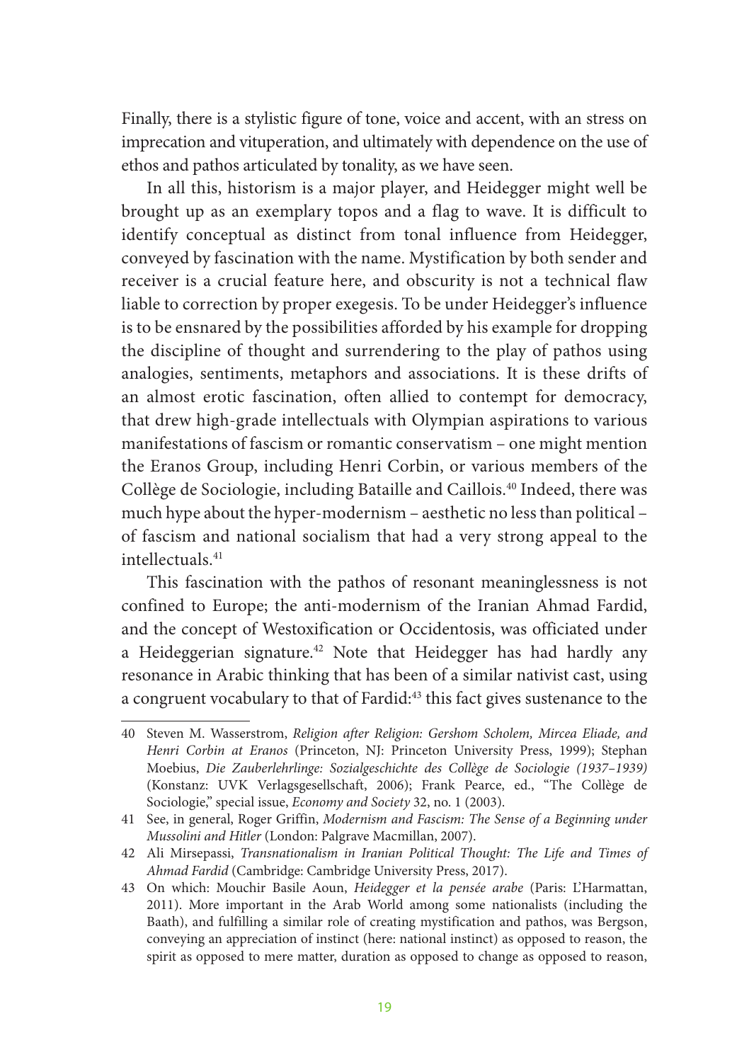Finally, there is a stylistic figure of tone, voice and accent, with an stress on imprecation and vituperation, and ultimately with dependence on the use of ethos and pathos articulated by tonality, as we have seen.

In all this, historism is a major player, and Heidegger might well be brought up as an exemplary topos and a flag to wave. It is difficult to identify conceptual as distinct from tonal influence from Heidegger, conveyed by fascination with the name. Mystification by both sender and receiver is a crucial feature here, and obscurity is not a technical flaw liable to correction by proper exegesis. To be under Heidegger's influence is to be ensnared by the possibilities afforded by his example for dropping the discipline of thought and surrendering to the play of pathos using analogies, sentiments, metaphors and associations. It is these drifts of an almost erotic fascination, often allied to contempt for democracy, that drew high-grade intellectuals with Olympian aspirations to various manifestations of fascism or romantic conservatism – one might mention the Eranos Group, including Henri Corbin, or various members of the Collège de Sociologie, including Bataille and Caillois.[40] Indeed, there was much hype about the hyper-modernism – aesthetic no less than political – of fascism and national socialism that had a very strong appeal to the intellectuals.[41]

This fascination with the pathos of resonant meaninglessness is not confined to Europe; the anti-modernism of the Iranian Ahmad Fardid, and the concept of Westoxification or Occidentosis, was officiated under a Heideggerian signature.[42] Note that Heidegger has had hardly any resonance in Arabic thinking that has been of a similar nativist cast, using a congruent vocabulary to that of Fardid:[43] this fact gives sustenance to the

---

40 Steven M. Wasserstrom, *Religion after Religion: Gershom Scholem, Mircea Eliade, and Henri Corbin at Eranos* (Princeton, NJ: Princeton University Press, 1999); Stephan Moebius, *Die Zauberlehrlinge: Sozialgeschichte des Collège de Sociologie (1937–1939)* (Konstanz: UVK Verlagsgesellschaft, 2006); Frank Pearce, ed., "The Collège de Sociologie," special issue, *Economy and Society* 32, no. 1 (2003).

41 See, in general, Roger Griffin, *Modernism and Fascism: The Sense of a Beginning under Mussolini and Hitler* (London: Palgrave Macmillan, 2007).

42 Ali Mirsepassi, *Transnationalism in Iranian Political Thought: The Life and Times of Ahmad Fardid* (Cambridge: Cambridge University Press, 2017).

43 On which: Mouchir Basile Aoun, *Heidegger et la pensée arabe* (Paris: L'Harmattan, 2011). More important in the Arab World among some nationalists (including the Baath), and fulfilling a similar role of creating mystification and pathos, was Bergson, conveying an appreciation of instinct (here: national instinct) as opposed to reason, the spirit as opposed to mere matter, duration as opposed to change as opposed to reason,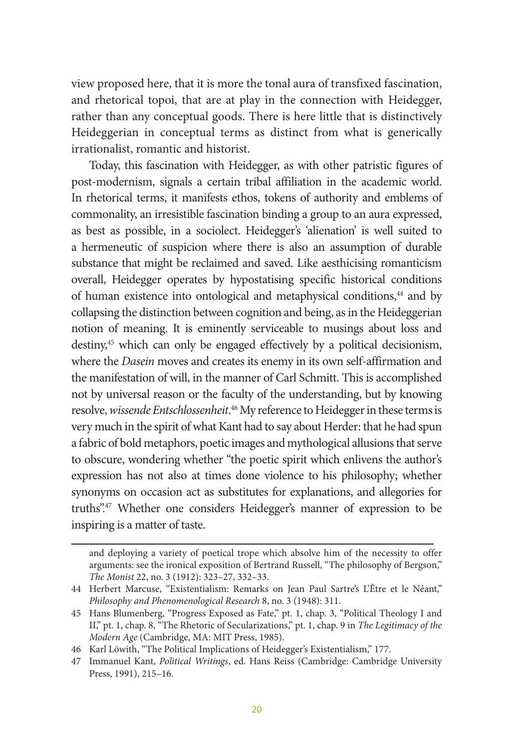view proposed here, that it is more the tonal aura of transfixed fascination, and rhetorical topoi, that are at play in the connection with Heidegger, rather than any conceptual goods. There is here little that is distinctively Heideggerian in conceptual terms as distinct from what is generically irrationalist, romantic and historist.

Today, this fascination with Heidegger, as with other patristic figures of post-modernism, signals a certain tribal affiliation in the academic world. In rhetorical terms, it manifests ethos, tokens of authority and emblems of commonality, an irresistible fascination binding a group to an aura expressed, as best as possible, in a sociolect. Heidegger's 'alienation' is well suited to a hermeneutic of suspicion where there is also an assumption of durable substance that might be reclaimed and saved. Like aesthicising romanticism overall, Heidegger operates by hypostatising specific historical conditions of human existence into ontological and metaphysical conditions,[44] and by collapsing the distinction between cognition and being, as in the Heideggerian notion of meaning. It is eminently serviceable to musings about loss and destiny,[45] which can only be engaged effectively by a political decisionism, where the *Dasein* moves and creates its enemy in its own self-affirmation and the manifestation of will, in the manner of Carl Schmitt. This is accomplished not by universal reason or the faculty of the understanding, but by knowing resolve, *wissende Entschlossenheit*.[46] My reference to Heidegger in these terms is very much in the spirit of what Kant had to say about Herder: that he had spun a fabric of bold metaphors, poetic images and mythological allusions that serve to obscure, wondering whether "the poetic spirit which enlivens the author's expression has not also at times done violence to his philosophy; whether synonyms on occasion act as substitutes for explanations, and allegories for truths".[47] Whether one considers Heidegger's manner of expression to be inspiring is a matter of taste.

---

and deploying a variety of poetical trope which absolve him of the necessity to offer arguments: see the ironical exposition of Bertrand Russell, "The philosophy of Bergson," *The Monist* 22, no. 3 (1912): 323–27, 332–33.

44 Herbert Marcuse, "Existentialism: Remarks on Jean Paul Sartre's L'Être et le Néant," *Philosophy and Phenomenological Research* 8, no. 3 (1948): 311.

45 Hans Blumenberg, "Progress Exposed as Fate," pt. 1, chap. 3, "Political Theology I and II," pt. 1, chap. 8, "The Rhetoric of Secularizations," pt. 1, chap. 9 in *The Legitimacy of the Modern Age* (Cambridge, MA: MIT Press, 1985).

46 Karl Löwith, "The Political Implications of Heidegger's Existentialism," 177.

47 Immanuel Kant, *Political Writings*, ed. Hans Reiss (Cambridge: Cambridge University Press, 1991), 215–16.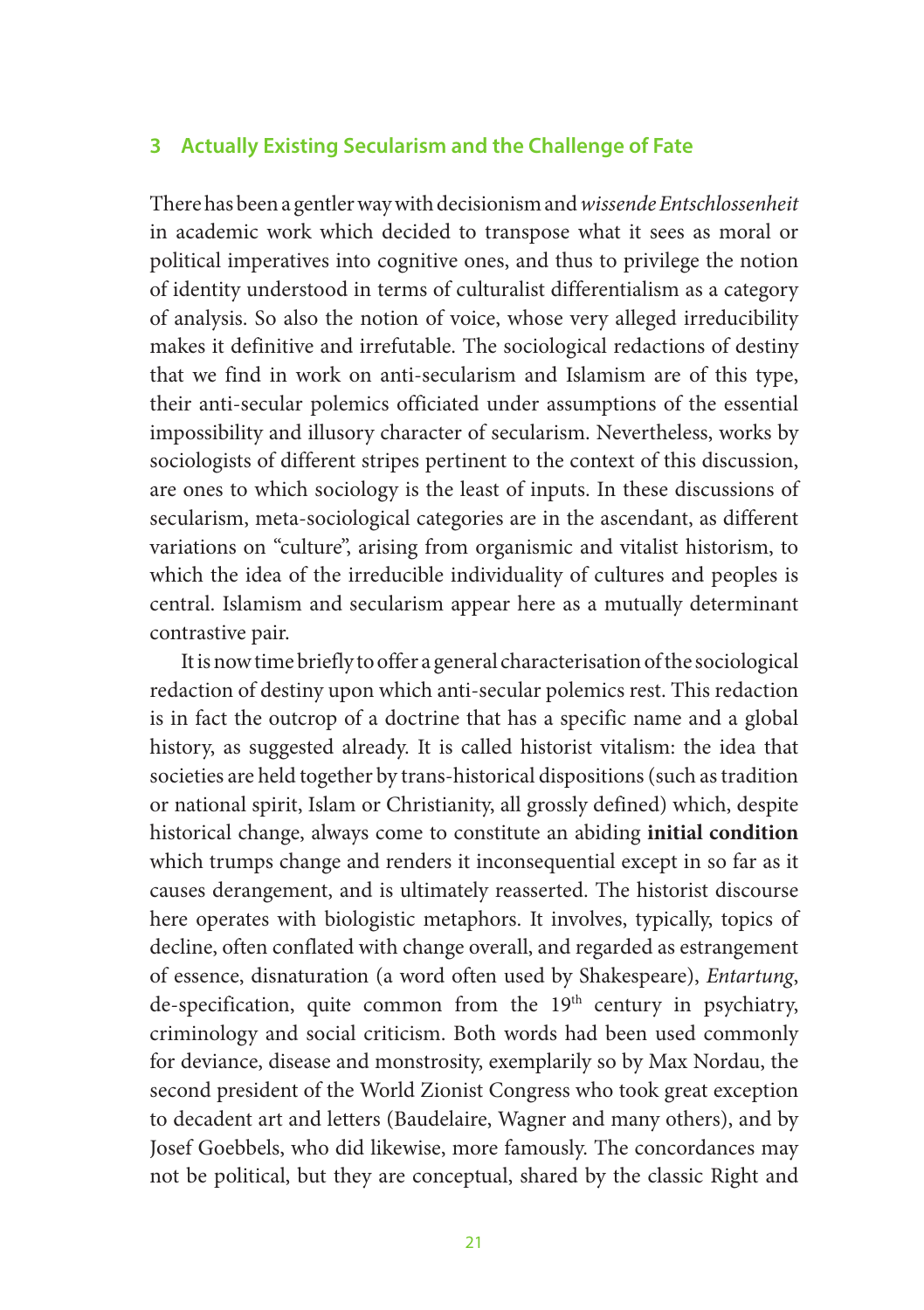## 3 Actually Existing Secularism and the Challenge of Fate

There has been a gentler way with decisionism and *wissende Entschlossenheit* in academic work which decided to transpose what it sees as moral or political imperatives into cognitive ones, and thus to privilege the notion of identity understood in terms of culturalist differentialism as a category of analysis. So also the notion of voice, whose very alleged irreducibility makes it definitive and irrefutable. The sociological redactions of destiny that we find in work on anti-secularism and Islamism are of this type, their anti-secular polemics officiated under assumptions of the essential impossibility and illusory character of secularism. Nevertheless, works by sociologists of different stripes pertinent to the context of this discussion, are ones to which sociology is the least of inputs. In these discussions of secularism, meta-sociological categories are in the ascendant, as different variations on "culture", arising from organismic and vitalist historism, to which the idea of the irreducible individuality of cultures and peoples is central. Islamism and secularism appear here as a mutually determinant contrastive pair.

It is now time briefly to offer a general characterisation of the sociological redaction of destiny upon which anti-secular polemics rest. This redaction is in fact the outcrop of a doctrine that has a specific name and a global history, as suggested already. It is called historist vitalism: the idea that societies are held together by trans-historical dispositions (such as tradition or national spirit, Islam or Christianity, all grossly defined) which, despite historical change, always come to constitute an abiding **initial condition** which trumps change and renders it inconsequential except in so far as it causes derangement, and is ultimately reasserted. The historist discourse here operates with biologistic metaphors. It involves, typically, topics of decline, often conflated with change overall, and regarded as estrangement of essence, disnaturation (a word often used by Shakespeare), *Entartung*, de-specification, quite common from the 19th century in psychiatry, criminology and social criticism. Both words had been used commonly for deviance, disease and monstrosity, exemplarily so by Max Nordau, the second president of the World Zionist Congress who took great exception to decadent art and letters (Baudelaire, Wagner and many others), and by Josef Goebbels, who did likewise, more famously. The concordances may not be political, but they are conceptual, shared by the classic Right and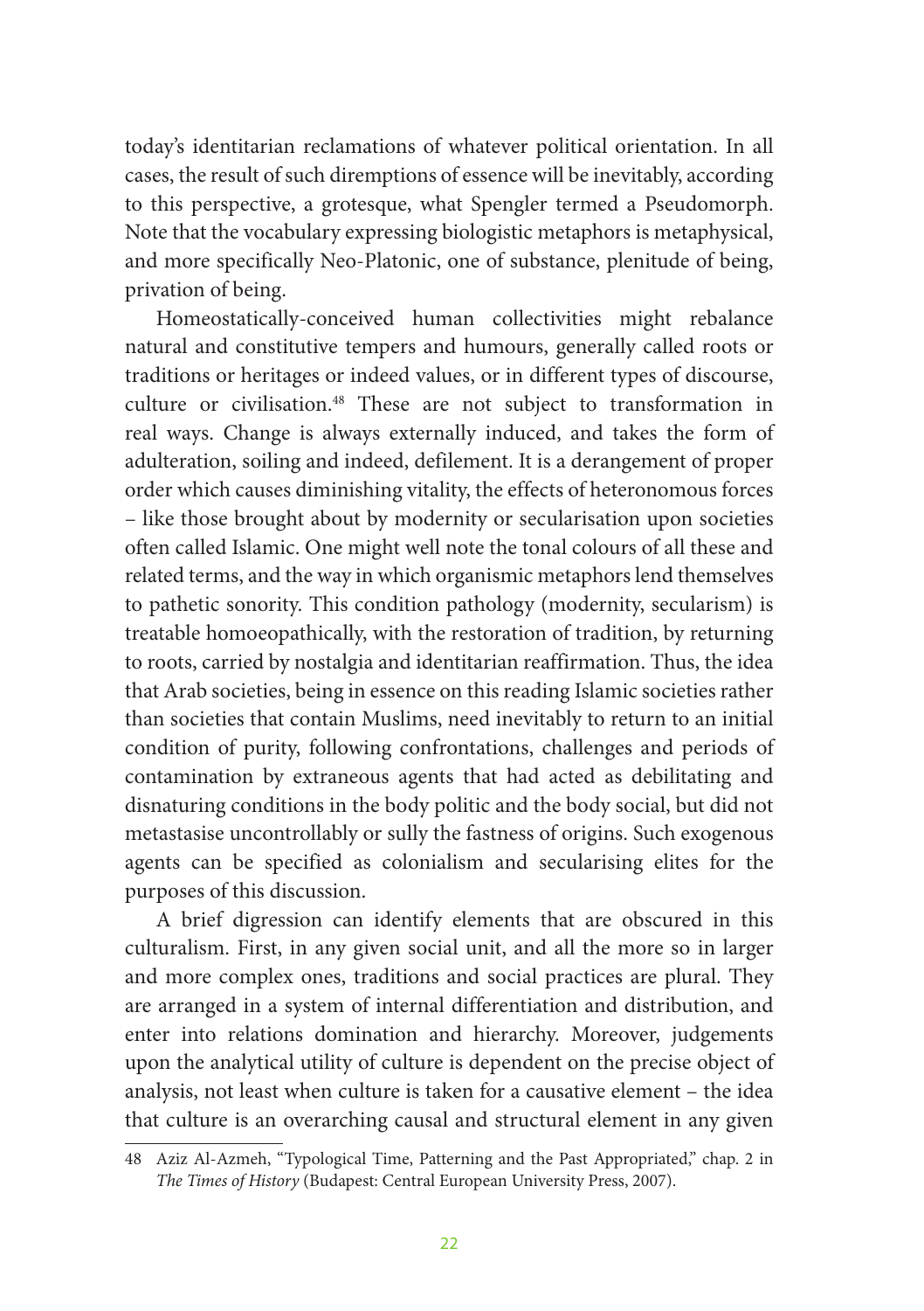today's identitarian reclamations of whatever political orientation. In all cases, the result of such diremptions of essence will be inevitably, according to this perspective, a grotesque, what Spengler termed a Pseudomorph. Note that the vocabulary expressing biologistic metaphors is metaphysical, and more specifically Neo-Platonic, one of substance, plenitude of being, privation of being.

Homeostatically-conceived human collectivities might rebalance natural and constitutive tempers and humours, generally called roots or traditions or heritages or indeed values, or in different types of discourse, culture or civilisation.[48] These are not subject to transformation in real ways. Change is always externally induced, and takes the form of adulteration, soiling and indeed, defilement. It is a derangement of proper order which causes diminishing vitality, the effects of heteronomous forces – like those brought about by modernity or secularisation upon societies often called Islamic. One might well note the tonal colours of all these and related terms, and the way in which organismic metaphors lend themselves to pathetic sonority. This condition pathology (modernity, secularism) is treatable homoeopathically, with the restoration of tradition, by returning to roots, carried by nostalgia and identitarian reaffirmation. Thus, the idea that Arab societies, being in essence on this reading Islamic societies rather than societies that contain Muslims, need inevitably to return to an initial condition of purity, following confrontations, challenges and periods of contamination by extraneous agents that had acted as debilitating and disnaturing conditions in the body politic and the body social, but did not metastasise uncontrollably or sully the fastness of origins. Such exogenous agents can be specified as colonialism and secularising elites for the purposes of this discussion.

A brief digression can identify elements that are obscured in this culturalism. First, in any given social unit, and all the more so in larger and more complex ones, traditions and social practices are plural. They are arranged in a system of internal differentiation and distribution, and enter into relations domination and hierarchy. Moreover, judgements upon the analytical utility of culture is dependent on the precise object of analysis, not least when culture is taken for a causative element – the idea that culture is an overarching causal and structural element in any given

48 Aziz Al-Azmeh, "Typological Time, Patterning and the Past Appropriated," chap. 2 in *The Times of History* (Budapest: Central European University Press, 2007).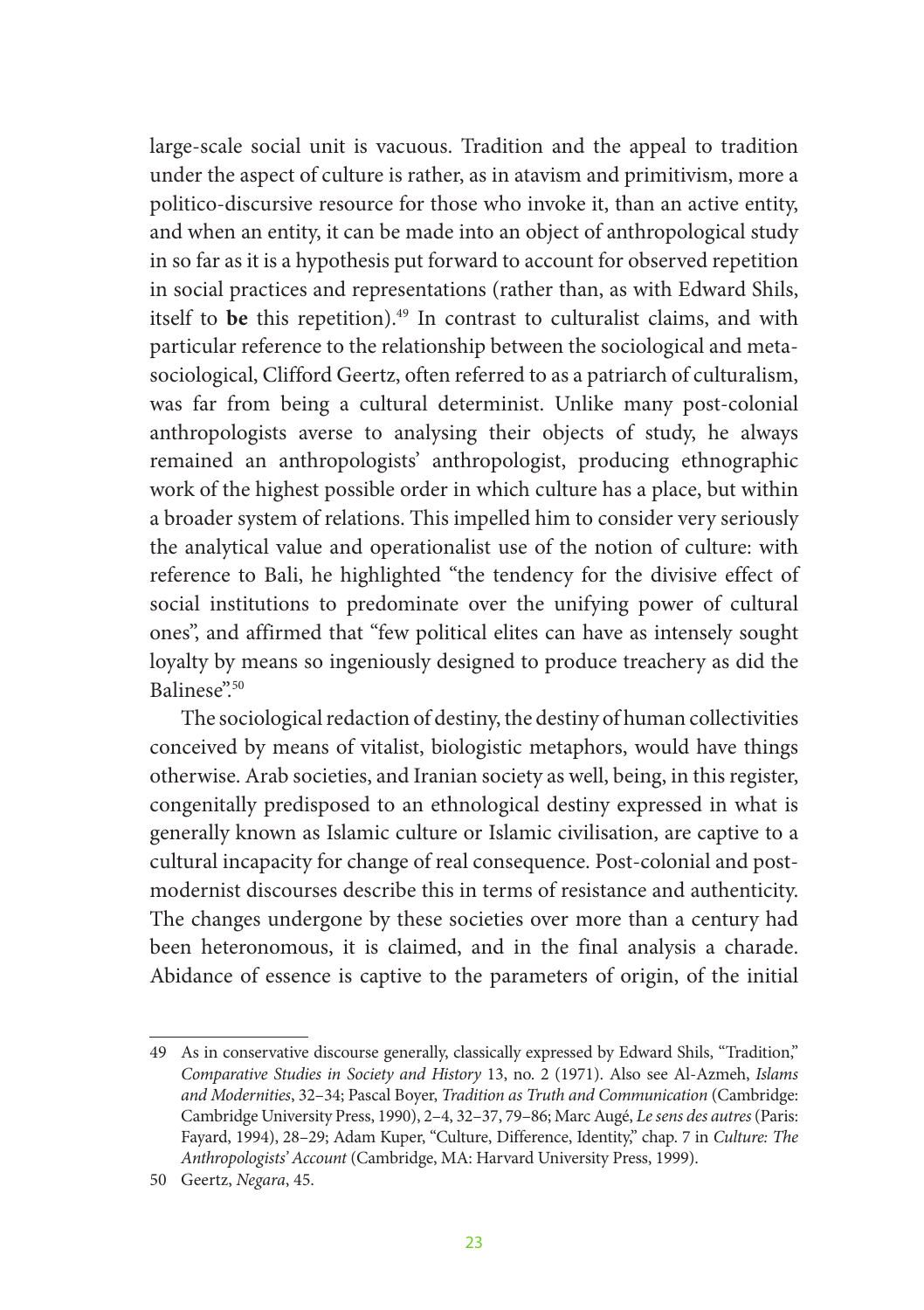large-scale social unit is vacuous. Tradition and the appeal to tradition under the aspect of culture is rather, as in atavism and primitivism, more a politico-discursive resource for those who invoke it, than an active entity, and when an entity, it can be made into an object of anthropological study in so far as it is a hypothesis put forward to account for observed repetition in social practices and representations (rather than, as with Edward Shils, itself to **be** this repetition).[49] In contrast to culturalist claims, and with particular reference to the relationship between the sociological and meta-sociological, Clifford Geertz, often referred to as a patriarch of culturalism, was far from being a cultural determinist. Unlike many post-colonial anthropologists averse to analysing their objects of study, he always remained an anthropologists' anthropologist, producing ethnographic work of the highest possible order in which culture has a place, but within a broader system of relations. This impelled him to consider very seriously the analytical value and operationalist use of the notion of culture: with reference to Bali, he highlighted "the tendency for the divisive effect of social institutions to predominate over the unifying power of cultural ones", and affirmed that "few political elites can have as intensely sought loyalty by means so ingeniously designed to produce treachery as did the Balinese".[50]

The sociological redaction of destiny, the destiny of human collectivities conceived by means of vitalist, biologistic metaphors, would have things otherwise. Arab societies, and Iranian society as well, being, in this register, congenitally predisposed to an ethnological destiny expressed in what is generally known as Islamic culture or Islamic civilisation, are captive to a cultural incapacity for change of real consequence. Post-colonial and post-modernist discourses describe this in terms of resistance and authenticity. The changes undergone by these societies over more than a century had been heteronomous, it is claimed, and in the final analysis a charade. Abidance of essence is captive to the parameters of origin, of the initial

49 As in conservative discourse generally, classically expressed by Edward Shils, "Tradition," *Comparative Studies in Society and History* 13, no. 2 (1971). Also see Al-Azmeh, *Islams and Modernities*, 32–34; Pascal Boyer, *Tradition as Truth and Communication* (Cambridge: Cambridge University Press, 1990), 2–4, 32–37, 79–86; Marc Augé, *Le sens des autres* (Paris: Fayard, 1994), 28–29; Adam Kuper, "Culture, Difference, Identity," chap. 7 in *Culture: The Anthropologists' Account* (Cambridge, MA: Harvard University Press, 1999).

50 Geertz, *Negara*, 45.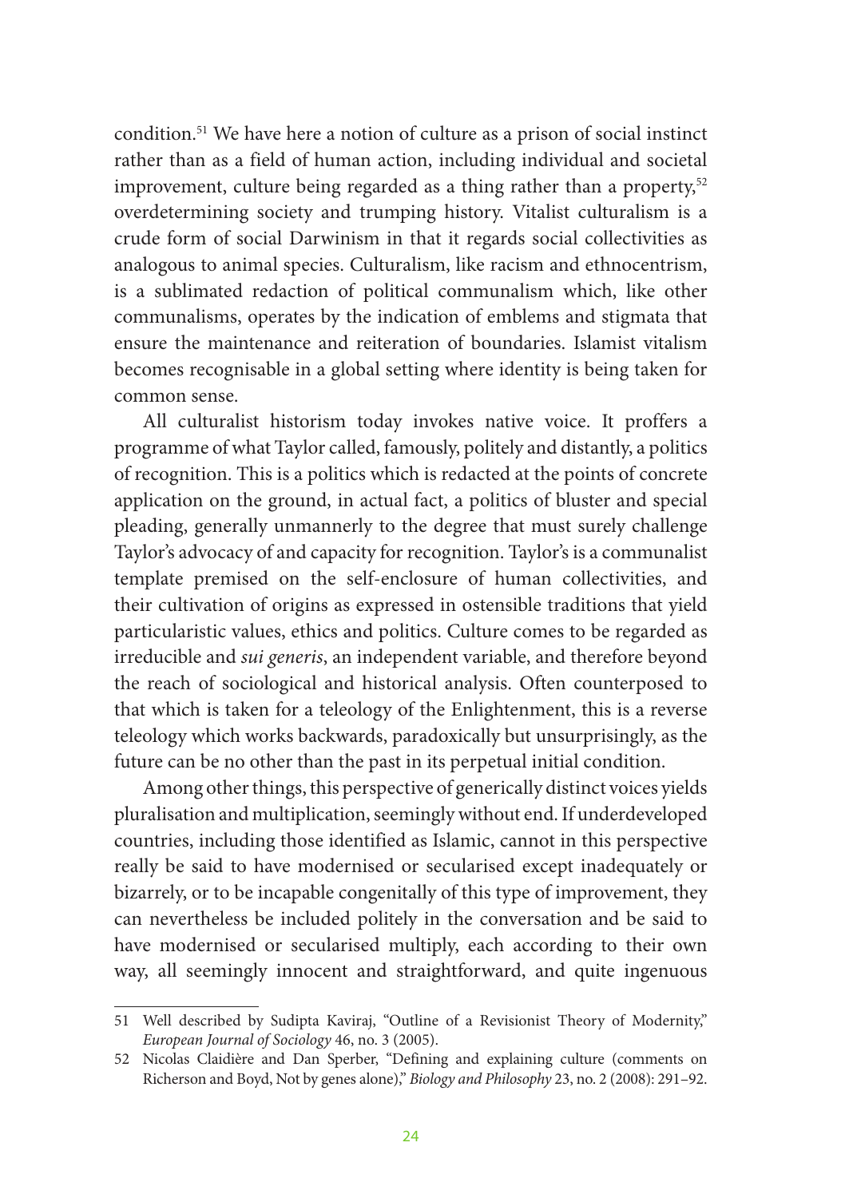condition.[51] We have here a notion of culture as a prison of social instinct rather than as a field of human action, including individual and societal improvement, culture being regarded as a thing rather than a property,[52] overdetermining society and trumping history. Vitalist culturalism is a crude form of social Darwinism in that it regards social collectivities as analogous to animal species. Culturalism, like racism and ethnocentrism, is a sublimated redaction of political communalism which, like other communalisms, operates by the indication of emblems and stigmata that ensure the maintenance and reiteration of boundaries. Islamist vitalism becomes recognisable in a global setting where identity is being taken for common sense.

All culturalist historism today invokes native voice. It proffers a programme of what Taylor called, famously, politely and distantly, a politics of recognition. This is a politics which is redacted at the points of concrete application on the ground, in actual fact, a politics of bluster and special pleading, generally unmannerly to the degree that must surely challenge Taylor's advocacy of and capacity for recognition. Taylor's is a communalist template premised on the self-enclosure of human collectivities, and their cultivation of origins as expressed in ostensible traditions that yield particularistic values, ethics and politics. Culture comes to be regarded as irreducible and *sui generis*, an independent variable, and therefore beyond the reach of sociological and historical analysis. Often counterposed to that which is taken for a teleology of the Enlightenment, this is a reverse teleology which works backwards, paradoxically but unsurprisingly, as the future can be no other than the past in its perpetual initial condition.

Among other things, this perspective of generically distinct voices yields pluralisation and multiplication, seemingly without end. If underdeveloped countries, including those identified as Islamic, cannot in this perspective really be said to have modernised or secularised except inadequately or bizarrely, or to be incapable congenitally of this type of improvement, they can nevertheless be included politely in the conversation and be said to have modernised or secularised multiply, each according to their own way, all seemingly innocent and straightforward, and quite ingenuous

---

51 Well described by Sudipta Kaviraj, "Outline of a Revisionist Theory of Modernity," *European Journal of Sociology* 46, no. 3 (2005).

52 Nicolas Claidière and Dan Sperber, "Defining and explaining culture (comments on Richerson and Boyd, Not by genes alone)," *Biology and Philosophy* 23, no. 2 (2008): 291–92.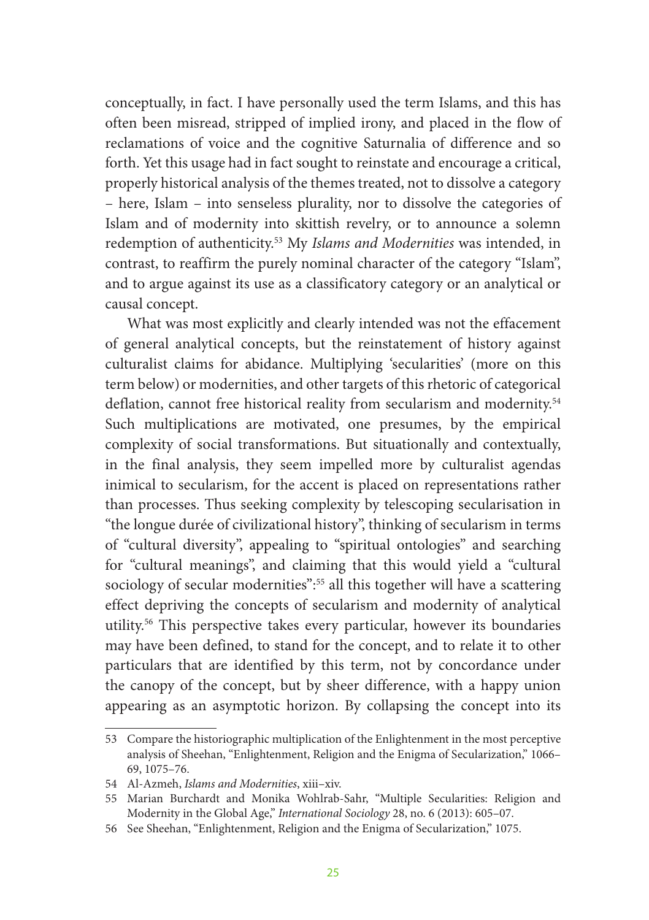conceptually, in fact. I have personally used the term Islams, and this has often been misread, stripped of implied irony, and placed in the flow of reclamations of voice and the cognitive Saturnalia of difference and so forth. Yet this usage had in fact sought to reinstate and encourage a critical, properly historical analysis of the themes treated, not to dissolve a category – here, Islam – into senseless plurality, nor to dissolve the categories of Islam and of modernity into skittish revelry, or to announce a solemn redemption of authenticity.[53] My *Islams and Modernities* was intended, in contrast, to reaffirm the purely nominal character of the category "Islam", and to argue against its use as a classificatory category or an analytical or causal concept.

What was most explicitly and clearly intended was not the effacement of general analytical concepts, but the reinstatement of history against culturalist claims for abidance. Multiplying 'secularities' (more on this term below) or modernities, and other targets of this rhetoric of categorical deflation, cannot free historical reality from secularism and modernity.[54] Such multiplications are motivated, one presumes, by the empirical complexity of social transformations. But situationally and contextually, in the final analysis, they seem impelled more by culturalist agendas inimical to secularism, for the accent is placed on representations rather than processes. Thus seeking complexity by telescoping secularisation in "the longue durée of civilizational history", thinking of secularism in terms of "cultural diversity", appealing to "spiritual ontologies" and searching for "cultural meanings", and claiming that this would yield a "cultural sociology of secular modernities":[55] all this together will have a scattering effect depriving the concepts of secularism and modernity of analytical utility.[56] This perspective takes every particular, however its boundaries may have been defined, to stand for the concept, and to relate it to other particulars that are identified by this term, not by concordance under the canopy of the concept, but by sheer difference, with a happy union appearing as an asymptotic horizon. By collapsing the concept into its

---

53 Compare the historiographic multiplication of the Enlightenment in the most perceptive analysis of Sheehan, "Enlightenment, Religion and the Enigma of Secularization," 1066–69, 1075–76.

54 Al-Azmeh, *Islams and Modernities*, xiii–xiv.

55 Marian Burchardt and Monika Wohlrab-Sahr, "Multiple Secularities: Religion and Modernity in the Global Age," *International Sociology* 28, no. 6 (2013): 605–07.

56 See Sheehan, "Enlightenment, Religion and the Enigma of Secularization," 1075.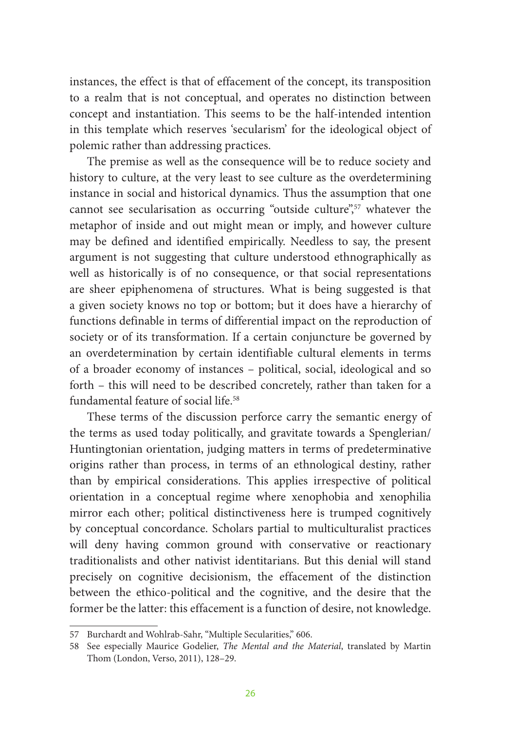instances, the effect is that of effacement of the concept, its transposition to a realm that is not conceptual, and operates no distinction between concept and instantiation. This seems to be the half-intended intention in this template which reserves 'secularism' for the ideological object of polemic rather than addressing practices.

The premise as well as the consequence will be to reduce society and history to culture, at the very least to see culture as the overdetermining instance in social and historical dynamics. Thus the assumption that one cannot see secularisation as occurring "outside culture",[57] whatever the metaphor of inside and out might mean or imply, and however culture may be defined and identified empirically. Needless to say, the present argument is not suggesting that culture understood ethnographically as well as historically is of no consequence, or that social representations are sheer epiphenomena of structures. What is being suggested is that a given society knows no top or bottom; but it does have a hierarchy of functions definable in terms of differential impact on the reproduction of society or of its transformation. If a certain conjuncture be governed by an overdetermination by certain identifiable cultural elements in terms of a broader economy of instances – political, social, ideological and so forth – this will need to be described concretely, rather than taken for a fundamental feature of social life.[58]

These terms of the discussion perforce carry the semantic energy of the terms as used today politically, and gravitate towards a Spenglerian/Huntingtonian orientation, judging matters in terms of predeterminative origins rather than process, in terms of an ethnological destiny, rather than by empirical considerations. This applies irrespective of political orientation in a conceptual regime where xenophobia and xenophilia mirror each other; political distinctiveness here is trumped cognitively by conceptual concordance. Scholars partial to multiculturalist practices will deny having common ground with conservative or reactionary traditionalists and other nativist identitarians. But this denial will stand precisely on cognitive decisionism, the effacement of the distinction between the ethico-political and the cognitive, and the desire that the former be the latter: this effacement is a function of desire, not knowledge.

---

57 Burchardt and Wohlrab-Sahr, "Multiple Secularities," 606.

58 See especially Maurice Godelier, *The Mental and the Material*, translated by Martin Thom (London, Verso, 2011), 128–29.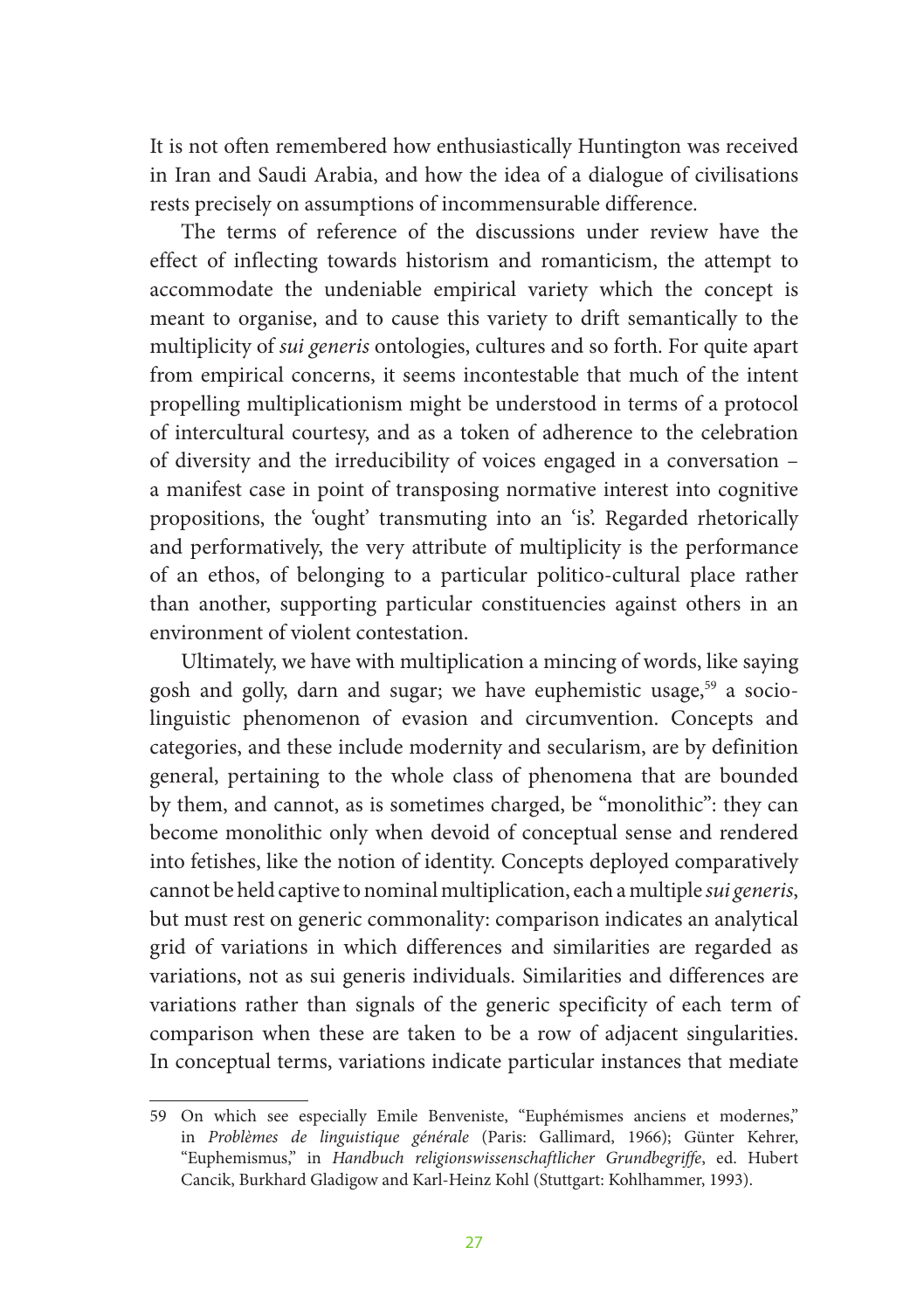It is not often remembered how enthusiastically Huntington was received in Iran and Saudi Arabia, and how the idea of a dialogue of civilisations rests precisely on assumptions of incommensurable difference.

The terms of reference of the discussions under review have the effect of inflecting towards historism and romanticism, the attempt to accommodate the undeniable empirical variety which the concept is meant to organise, and to cause this variety to drift semantically to the multiplicity of *sui generis* ontologies, cultures and so forth. For quite apart from empirical concerns, it seems incontestable that much of the intent propelling multiplicationism might be understood in terms of a protocol of intercultural courtesy, and as a token of adherence to the celebration of diversity and the irreducibility of voices engaged in a conversation – a manifest case in point of transposing normative interest into cognitive propositions, the 'ought' transmuting into an 'is'. Regarded rhetorically and performatively, the very attribute of multiplicity is the performance of an ethos, of belonging to a particular politico-cultural place rather than another, supporting particular constituencies against others in an environment of violent contestation.

Ultimately, we have with multiplication a mincing of words, like saying gosh and golly, darn and sugar; we have euphemistic usage,[59] a socio-linguistic phenomenon of evasion and circumvention. Concepts and categories, and these include modernity and secularism, are by definition general, pertaining to the whole class of phenomena that are bounded by them, and cannot, as is sometimes charged, be "monolithic": they can become monolithic only when devoid of conceptual sense and rendered into fetishes, like the notion of identity. Concepts deployed comparatively cannot be held captive to nominal multiplication, each a multiple *sui generis*, but must rest on generic commonality: comparison indicates an analytical grid of variations in which differences and similarities are regarded as variations, not as sui generis individuals. Similarities and differences are variations rather than signals of the generic specificity of each term of comparison when these are taken to be a row of adjacent singularities. In conceptual terms, variations indicate particular instances that mediate

---

59 On which see especially Emile Benveniste, "Euphémismes anciens et modernes," in *Problèmes de linguistique générale* (Paris: Gallimard, 1966); Günter Kehrer, "Euphemismus," in *Handbuch religionswissenschaftlicher Grundbegriffe*, ed. Hubert Cancik, Burkhard Gladigow and Karl-Heinz Kohl (Stuttgart: Kohlhammer, 1993).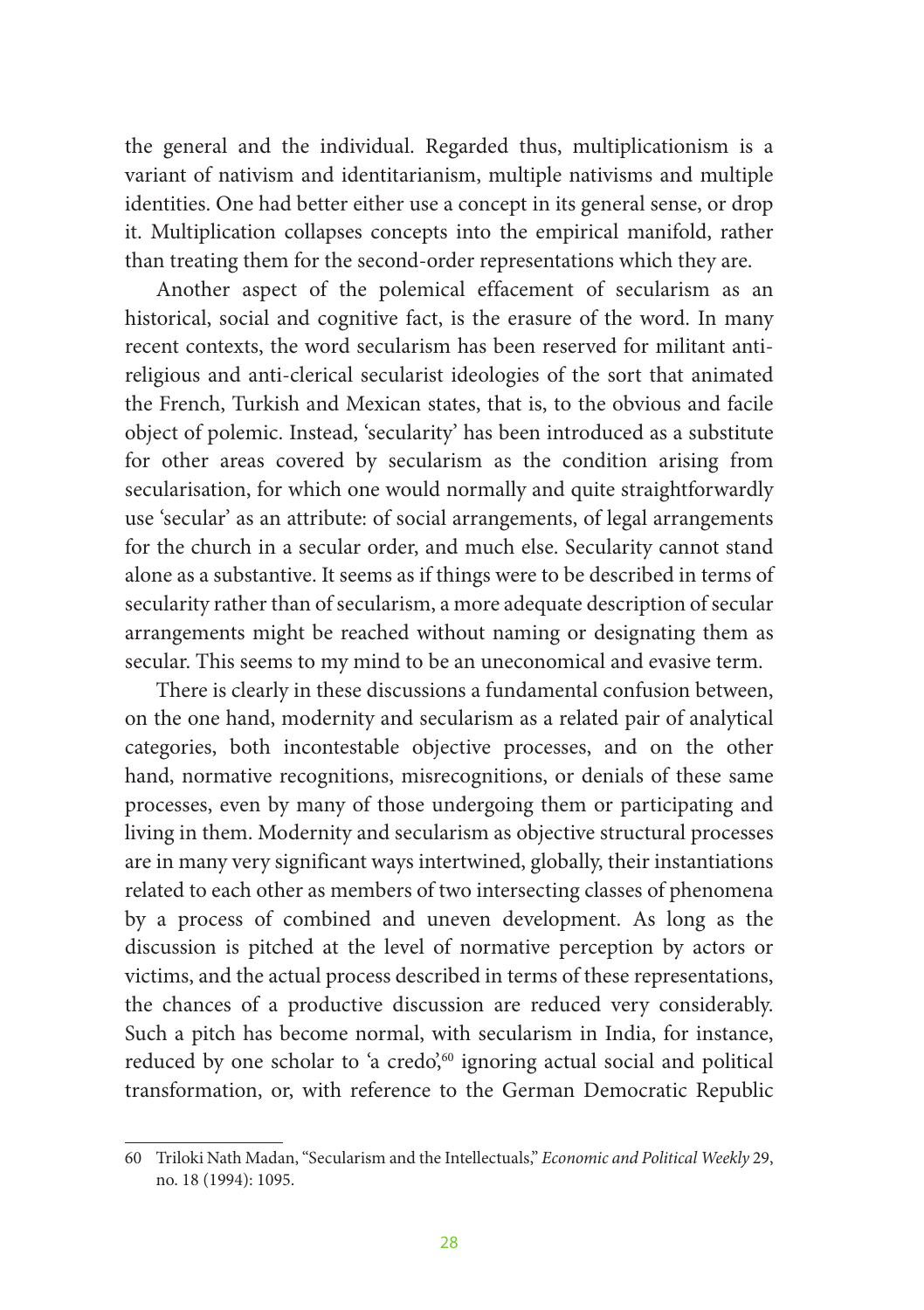the general and the individual. Regarded thus, multiplicationism is a variant of nativism and identitarianism, multiple nativisms and multiple identities. One had better either use a concept in its general sense, or drop it. Multiplication collapses concepts into the empirical manifold, rather than treating them for the second-order representations which they are.

Another aspect of the polemical effacement of secularism as an historical, social and cognitive fact, is the erasure of the word. In many recent contexts, the word secularism has been reserved for militant anti-religious and anti-clerical secularist ideologies of the sort that animated the French, Turkish and Mexican states, that is, to the obvious and facile object of polemic. Instead, 'secularity' has been introduced as a substitute for other areas covered by secularism as the condition arising from secularisation, for which one would normally and quite straightforwardly use 'secular' as an attribute: of social arrangements, of legal arrangements for the church in a secular order, and much else. Secularity cannot stand alone as a substantive. It seems as if things were to be described in terms of secularity rather than of secularism, a more adequate description of secular arrangements might be reached without naming or designating them as secular. This seems to my mind to be an uneconomical and evasive term.

There is clearly in these discussions a fundamental confusion between, on the one hand, modernity and secularism as a related pair of analytical categories, both incontestable objective processes, and on the other hand, normative recognitions, misrecognitions, or denials of these same processes, even by many of those undergoing them or participating and living in them. Modernity and secularism as objective structural processes are in many very significant ways intertwined, globally, their instantiations related to each other as members of two intersecting classes of phenomena by a process of combined and uneven development. As long as the discussion is pitched at the level of normative perception by actors or victims, and the actual process described in terms of these representations, the chances of a productive discussion are reduced very considerably. Such a pitch has become normal, with secularism in India, for instance, reduced by one scholar to 'a credo',[60] ignoring actual social and political transformation, or, with reference to the German Democratic Republic

60 Triloki Nath Madan, "Secularism and the Intellectuals," *Economic and Political Weekly* 29, no. 18 (1994): 1095.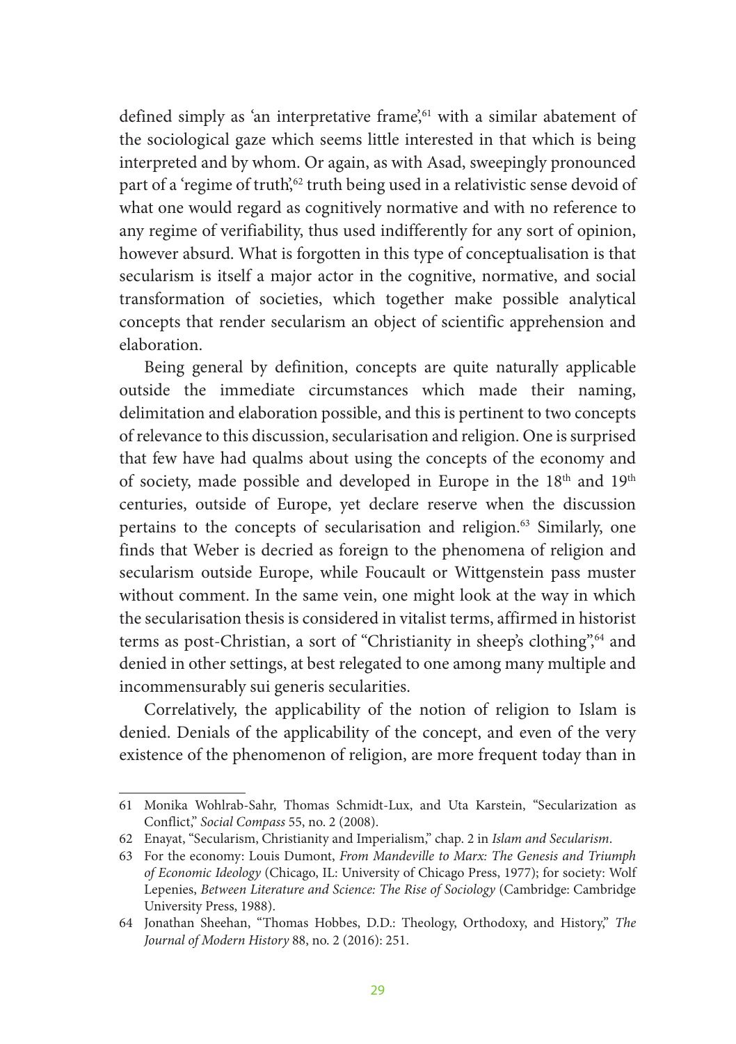defined simply as 'an interpretative frame',[61] with a similar abatement of the sociological gaze which seems little interested in that which is being interpreted and by whom. Or again, as with Asad, sweepingly pronounced part of a 'regime of truth',[62] truth being used in a relativistic sense devoid of what one would regard as cognitively normative and with no reference to any regime of verifiability, thus used indifferently for any sort of opinion, however absurd. What is forgotten in this type of conceptualisation is that secularism is itself a major actor in the cognitive, normative, and social transformation of societies, which together make possible analytical concepts that render secularism an object of scientific apprehension and elaboration.

Being general by definition, concepts are quite naturally applicable outside the immediate circumstances which made their naming, delimitation and elaboration possible, and this is pertinent to two concepts of relevance to this discussion, secularisation and religion. One is surprised that few have had qualms about using the concepts of the economy and of society, made possible and developed in Europe in the 18th and 19th centuries, outside of Europe, yet declare reserve when the discussion pertains to the concepts of secularisation and religion.[63] Similarly, one finds that Weber is decried as foreign to the phenomena of religion and secularism outside Europe, while Foucault or Wittgenstein pass muster without comment. In the same vein, one might look at the way in which the secularisation thesis is considered in vitalist terms, affirmed in historist terms as post-Christian, a sort of "Christianity in sheep's clothing",[64] and denied in other settings, at best relegated to one among many multiple and incommensurably sui generis secularities.

Correlatively, the applicability of the notion of religion to Islam is denied. Denials of the applicability of the concept, and even of the very existence of the phenomenon of religion, are more frequent today than in

---

61 Monika Wohlrab-Sahr, Thomas Schmidt-Lux, and Uta Karstein, "Secularization as Conflict," *Social Compass* 55, no. 2 (2008).

62 Enayat, "Secularism, Christianity and Imperialism," chap. 2 in *Islam and Secularism*.

63 For the economy: Louis Dumont, *From Mandeville to Marx: The Genesis and Triumph of Economic Ideology* (Chicago, IL: University of Chicago Press, 1977); for society: Wolf Lepenies, *Between Literature and Science: The Rise of Sociology* (Cambridge: Cambridge University Press, 1988).

64 Jonathan Sheehan, "Thomas Hobbes, D.D.: Theology, Orthodoxy, and History," *The Journal of Modern History* 88, no. 2 (2016): 251.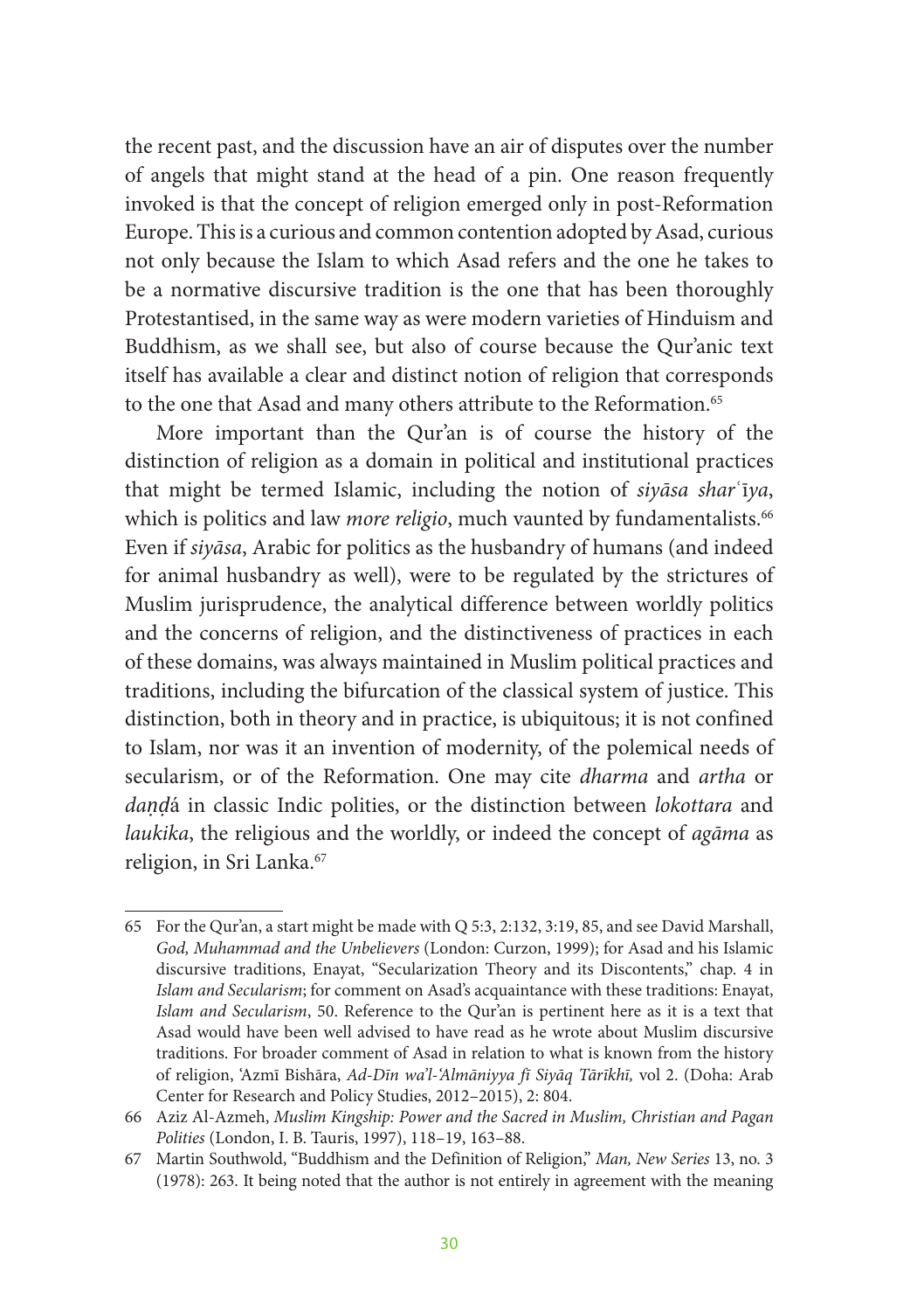the recent past, and the discussion have an air of disputes over the number of angels that might stand at the head of a pin. One reason frequently invoked is that the concept of religion emerged only in post-Reformation Europe. This is a curious and common contention adopted by Asad, curious not only because the Islam to which Asad refers and the one he takes to be a normative discursive tradition is the one that has been thoroughly Protestantised, in the same way as were modern varieties of Hinduism and Buddhism, as we shall see, but also of course because the Qur'anic text itself has available a clear and distinct notion of religion that corresponds to the one that Asad and many others attribute to the Reformation.[65]

More important than the Qur'an is of course the history of the distinction of religion as a domain in political and institutional practices that might be termed Islamic, including the notion of *siyāsa sharʿīya*, which is politics and law *more religio*, much vaunted by fundamentalists.[66] Even if *siyāsa*, Arabic for politics as the husbandry of humans (and indeed for animal husbandry as well), were to be regulated by the strictures of Muslim jurisprudence, the analytical difference between worldly politics and the concerns of religion, and the distinctiveness of practices in each of these domains, was always maintained in Muslim political practices and traditions, including the bifurcation of the classical system of justice. This distinction, both in theory and in practice, is ubiquitous; it is not confined to Islam, nor was it an invention of modernity, of the polemical needs of secularism, or of the Reformation. One may cite *dharma* and *artha* or *daṇḍá* in classic Indic polities, or the distinction between *lokottara* and *laukika*, the religious and the worldly, or indeed the concept of *agāma* as religion, in Sri Lanka.[67]

---

65 For the Qur'an, a start might be made with Q 5:3, 2:132, 3:19, 85, and see David Marshall, *God, Muhammad and the Unbelievers* (London: Curzon, 1999); for Asad and his Islamic discursive traditions, Enayat, "Secularization Theory and its Discontents," chap. 4 in *Islam and Secularism*; for comment on Asad's acquaintance with these traditions: Enayat, *Islam and Secularism*, 50. Reference to the Qur'an is pertinent here as it is a text that Asad would have been well advised to have read as he wrote about Muslim discursive traditions. For broader comment of Asad in relation to what is known from the history of religion, ʿAzmī Bishāra, *Ad-Dīn wa'l-ʿAlmāniyya fī Siyāq Tārīkhī,* vol 2. (Doha: Arab Center for Research and Policy Studies, 2012–2015), 2: 804.

66 Aziz Al-Azmeh, *Muslim Kingship: Power and the Sacred in Muslim, Christian and Pagan Polities* (London, I. B. Tauris, 1997), 118–19, 163–88.

67 Martin Southwold, "Buddhism and the Definition of Religion," *Man, New Series* 13, no. 3 (1978): 263. It being noted that the author is not entirely in agreement with the meaning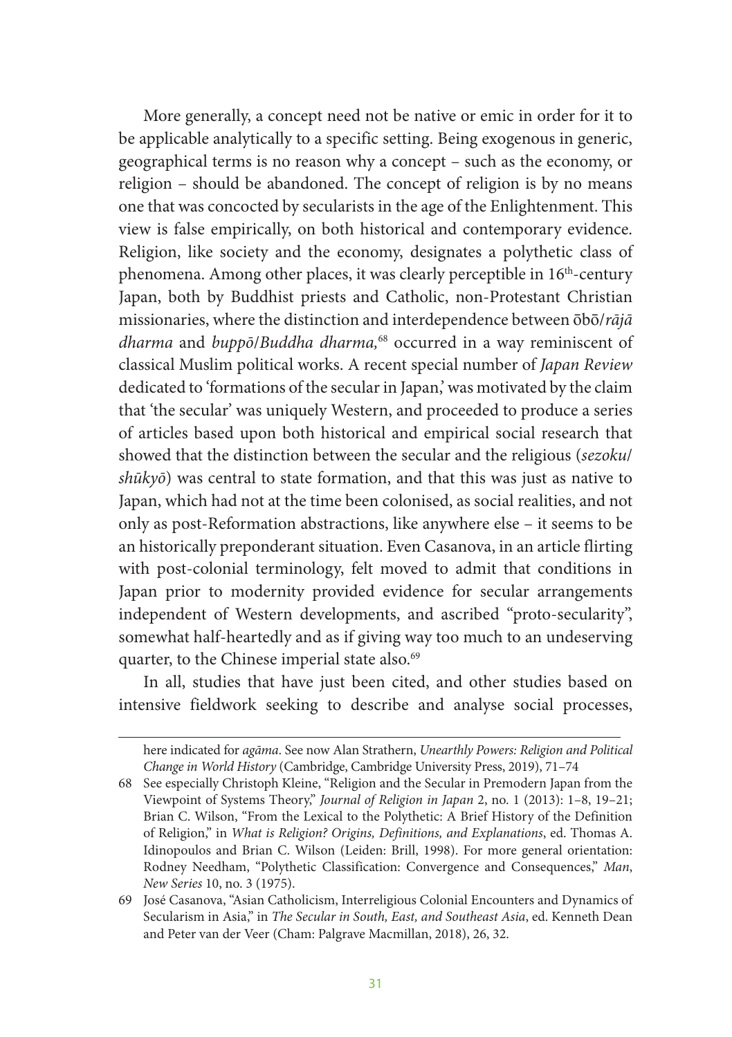More generally, a concept need not be native or emic in order for it to be applicable analytically to a specific setting. Being exogenous in generic, geographical terms is no reason why a concept – such as the economy, or religion – should be abandoned. The concept of religion is by no means one that was concocted by secularists in the age of the Enlightenment. This view is false empirically, on both historical and contemporary evidence. Religion, like society and the economy, designates a polythetic class of phenomena. Among other places, it was clearly perceptible in 16th-century Japan, both by Buddhist priests and Catholic, non-Protestant Christian missionaries, where the distinction and interdependence between ōbō/*rājā dharma* and *buppō*/*Buddha dharma,*[68] occurred in a way reminiscent of classical Muslim political works. A recent special number of *Japan Review* dedicated to 'formations of the secular in Japan,' was motivated by the claim that 'the secular' was uniquely Western, and proceeded to produce a series of articles based upon both historical and empirical social research that showed that the distinction between the secular and the religious (*sezoku*/*shūkyō*) was central to state formation, and that this was just as native to Japan, which had not at the time been colonised, as social realities, and not only as post-Reformation abstractions, like anywhere else – it seems to be an historically preponderant situation. Even Casanova, in an article flirting with post-colonial terminology, felt moved to admit that conditions in Japan prior to modernity provided evidence for secular arrangements independent of Western developments, and ascribed "proto-secularity", somewhat half-heartedly and as if giving way too much to an undeserving quarter, to the Chinese imperial state also.[69]

In all, studies that have just been cited, and other studies based on intensive fieldwork seeking to describe and analyse social processes,

here indicated for *agāma*. See now Alan Strathern, *Unearthly Powers: Religion and Political Change in World History* (Cambridge, Cambridge University Press, 2019), 71–74

68 See especially Christoph Kleine, "Religion and the Secular in Premodern Japan from the Viewpoint of Systems Theory," *Journal of Religion in Japan* 2, no. 1 (2013): 1–8, 19–21; Brian C. Wilson, "From the Lexical to the Polythetic: A Brief History of the Definition of Religion," in *What is Religion? Origins, Definitions, and Explanations*, ed. Thomas A. Idinopoulos and Brian C. Wilson (Leiden: Brill, 1998). For more general orientation: Rodney Needham, "Polythetic Classification: Convergence and Consequences," *Man*, *New Series* 10, no. 3 (1975).

69 José Casanova, "Asian Catholicism, Interreligious Colonial Encounters and Dynamics of Secularism in Asia," in *The Secular in South, East, and Southeast Asia*, ed. Kenneth Dean and Peter van der Veer (Cham: Palgrave Macmillan, 2018), 26, 32.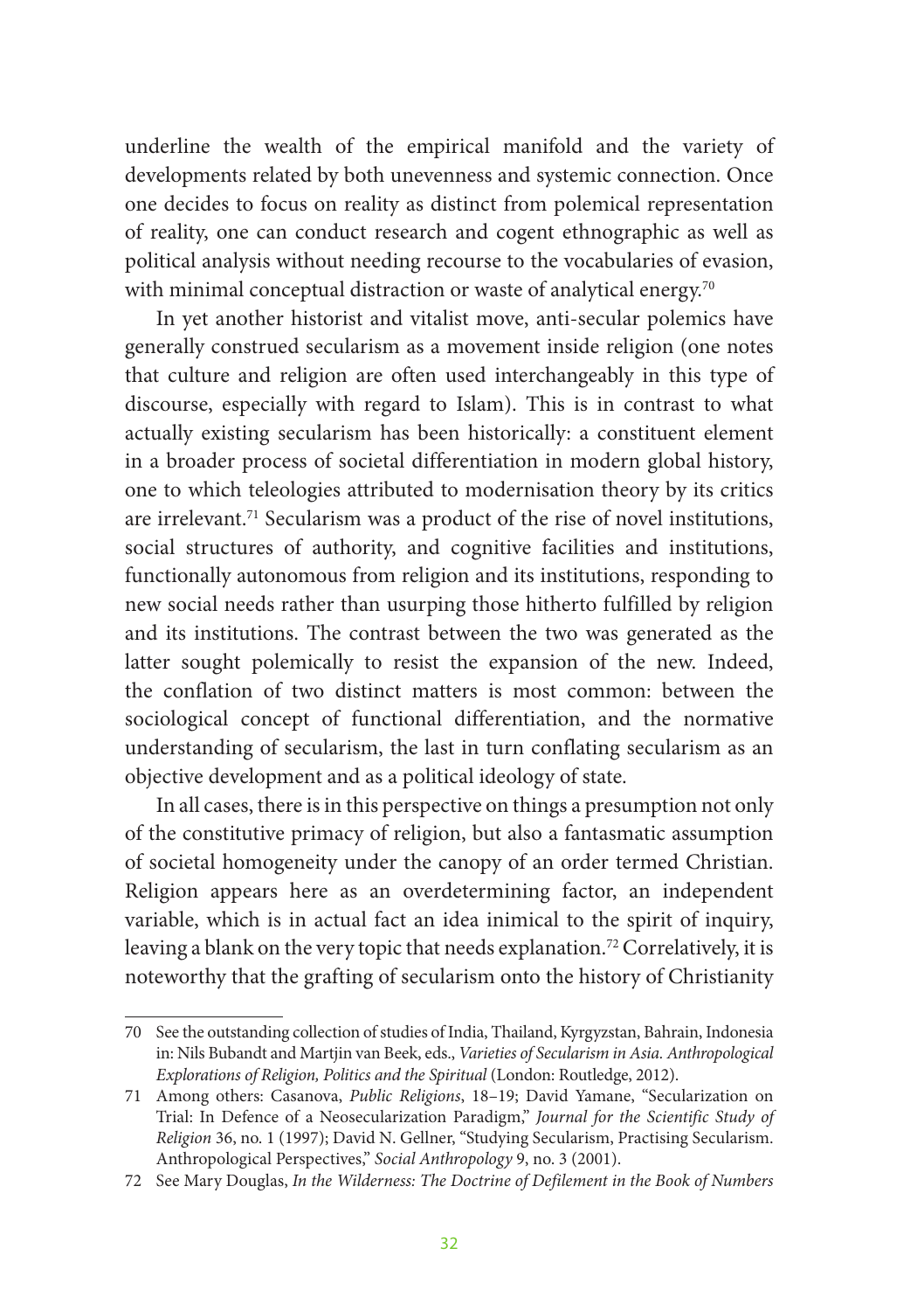underline the wealth of the empirical manifold and the variety of developments related by both unevenness and systemic connection. Once one decides to focus on reality as distinct from polemical representation of reality, one can conduct research and cogent ethnographic as well as political analysis without needing recourse to the vocabularies of evasion, with minimal conceptual distraction or waste of analytical energy.[70]

In yet another historist and vitalist move, anti-secular polemics have generally construed secularism as a movement inside religion (one notes that culture and religion are often used interchangeably in this type of discourse, especially with regard to Islam). This is in contrast to what actually existing secularism has been historically: a constituent element in a broader process of societal differentiation in modern global history, one to which teleologies attributed to modernisation theory by its critics are irrelevant.[71] Secularism was a product of the rise of novel institutions, social structures of authority, and cognitive facilities and institutions, functionally autonomous from religion and its institutions, responding to new social needs rather than usurping those hitherto fulfilled by religion and its institutions. The contrast between the two was generated as the latter sought polemically to resist the expansion of the new. Indeed, the conflation of two distinct matters is most common: between the sociological concept of functional differentiation, and the normative understanding of secularism, the last in turn conflating secularism as an objective development and as a political ideology of state.

In all cases, there is in this perspective on things a presumption not only of the constitutive primacy of religion, but also a fantasmatic assumption of societal homogeneity under the canopy of an order termed Christian. Religion appears here as an overdetermining factor, an independent variable, which is in actual fact an idea inimical to the spirit of inquiry, leaving a blank on the very topic that needs explanation.[72] Correlatively, it is noteworthy that the grafting of secularism onto the history of Christianity

---

70 See the outstanding collection of studies of India, Thailand, Kyrgyzstan, Bahrain, Indonesia in: Nils Bubandt and Martjin van Beek, eds., *Varieties of Secularism in Asia. Anthropological Explorations of Religion, Politics and the Spiritual* (London: Routledge, 2012).

71 Among others: Casanova, *Public Religions*, 18–19; David Yamane, "Secularization on Trial: In Defence of a Neosecularization Paradigm," *Journal for the Scientific Study of Religion* 36, no. 1 (1997); David N. Gellner, "Studying Secularism, Practising Secularism. Anthropological Perspectives," *Social Anthropology* 9, no. 3 (2001).

72 See Mary Douglas, *In the Wilderness: The Doctrine of Defilement in the Book of Numbers*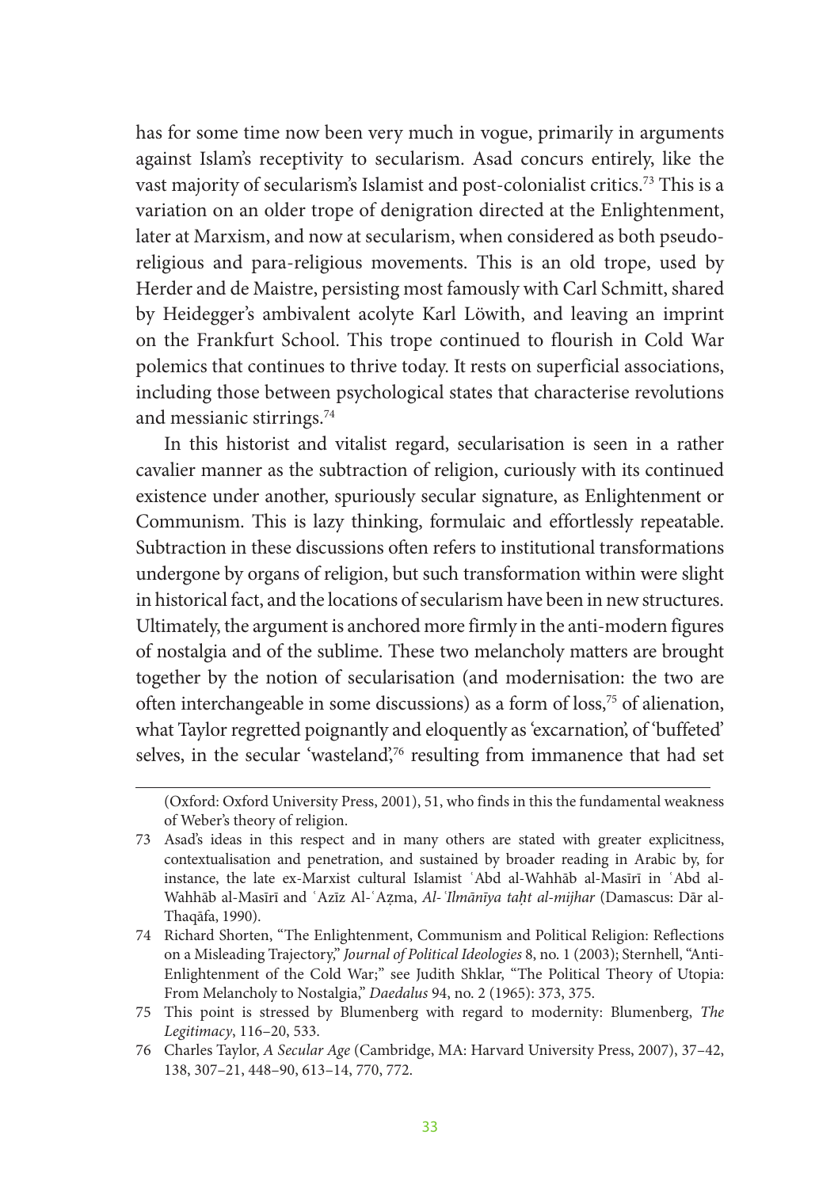has for some time now been very much in vogue, primarily in arguments against Islam's receptivity to secularism. Asad concurs entirely, like the vast majority of secularism's Islamist and post-colonialist critics.[73] This is a variation on an older trope of denigration directed at the Enlightenment, later at Marxism, and now at secularism, when considered as both pseudo-religious and para-religious movements. This is an old trope, used by Herder and de Maistre, persisting most famously with Carl Schmitt, shared by Heidegger's ambivalent acolyte Karl Löwith, and leaving an imprint on the Frankfurt School. This trope continued to flourish in Cold War polemics that continues to thrive today. It rests on superficial associations, including those between psychological states that characterise revolutions and messianic stirrings.[74]

In this historist and vitalist regard, secularisation is seen in a rather cavalier manner as the subtraction of religion, curiously with its continued existence under another, spuriously secular signature, as Enlightenment or Communism. This is lazy thinking, formulaic and effortlessly repeatable. Subtraction in these discussions often refers to institutional transformations undergone by organs of religion, but such transformation within were slight in historical fact, and the locations of secularism have been in new structures. Ultimately, the argument is anchored more firmly in the anti-modern figures of nostalgia and of the sublime. These two melancholy matters are brought together by the notion of secularisation (and modernisation: the two are often interchangeable in some discussions) as a form of loss,[75] of alienation, what Taylor regretted poignantly and eloquently as 'excarnation', of 'buffeted' selves, in the secular 'wasteland',[76] resulting from immanence that had set

---

(Oxford: Oxford University Press, 2001), 51, who finds in this the fundamental weakness of Weber's theory of religion.

73 Asad's ideas in this respect and in many others are stated with greater explicitness, contextualisation and penetration, and sustained by broader reading in Arabic by, for instance, the late ex-Marxist cultural Islamist ʿAbd al-Wahhāb al-Masīrī in ʿAbd al-Wahhāb al-Masīrī and ʿAzīz Al-ʿAẓma, *Al-ʿIlmānīya taḥt al-mijhar* (Damascus: Dār al-Thaqāfa, 1990).

74 Richard Shorten, "The Enlightenment, Communism and Political Religion: Reflections on a Misleading Trajectory," *Journal of Political Ideologies* 8, no. 1 (2003); Sternhell, "Anti-Enlightenment of the Cold War;" see Judith Shklar, "The Political Theory of Utopia: From Melancholy to Nostalgia," *Daedalus* 94, no. 2 (1965): 373, 375.

75 This point is stressed by Blumenberg with regard to modernity: Blumenberg, *The Legitimacy*, 116–20, 533.

76 Charles Taylor, *A Secular Age* (Cambridge, MA: Harvard University Press, 2007), 37–42, 138, 307–21, 448–90, 613–14, 770, 772.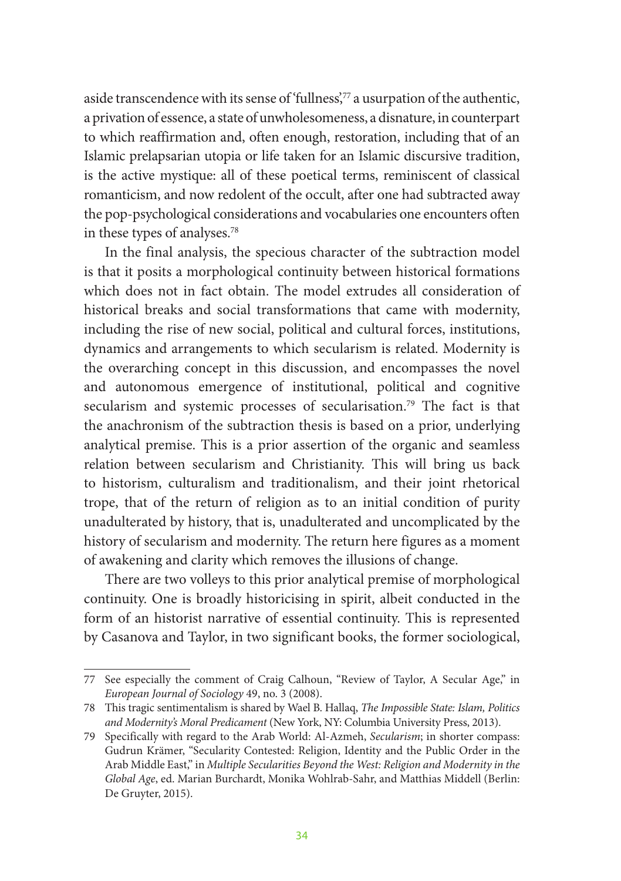aside transcendence with its sense of 'fullness',[77] a usurpation of the authentic, a privation of essence, a state of unwholesomeness, a disnature, in counterpart to which reaffirmation and, often enough, restoration, including that of an Islamic prelapsarian utopia or life taken for an Islamic discursive tradition, is the active mystique: all of these poetical terms, reminiscent of classical romanticism, and now redolent of the occult, after one had subtracted away the pop-psychological considerations and vocabularies one encounters often in these types of analyses.[78]

In the final analysis, the specious character of the subtraction model is that it posits a morphological continuity between historical formations which does not in fact obtain. The model extrudes all consideration of historical breaks and social transformations that came with modernity, including the rise of new social, political and cultural forces, institutions, dynamics and arrangements to which secularism is related. Modernity is the overarching concept in this discussion, and encompasses the novel and autonomous emergence of institutional, political and cognitive secularism and systemic processes of secularisation.[79] The fact is that the anachronism of the subtraction thesis is based on a prior, underlying analytical premise. This is a prior assertion of the organic and seamless relation between secularism and Christianity. This will bring us back to historism, culturalism and traditionalism, and their joint rhetorical trope, that of the return of religion as to an initial condition of purity unadulterated by history, that is, unadulterated and uncomplicated by the history of secularism and modernity. The return here figures as a moment of awakening and clarity which removes the illusions of change.

There are two volleys to this prior analytical premise of morphological continuity. One is broadly historicising in spirit, albeit conducted in the form of an historist narrative of essential continuity. This is represented by Casanova and Taylor, in two significant books, the former sociological,

---

77 See especially the comment of Craig Calhoun, "Review of Taylor, A Secular Age," in *European Journal of Sociology* 49, no. 3 (2008).

78 This tragic sentimentalism is shared by Wael B. Hallaq, *The Impossible State: Islam, Politics and Modernity's Moral Predicament* (New York, NY: Columbia University Press, 2013).

79 Specifically with regard to the Arab World: Al-Azmeh, *Secularism*; in shorter compass: Gudrun Krämer, "Secularity Contested: Religion, Identity and the Public Order in the Arab Middle East," in *Multiple Secularities Beyond the West: Religion and Modernity in the Global Age*, ed. Marian Burchardt, Monika Wohlrab-Sahr, and Matthias Middell (Berlin: De Gruyter, 2015).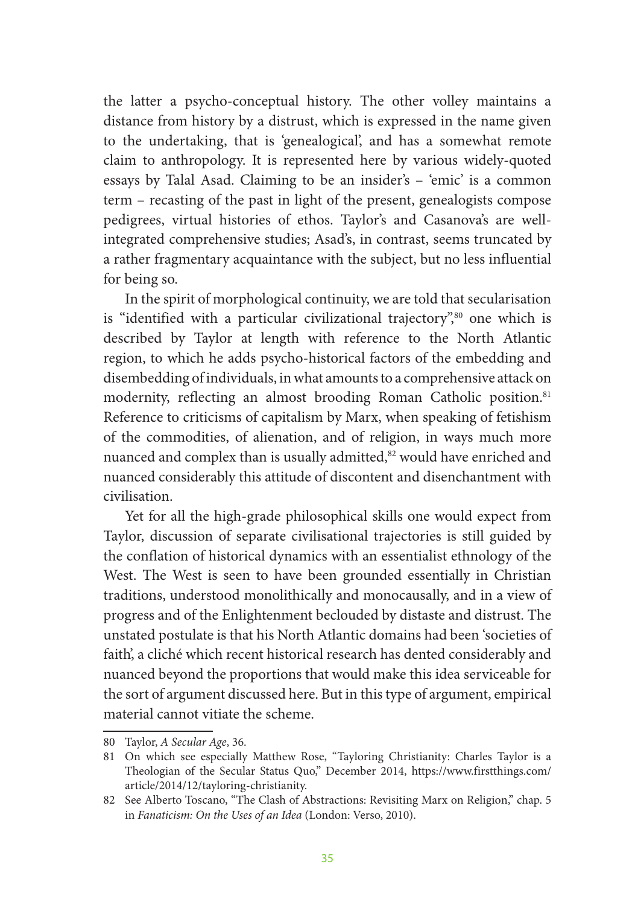the latter a psycho-conceptual history. The other volley maintains a distance from history by a distrust, which is expressed in the name given to the undertaking, that is 'genealogical', and has a somewhat remote claim to anthropology. It is represented here by various widely-quoted essays by Talal Asad. Claiming to be an insider's – 'emic' is a common term – recasting of the past in light of the present, genealogists compose pedigrees, virtual histories of ethos. Taylor's and Casanova's are well-integrated comprehensive studies; Asad's, in contrast, seems truncated by a rather fragmentary acquaintance with the subject, but no less influential for being so.

In the spirit of morphological continuity, we are told that secularisation is "identified with a particular civilizational trajectory",[80] one which is described by Taylor at length with reference to the North Atlantic region, to which he adds psycho-historical factors of the embedding and disembedding of individuals, in what amounts to a comprehensive attack on modernity, reflecting an almost brooding Roman Catholic position.[81] Reference to criticisms of capitalism by Marx, when speaking of fetishism of the commodities, of alienation, and of religion, in ways much more nuanced and complex than is usually admitted,[82] would have enriched and nuanced considerably this attitude of discontent and disenchantment with civilisation.

Yet for all the high-grade philosophical skills one would expect from Taylor, discussion of separate civilisational trajectories is still guided by the conflation of historical dynamics with an essentialist ethnology of the West. The West is seen to have been grounded essentially in Christian traditions, understood monolithically and monocausally, and in a view of progress and of the Enlightenment beclouded by distaste and distrust. The unstated postulate is that his North Atlantic domains had been 'societies of faith', a cliché which recent historical research has dented considerably and nuanced beyond the proportions that would make this idea serviceable for the sort of argument discussed here. But in this type of argument, empirical material cannot vitiate the scheme.

---

80 Taylor, *A Secular Age*, 36.

81 On which see especially Matthew Rose, "Tayloring Christianity: Charles Taylor is a Theologian of the Secular Status Quo," December 2014, https://www.firstthings.com/article/2014/12/tayloring-christianity.

82 See Alberto Toscano, "The Clash of Abstractions: Revisiting Marx on Religion," chap. 5 in *Fanaticism: On the Uses of an Idea* (London: Verso, 2010).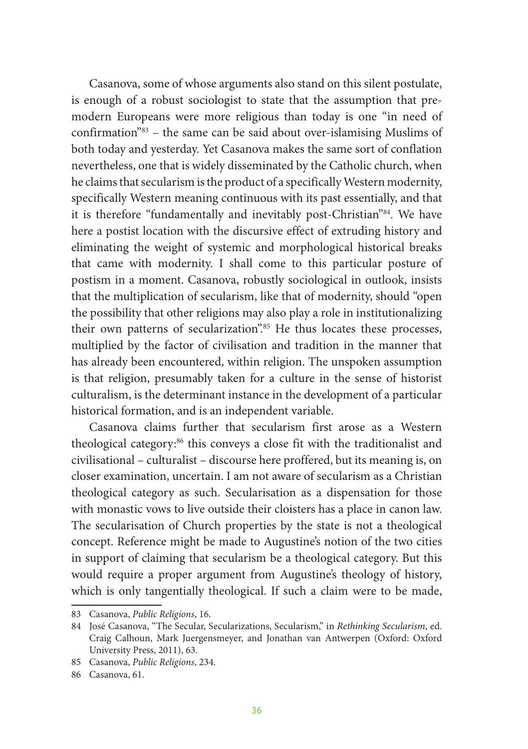Casanova, some of whose arguments also stand on this silent postulate, is enough of a robust sociologist to state that the assumption that pre-modern Europeans were more religious than today is one "in need of confirmation"[83] – the same can be said about over-islamising Muslims of both today and yesterday. Yet Casanova makes the same sort of conflation nevertheless, one that is widely disseminated by the Catholic church, when he claims that secularism is the product of a specifically Western modernity, specifically Western meaning continuous with its past essentially, and that it is therefore "fundamentally and inevitably post-Christian"[84]. We have here a postist location with the discursive effect of extruding history and eliminating the weight of systemic and morphological historical breaks that came with modernity. I shall come to this particular posture of postism in a moment. Casanova, robustly sociological in outlook, insists that the multiplication of secularism, like that of modernity, should "open the possibility that other religions may also play a role in institutionalizing their own patterns of secularization".[85] He thus locates these processes, multiplied by the factor of civilisation and tradition in the manner that has already been encountered, within religion. The unspoken assumption is that religion, presumably taken for a culture in the sense of historist culturalism, is the determinant instance in the development of a particular historical formation, and is an independent variable.

Casanova claims further that secularism first arose as a Western theological category:[86] this conveys a close fit with the traditionalist and civilisational – culturalist – discourse here proffered, but its meaning is, on closer examination, uncertain. I am not aware of secularism as a Christian theological category as such. Secularisation as a dispensation for those with monastic vows to live outside their cloisters has a place in canon law. The secularisation of Church properties by the state is not a theological concept. Reference might be made to Augustine's notion of the two cities in support of claiming that secularism be a theological category. But this would require a proper argument from Augustine's theology of history, which is only tangentially theological. If such a claim were to be made,

83 Casanova, *Public Religions*, 16.

84 José Casanova, "The Secular, Secularizations, Secularism," in *Rethinking Secularism*, ed. Craig Calhoun, Mark Juergensmeyer, and Jonathan van Antwerpen (Oxford: Oxford University Press, 2011), 63.

85 Casanova, *Public Religions*, 234.

86 Casanova, 61.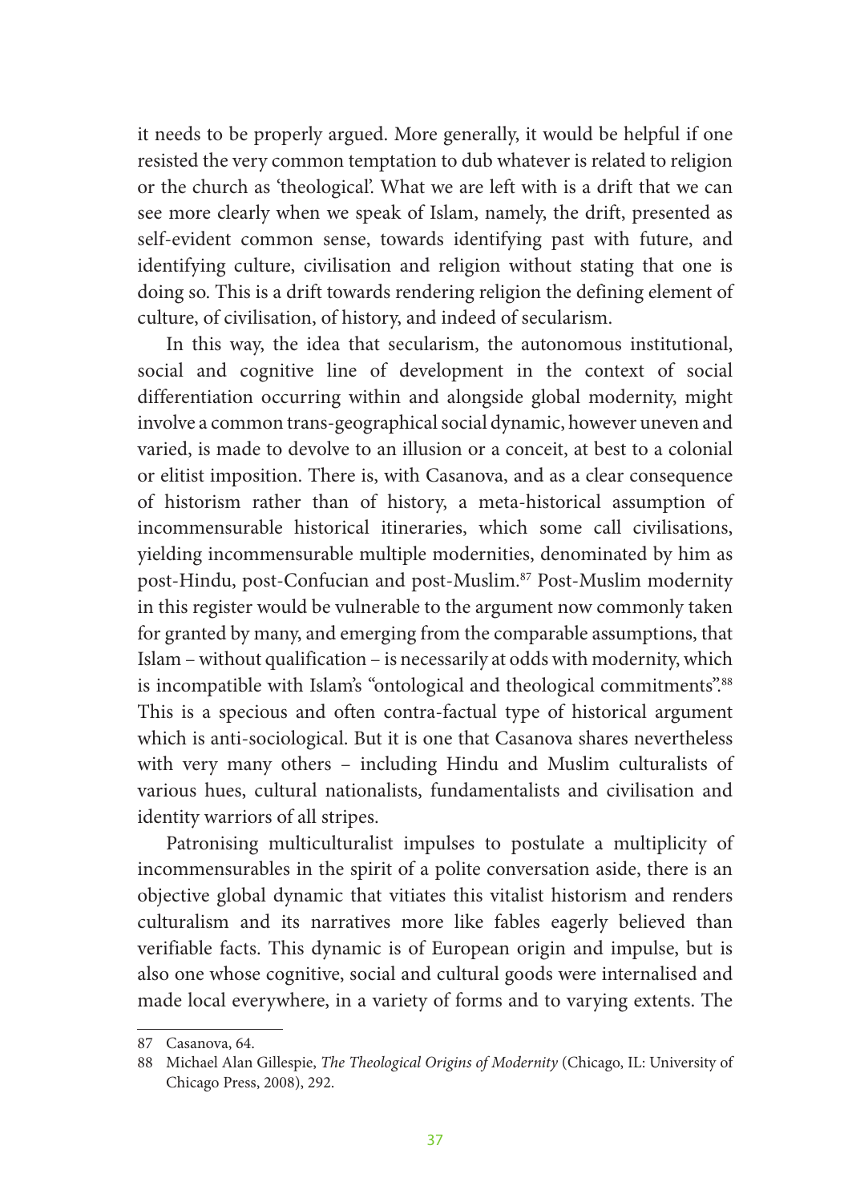it needs to be properly argued. More generally, it would be helpful if one resisted the very common temptation to dub whatever is related to religion or the church as 'theological'. What we are left with is a drift that we can see more clearly when we speak of Islam, namely, the drift, presented as self-evident common sense, towards identifying past with future, and identifying culture, civilisation and religion without stating that one is doing so. This is a drift towards rendering religion the defining element of culture, of civilisation, of history, and indeed of secularism.

In this way, the idea that secularism, the autonomous institutional, social and cognitive line of development in the context of social differentiation occurring within and alongside global modernity, might involve a common trans-geographical social dynamic, however uneven and varied, is made to devolve to an illusion or a conceit, at best to a colonial or elitist imposition. There is, with Casanova, and as a clear consequence of historism rather than of history, a meta-historical assumption of incommensurable historical itineraries, which some call civilisations, yielding incommensurable multiple modernities, denominated by him as post-Hindu, post-Confucian and post-Muslim.[87] Post-Muslim modernity in this register would be vulnerable to the argument now commonly taken for granted by many, and emerging from the comparable assumptions, that Islam – without qualification – is necessarily at odds with modernity, which is incompatible with Islam's "ontological and theological commitments".[88] This is a specious and often contra-factual type of historical argument which is anti-sociological. But it is one that Casanova shares nevertheless with very many others – including Hindu and Muslim culturalists of various hues, cultural nationalists, fundamentalists and civilisation and identity warriors of all stripes.

Patronising multiculturalist impulses to postulate a multiplicity of incommensurables in the spirit of a polite conversation aside, there is an objective global dynamic that vitiates this vitalist historism and renders culturalism and its narratives more like fables eagerly believed than verifiable facts. This dynamic is of European origin and impulse, but is also one whose cognitive, social and cultural goods were internalised and made local everywhere, in a variety of forms and to varying extents. The

---

87 Casanova, 64.

88 Michael Alan Gillespie, *The Theological Origins of Modernity* (Chicago, IL: University of Chicago Press, 2008), 292.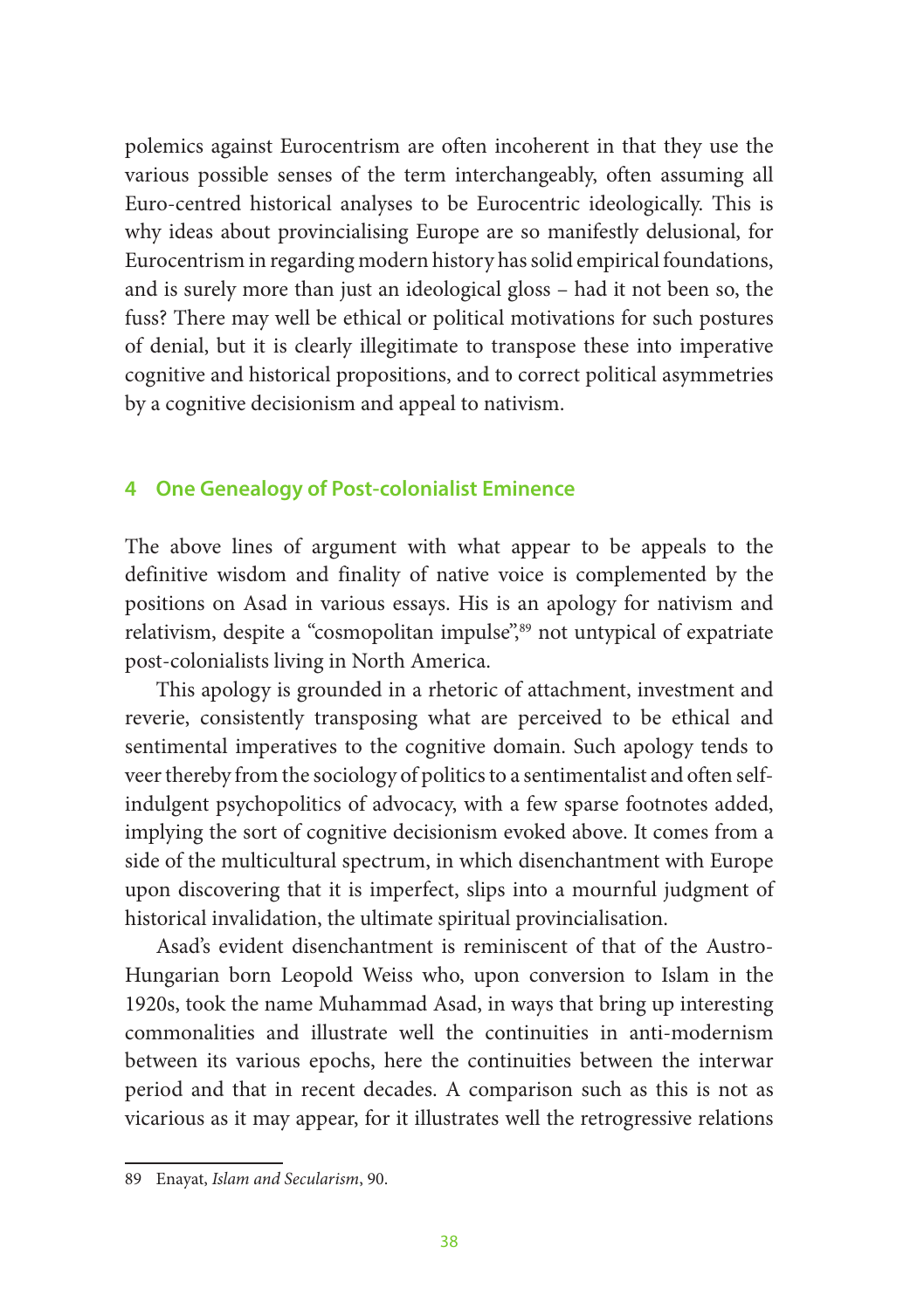polemics against Eurocentrism are often incoherent in that they use the various possible senses of the term interchangeably, often assuming all Euro-centred historical analyses to be Eurocentric ideologically. This is why ideas about provincialising Europe are so manifestly delusional, for Eurocentrism in regarding modern history has solid empirical foundations, and is surely more than just an ideological gloss – had it not been so, the fuss? There may well be ethical or political motivations for such postures of denial, but it is clearly illegitimate to transpose these into imperative cognitive and historical propositions, and to correct political asymmetries by a cognitive decisionism and appeal to nativism.

## 4 One Genealogy of Post-colonialist Eminence

The above lines of argument with what appear to be appeals to the definitive wisdom and finality of native voice is complemented by the positions on Asad in various essays. His is an apology for nativism and relativism, despite a "cosmopolitan impulse",[89] not untypical of expatriate post-colonialists living in North America.

This apology is grounded in a rhetoric of attachment, investment and reverie, consistently transposing what are perceived to be ethical and sentimental imperatives to the cognitive domain. Such apology tends to veer thereby from the sociology of politics to a sentimentalist and often self-indulgent psychopolitics of advocacy, with a few sparse footnotes added, implying the sort of cognitive decisionism evoked above. It comes from a side of the multicultural spectrum, in which disenchantment with Europe upon discovering that it is imperfect, slips into a mournful judgment of historical invalidation, the ultimate spiritual provincialisation.

Asad's evident disenchantment is reminiscent of that of the Austro-Hungarian born Leopold Weiss who, upon conversion to Islam in the 1920s, took the name Muhammad Asad, in ways that bring up interesting commonalities and illustrate well the continuities in anti-modernism between its various epochs, here the continuities between the interwar period and that in recent decades. A comparison such as this is not as vicarious as it may appear, for it illustrates well the retrogressive relations

89 Enayat, *Islam and Secularism*, 90.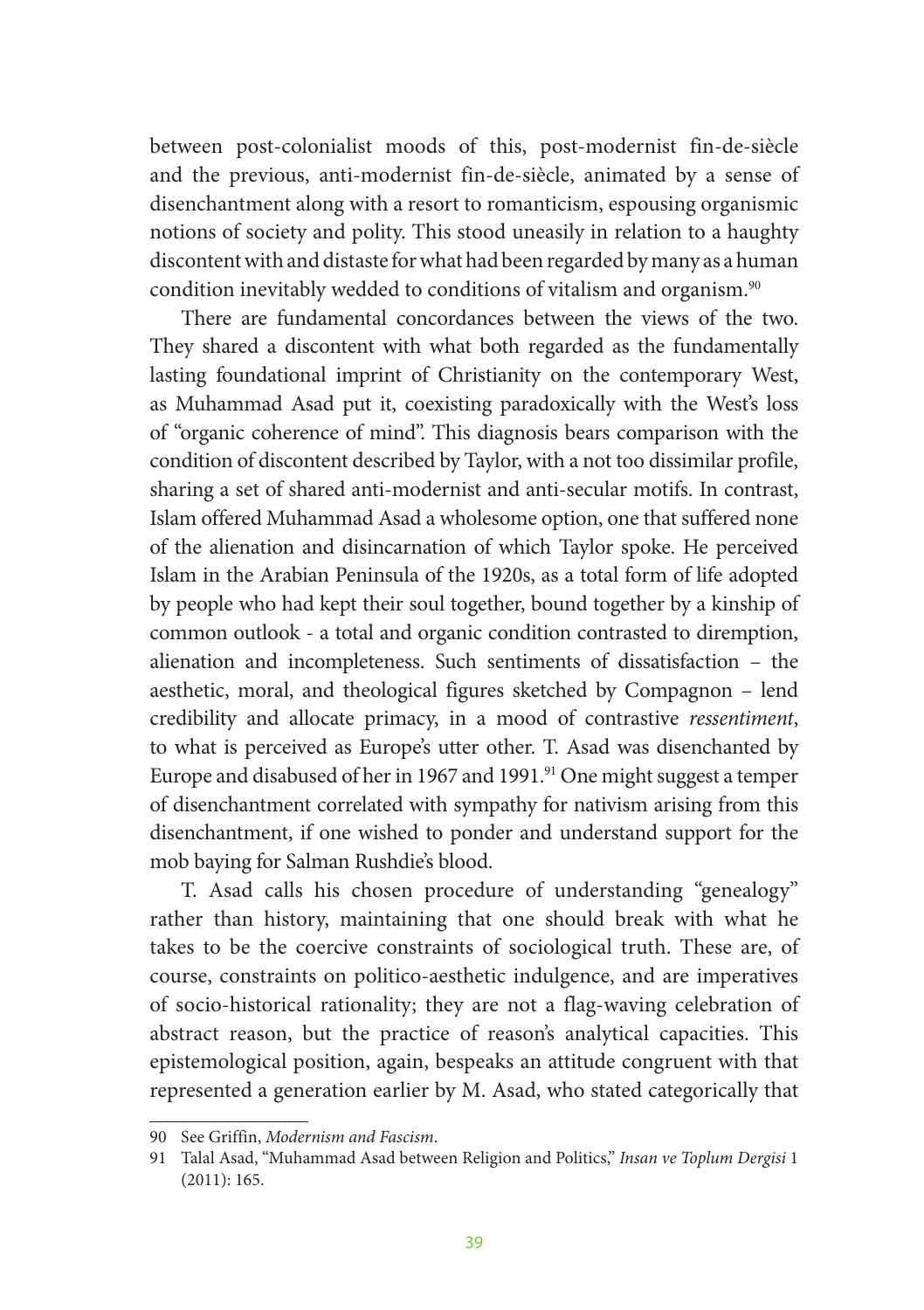between post-colonialist moods of this, post-modernist fin-de-siècle and the previous, anti-modernist fin-de-siècle, animated by a sense of disenchantment along with a resort to romanticism, espousing organismic notions of society and polity. This stood uneasily in relation to a haughty discontent with and distaste for what had been regarded by many as a human condition inevitably wedded to conditions of vitalism and organism.[90]

There are fundamental concordances between the views of the two. They shared a discontent with what both regarded as the fundamentally lasting foundational imprint of Christianity on the contemporary West, as Muhammad Asad put it, coexisting paradoxically with the West's loss of "organic coherence of mind". This diagnosis bears comparison with the condition of discontent described by Taylor, with a not too dissimilar profile, sharing a set of shared anti-modernist and anti-secular motifs. In contrast, Islam offered Muhammad Asad a wholesome option, one that suffered none of the alienation and disincarnation of which Taylor spoke. He perceived Islam in the Arabian Peninsula of the 1920s, as a total form of life adopted by people who had kept their soul together, bound together by a kinship of common outlook - a total and organic condition contrasted to diremption, alienation and incompleteness. Such sentiments of dissatisfaction – the aesthetic, moral, and theological figures sketched by Compagnon – lend credibility and allocate primacy, in a mood of contrastive *ressentiment*, to what is perceived as Europe's utter other. T. Asad was disenchanted by Europe and disabused of her in 1967 and 1991.[91] One might suggest a temper of disenchantment correlated with sympathy for nativism arising from this disenchantment, if one wished to ponder and understand support for the mob baying for Salman Rushdie's blood.

T. Asad calls his chosen procedure of understanding "genealogy" rather than history, maintaining that one should break with what he takes to be the coercive constraints of sociological truth. These are, of course, constraints on politico-aesthetic indulgence, and are imperatives of socio-historical rationality; they are not a flag-waving celebration of abstract reason, but the practice of reason's analytical capacities. This epistemological position, again, bespeaks an attitude congruent with that represented a generation earlier by M. Asad, who stated categorically that

---

90 See Griffin, *Modernism and Fascism*.

91 Talal Asad, "Muhammad Asad between Religion and Politics," *Insan ve Toplum Dergisi* 1 (2011): 165.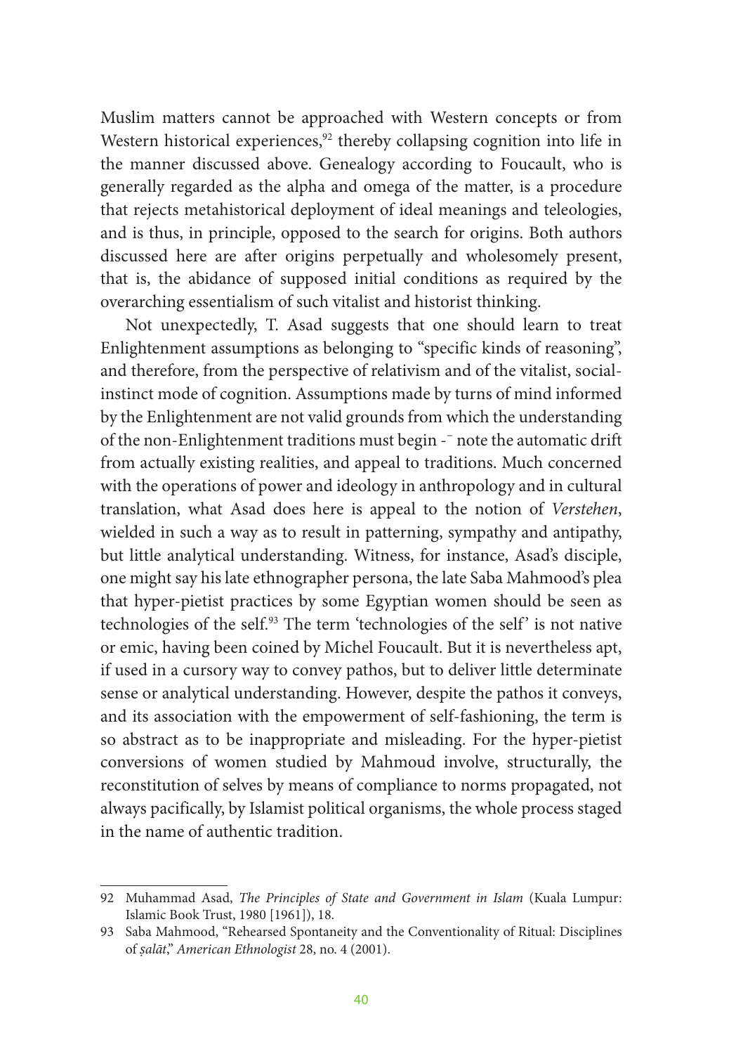Muslim matters cannot be approached with Western concepts or from Western historical experiences,[92] thereby collapsing cognition into life in the manner discussed above. Genealogy according to Foucault, who is generally regarded as the alpha and omega of the matter, is a procedure that rejects metahistorical deployment of ideal meanings and teleologies, and is thus, in principle, opposed to the search for origins. Both authors discussed here are after origins perpetually and wholesomely present, that is, the abidance of supposed initial conditions as required by the overarching essentialism of such vitalist and historist thinking.

Not unexpectedly, T. Asad suggests that one should learn to treat Enlightenment assumptions as belonging to "specific kinds of reasoning", and therefore, from the perspective of relativism and of the vitalist, social-instinct mode of cognition. Assumptions made by turns of mind informed by the Enlightenment are not valid grounds from which the understanding of the non-Enlightenment traditions must begin -⁻ note the automatic drift from actually existing realities, and appeal to traditions. Much concerned with the operations of power and ideology in anthropology and in cultural translation, what Asad does here is appeal to the notion of *Verstehen*, wielded in such a way as to result in patterning, sympathy and antipathy, but little analytical understanding. Witness, for instance, Asad's disciple, one might say his late ethnographer persona, the late Saba Mahmood's plea that hyper-pietist practices by some Egyptian women should be seen as technologies of the self.[93] The term 'technologies of the self' is not native or emic, having been coined by Michel Foucault. But it is nevertheless apt, if used in a cursory way to convey pathos, but to deliver little determinate sense or analytical understanding. However, despite the pathos it conveys, and its association with the empowerment of self-fashioning, the term is so abstract as to be inappropriate and misleading. For the hyper-pietist conversions of women studied by Mahmoud involve, structurally, the reconstitution of selves by means of compliance to norms propagated, not always pacifically, by Islamist political organisms, the whole process staged in the name of authentic tradition.

---

92 Muhammad Asad, *The Principles of State and Government in Islam* (Kuala Lumpur: Islamic Book Trust, 1980 [1961]), 18.

93 Saba Mahmood, "Rehearsed Spontaneity and the Conventionality of Ritual: Disciplines of *ṣalāt*," *American Ethnologist* 28, no. 4 (2001).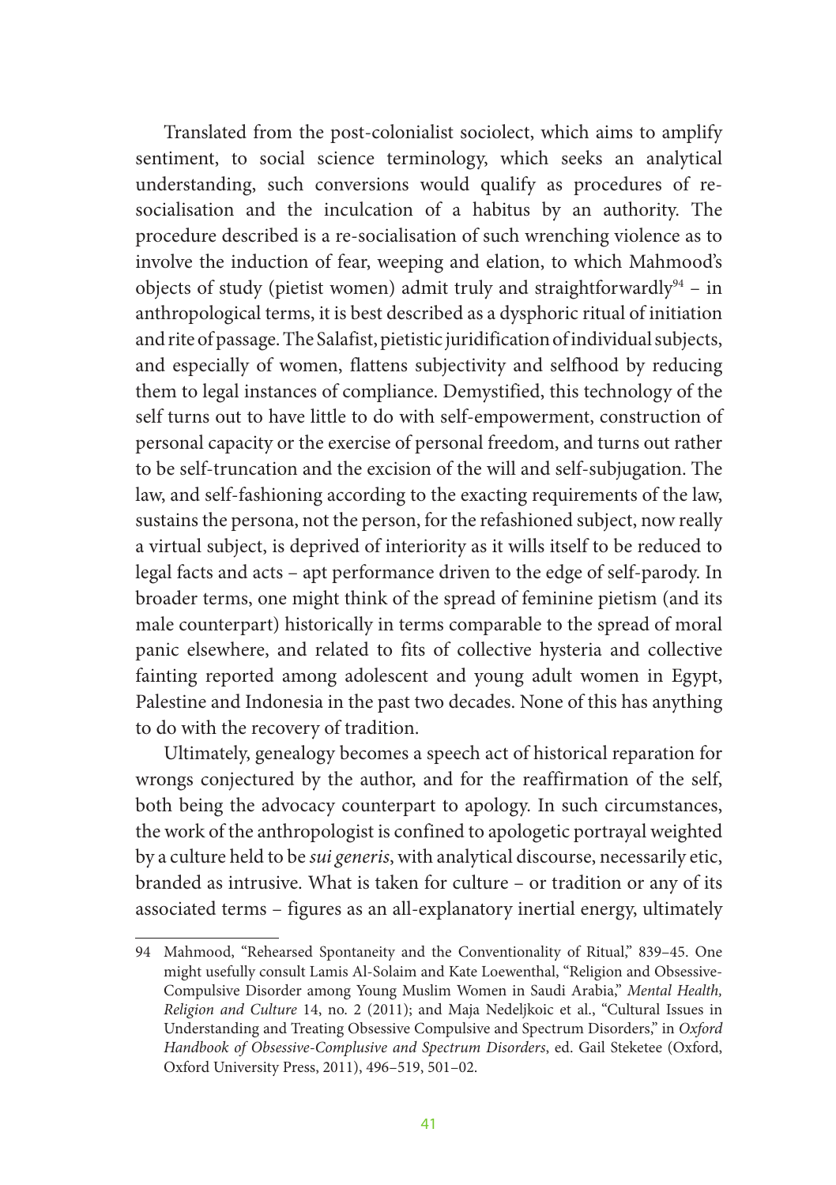Translated from the post-colonialist sociolect, which aims to amplify sentiment, to social science terminology, which seeks an analytical understanding, such conversions would qualify as procedures of re-socialisation and the inculcation of a habitus by an authority. The procedure described is a re-socialisation of such wrenching violence as to involve the induction of fear, weeping and elation, to which Mahmood's objects of study (pietist women) admit truly and straightforwardly[94] – in anthropological terms, it is best described as a dysphoric ritual of initiation and rite of passage. The Salafist, pietistic juridification of individual subjects, and especially of women, flattens subjectivity and selfhood by reducing them to legal instances of compliance. Demystified, this technology of the self turns out to have little to do with self-empowerment, construction of personal capacity or the exercise of personal freedom, and turns out rather to be self-truncation and the excision of the will and self-subjugation. The law, and self-fashioning according to the exacting requirements of the law, sustains the persona, not the person, for the refashioned subject, now really a virtual subject, is deprived of interiority as it wills itself to be reduced to legal facts and acts – apt performance driven to the edge of self-parody. In broader terms, one might think of the spread of feminine pietism (and its male counterpart) historically in terms comparable to the spread of moral panic elsewhere, and related to fits of collective hysteria and collective fainting reported among adolescent and young adult women in Egypt, Palestine and Indonesia in the past two decades. None of this has anything to do with the recovery of tradition.

Ultimately, genealogy becomes a speech act of historical reparation for wrongs conjectured by the author, and for the reaffirmation of the self, both being the advocacy counterpart to apology. In such circumstances, the work of the anthropologist is confined to apologetic portrayal weighted by a culture held to be *sui generis*, with analytical discourse, necessarily etic, branded as intrusive. What is taken for culture – or tradition or any of its associated terms – figures as an all-explanatory inertial energy, ultimately

---

94 Mahmood, "Rehearsed Spontaneity and the Conventionality of Ritual," 839–45. One might usefully consult Lamis Al-Solaim and Kate Loewenthal, "Religion and Obsessive-Compulsive Disorder among Young Muslim Women in Saudi Arabia," *Mental Health, Religion and Culture* 14, no. 2 (2011); and Maja Nedeljkoic et al., "Cultural Issues in Understanding and Treating Obsessive Compulsive and Spectrum Disorders," in *Oxford Handbook of Obsessive-Complusive and Spectrum Disorders*, ed. Gail Steketee (Oxford, Oxford University Press, 2011), 496–519, 501–02.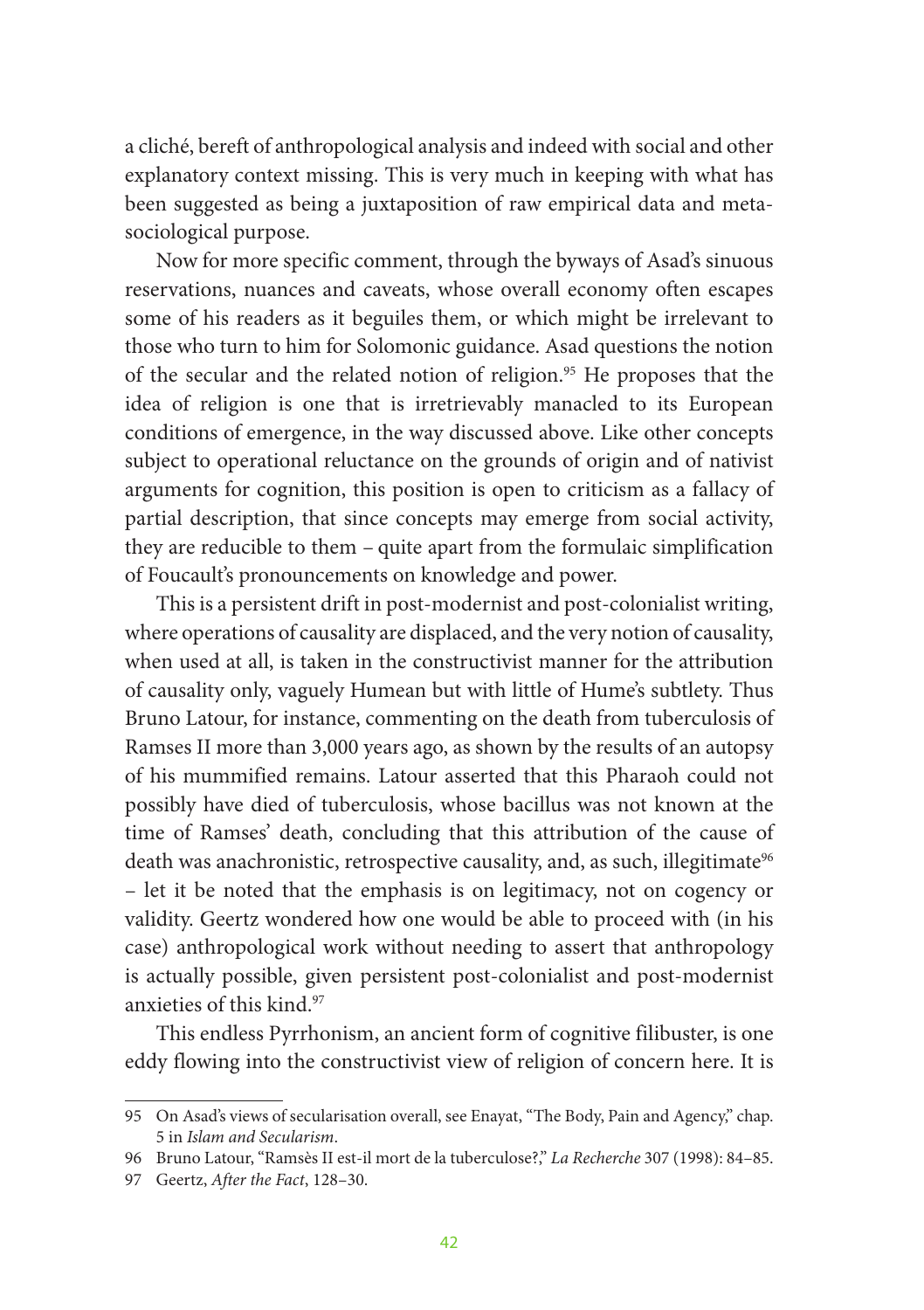a cliché, bereft of anthropological analysis and indeed with social and other explanatory context missing. This is very much in keeping with what has been suggested as being a juxtaposition of raw empirical data and meta-sociological purpose.

Now for more specific comment, through the byways of Asad's sinuous reservations, nuances and caveats, whose overall economy often escapes some of his readers as it beguiles them, or which might be irrelevant to those who turn to him for Solomonic guidance. Asad questions the notion of the secular and the related notion of religion.[95] He proposes that the idea of religion is one that is irretrievably manacled to its European conditions of emergence, in the way discussed above. Like other concepts subject to operational reluctance on the grounds of origin and of nativist arguments for cognition, this position is open to criticism as a fallacy of partial description, that since concepts may emerge from social activity, they are reducible to them – quite apart from the formulaic simplification of Foucault's pronouncements on knowledge and power.

This is a persistent drift in post-modernist and post-colonialist writing, where operations of causality are displaced, and the very notion of causality, when used at all, is taken in the constructivist manner for the attribution of causality only, vaguely Humean but with little of Hume's subtlety. Thus Bruno Latour, for instance, commenting on the death from tuberculosis of Ramses II more than 3,000 years ago, as shown by the results of an autopsy of his mummified remains. Latour asserted that this Pharaoh could not possibly have died of tuberculosis, whose bacillus was not known at the time of Ramses' death, concluding that this attribution of the cause of death was anachronistic, retrospective causality, and, as such, illegitimate[96] – let it be noted that the emphasis is on legitimacy, not on cogency or validity. Geertz wondered how one would be able to proceed with (in his case) anthropological work without needing to assert that anthropology is actually possible, given persistent post-colonialist and post-modernist anxieties of this kind.[97]

This endless Pyrrhonism, an ancient form of cognitive filibuster, is one eddy flowing into the constructivist view of religion of concern here. It is

---

95 On Asad's views of secularisation overall, see Enayat, "The Body, Pain and Agency," chap. 5 in *Islam and Secularism*.

96 Bruno Latour, "Ramsès II est-il mort de la tuberculose?," *La Recherche* 307 (1998): 84–85.

97 Geertz, *After the Fact*, 128–30.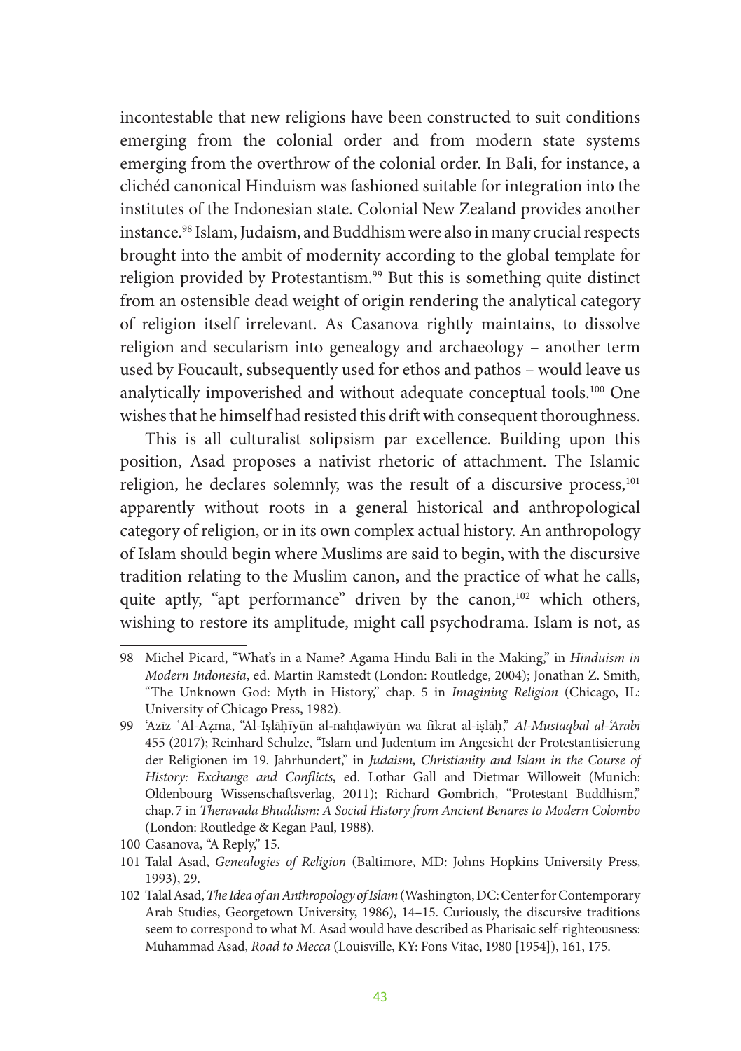incontestable that new religions have been constructed to suit conditions emerging from the colonial order and from modern state systems emerging from the overthrow of the colonial order. In Bali, for instance, a clichéd canonical Hinduism was fashioned suitable for integration into the institutes of the Indonesian state. Colonial New Zealand provides another instance.[98] Islam, Judaism, and Buddhism were also in many crucial respects brought into the ambit of modernity according to the global template for religion provided by Protestantism.[99] But this is something quite distinct from an ostensible dead weight of origin rendering the analytical category of religion itself irrelevant. As Casanova rightly maintains, to dissolve religion and secularism into genealogy and archaeology – another term used by Foucault, subsequently used for ethos and pathos – would leave us analytically impoverished and without adequate conceptual tools.[100] One wishes that he himself had resisted this drift with consequent thoroughness.

This is all culturalist solipsism par excellence. Building upon this position, Asad proposes a nativist rhetoric of attachment. The Islamic religion, he declares solemnly, was the result of a discursive process,[101] apparently without roots in a general historical and anthropological category of religion, or in its own complex actual history. An anthropology of Islam should begin where Muslims are said to begin, with the discursive tradition relating to the Muslim canon, and the practice of what he calls, quite aptly, "apt performance" driven by the canon,[102] which others, wishing to restore its amplitude, might call psychodrama. Islam is not, as

---

98 Michel Picard, "What's in a Name? Agama Hindu Bali in the Making," in *Hinduism in Modern Indonesia*, ed. Martin Ramstedt (London: Routledge, 2004); Jonathan Z. Smith, "The Unknown God: Myth in History," chap. 5 in *Imagining Religion* (Chicago, IL: University of Chicago Press, 1982).

99 ʿAzīz ʿAl-Aẓma, "Al-Iṣlāḥīyūn al-nahḍawīyūn wa fikrat al-iṣlāḥ," *Al-Mustaqbal al-ʿArabī* 455 (2017); Reinhard Schulze, "Islam und Judentum im Angesicht der Protestantisierung der Religionen im 19. Jahrhundert," in *Judaism, Christianity and Islam in the Course of History: Exchange and Conflicts*, ed. Lothar Gall and Dietmar Willoweit (Munich: Oldenbourg Wissenschaftsverlag, 2011); Richard Gombrich, "Protestant Buddhism," chap. 7 in *Theravada Bhuddism: A Social History from Ancient Benares to Modern Colombo* (London: Routledge & Kegan Paul, 1988).

100 Casanova, "A Reply," 15.

101 Talal Asad, *Genealogies of Religion* (Baltimore, MD: Johns Hopkins University Press, 1993), 29.

102 Talal Asad, *The Idea of an Anthropology of Islam* (Washington, DC: Center for Contemporary Arab Studies, Georgetown University, 1986), 14–15. Curiously, the discursive traditions seem to correspond to what M. Asad would have described as Pharisaic self-righteousness: Muhammad Asad, *Road to Mecca* (Louisville, KY: Fons Vitae, 1980 [1954]), 161, 175.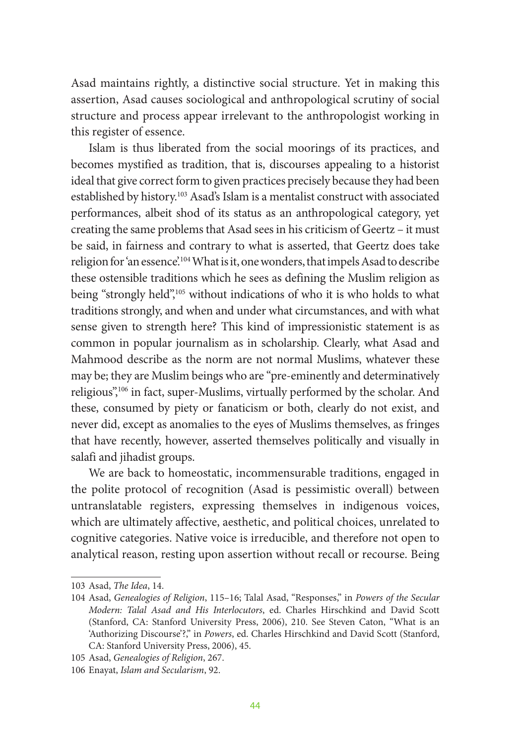Asad maintains rightly, a distinctive social structure. Yet in making this assertion, Asad causes sociological and anthropological scrutiny of social structure and process appear irrelevant to the anthropologist working in this register of essence.

Islam is thus liberated from the social moorings of its practices, and becomes mystified as tradition, that is, discourses appealing to a historist ideal that give correct form to given practices precisely because they had been established by history.[103] Asad's Islam is a mentalist construct with associated performances, albeit shod of its status as an anthropological category, yet creating the same problems that Asad sees in his criticism of Geertz – it must be said, in fairness and contrary to what is asserted, that Geertz does take religion for 'an essence'.[104] What is it, one wonders, that impels Asad to describe these ostensible traditions which he sees as defining the Muslim religion as being "strongly held",[105] without indications of who it is who holds to what traditions strongly, and when and under what circumstances, and with what sense given to strength here? This kind of impressionistic statement is as common in popular journalism as in scholarship. Clearly, what Asad and Mahmood describe as the norm are not normal Muslims, whatever these may be; they are Muslim beings who are "pre-eminently and determinatively religious",[106] in fact, super-Muslims, virtually performed by the scholar. And these, consumed by piety or fanaticism or both, clearly do not exist, and never did, except as anomalies to the eyes of Muslims themselves, as fringes that have recently, however, asserted themselves politically and visually in salafi and jihadist groups.

We are back to homeostatic, incommensurable traditions, engaged in the polite protocol of recognition (Asad is pessimistic overall) between untranslatable registers, expressing themselves in indigenous voices, which are ultimately affective, aesthetic, and political choices, unrelated to cognitive categories. Native voice is irreducible, and therefore not open to analytical reason, resting upon assertion without recall or recourse. Being

---

103 Asad, *The Idea*, 14.

104 Asad, *Genealogies of Religion*, 115–16; Talal Asad, "Responses," in *Powers of the Secular Modern: Talal Asad and His Interlocutors*, ed. Charles Hirschkind and David Scott (Stanford, CA: Stanford University Press, 2006), 210. See Steven Caton, "What is an 'Authorizing Discourse'?," in *Powers*, ed. Charles Hirschkind and David Scott (Stanford, CA: Stanford University Press, 2006), 45.

105 Asad, *Genealogies of Religion*, 267.

106 Enayat, *Islam and Secularism*, 92.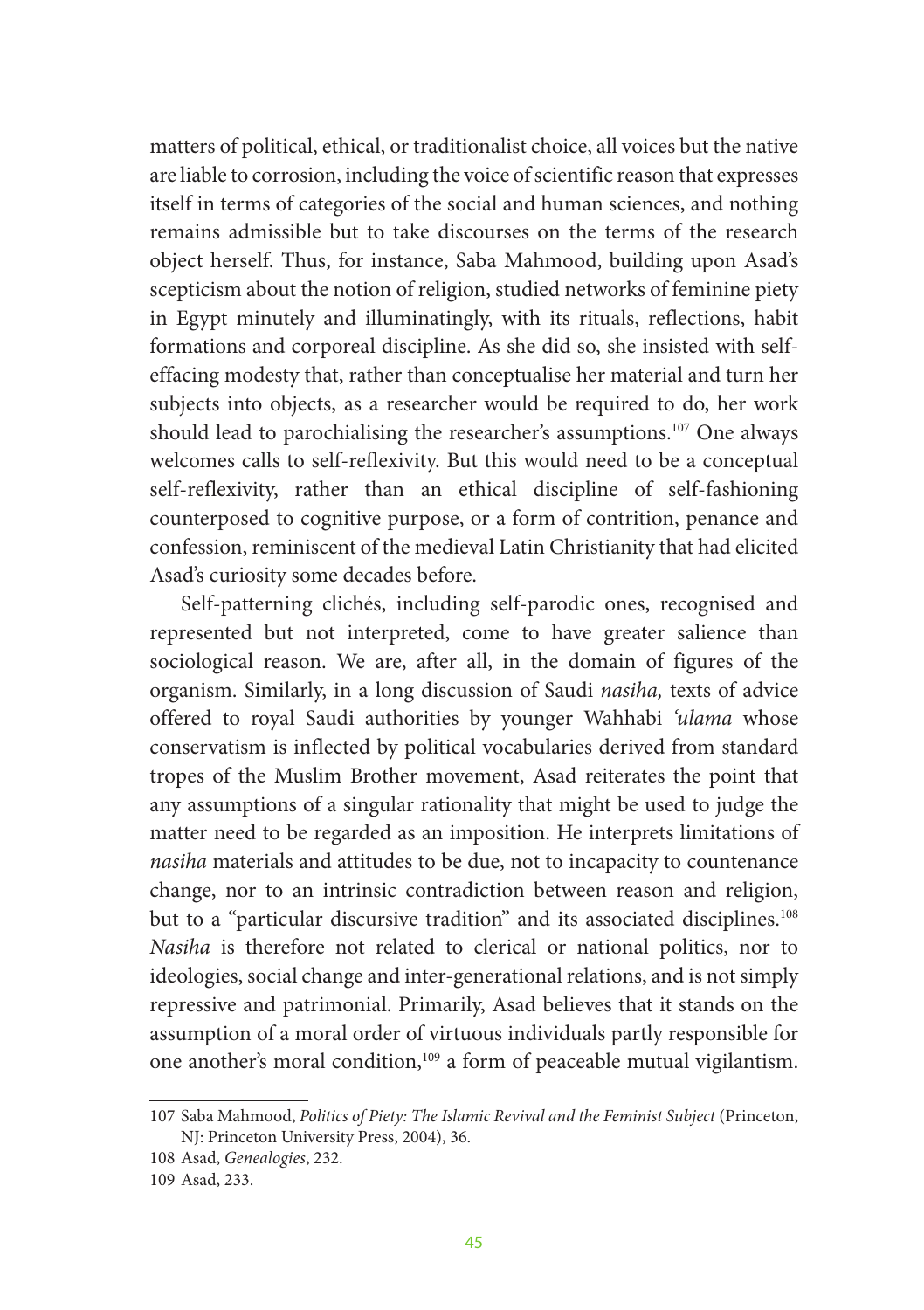matters of political, ethical, or traditionalist choice, all voices but the native are liable to corrosion, including the voice of scientific reason that expresses itself in terms of categories of the social and human sciences, and nothing remains admissible but to take discourses on the terms of the research object herself. Thus, for instance, Saba Mahmood, building upon Asad's scepticism about the notion of religion, studied networks of feminine piety in Egypt minutely and illuminatingly, with its rituals, reflections, habit formations and corporeal discipline. As she did so, she insisted with self-effacing modesty that, rather than conceptualise her material and turn her subjects into objects, as a researcher would be required to do, her work should lead to parochialising the researcher's assumptions.[107] One always welcomes calls to self-reflexivity. But this would need to be a conceptual self-reflexivity, rather than an ethical discipline of self-fashioning counterposed to cognitive purpose, or a form of contrition, penance and confession, reminiscent of the medieval Latin Christianity that had elicited Asad's curiosity some decades before.

Self-patterning clichés, including self-parodic ones, recognised and represented but not interpreted, come to have greater salience than sociological reason. We are, after all, in the domain of figures of the organism. Similarly, in a long discussion of Saudi *nasiha,* texts of advice offered to royal Saudi authorities by younger Wahhabi *'ulama* whose conservatism is inflected by political vocabularies derived from standard tropes of the Muslim Brother movement, Asad reiterates the point that any assumptions of a singular rationality that might be used to judge the matter need to be regarded as an imposition. He interprets limitations of *nasiha* materials and attitudes to be due, not to incapacity to countenance change, nor to an intrinsic contradiction between reason and religion, but to a "particular discursive tradition" and its associated disciplines.[108] *Nasiha* is therefore not related to clerical or national politics, nor to ideologies, social change and inter-generational relations, and is not simply repressive and patrimonial. Primarily, Asad believes that it stands on the assumption of a moral order of virtuous individuals partly responsible for one another's moral condition,[109] a form of peaceable mutual vigilantism.

---

107 Saba Mahmood, *Politics of Piety: The Islamic Revival and the Feminist Subject* (Princeton, NJ: Princeton University Press, 2004), 36.

108 Asad, *Genealogies*, 232.

109 Asad, 233.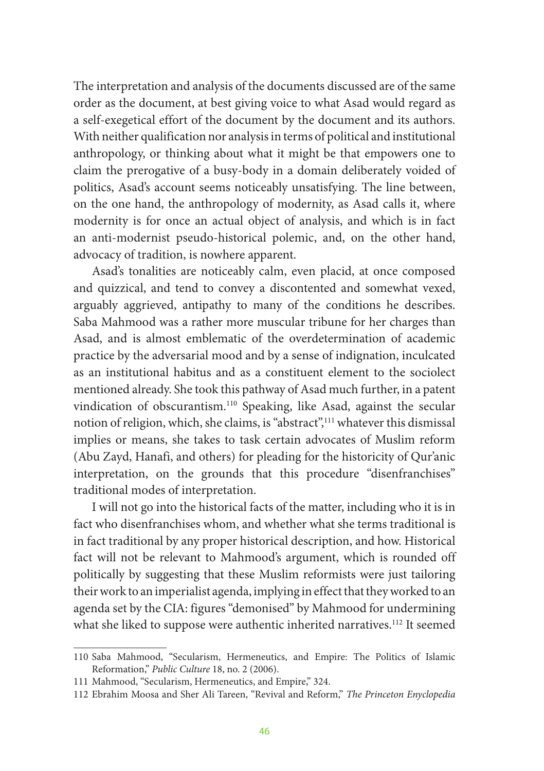The interpretation and analysis of the documents discussed are of the same order as the document, at best giving voice to what Asad would regard as a self-exegetical effort of the document by the document and its authors. With neither qualification nor analysis in terms of political and institutional anthropology, or thinking about what it might be that empowers one to claim the prerogative of a busy-body in a domain deliberately voided of politics, Asad's account seems noticeably unsatisfying. The line between, on the one hand, the anthropology of modernity, as Asad calls it, where modernity is for once an actual object of analysis, and which is in fact an anti-modernist pseudo-historical polemic, and, on the other hand, advocacy of tradition, is nowhere apparent.

Asad's tonalities are noticeably calm, even placid, at once composed and quizzical, and tend to convey a discontented and somewhat vexed, arguably aggrieved, antipathy to many of the conditions he describes. Saba Mahmood was a rather more muscular tribune for her charges than Asad, and is almost emblematic of the overdetermination of academic practice by the adversarial mood and by a sense of indignation, inculcated as an institutional habitus and as a constituent element to the sociolect mentioned already. She took this pathway of Asad much further, in a patent vindication of obscurantism.[110] Speaking, like Asad, against the secular notion of religion, which, she claims, is "abstract",[111] whatever this dismissal implies or means, she takes to task certain advocates of Muslim reform (Abu Zayd, Hanafi, and others) for pleading for the historicity of Qur'anic interpretation, on the grounds that this procedure "disenfranchises" traditional modes of interpretation.

I will not go into the historical facts of the matter, including who it is in fact who disenfranchises whom, and whether what she terms traditional is in fact traditional by any proper historical description, and how. Historical fact will not be relevant to Mahmood's argument, which is rounded off politically by suggesting that these Muslim reformists were just tailoring their work to an imperialist agenda, implying in effect that they worked to an agenda set by the CIA: figures "demonised" by Mahmood for undermining what she liked to suppose were authentic inherited narratives.[112] It seemed

110 Saba Mahmood, "Secularism, Hermeneutics, and Empire: The Politics of Islamic Reformation," *Public Culture* 18, no. 2 (2006).

111 Mahmood, "Secularism, Hermeneutics, and Empire," 324.

112 Ebrahim Moosa and Sher Ali Tareen, "Revival and Reform," *The Princeton Enyclopedia*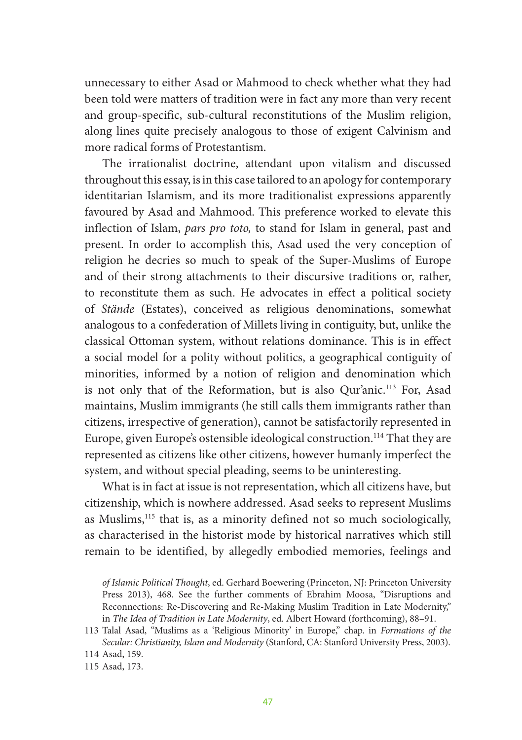unnecessary to either Asad or Mahmood to check whether what they had been told were matters of tradition were in fact any more than very recent and group-specific, sub-cultural reconstitutions of the Muslim religion, along lines quite precisely analogous to those of exigent Calvinism and more radical forms of Protestantism.

The irrationalist doctrine, attendant upon vitalism and discussed throughout this essay, is in this case tailored to an apology for contemporary identitarian Islamism, and its more traditionalist expressions apparently favoured by Asad and Mahmood. This preference worked to elevate this inflection of Islam, *pars pro toto,* to stand for Islam in general, past and present. In order to accomplish this, Asad used the very conception of religion he decries so much to speak of the Super-Muslims of Europe and of their strong attachments to their discursive traditions or, rather, to reconstitute them as such. He advocates in effect a political society of *Stände* (Estates), conceived as religious denominations, somewhat analogous to a confederation of Millets living in contiguity, but, unlike the classical Ottoman system, without relations dominance. This is in effect a social model for a polity without politics, a geographical contiguity of minorities, informed by a notion of religion and denomination which is not only that of the Reformation, but is also Qur'anic.[113] For, Asad maintains, Muslim immigrants (he still calls them immigrants rather than citizens, irrespective of generation), cannot be satisfactorily represented in Europe, given Europe's ostensible ideological construction.[114] That they are represented as citizens like other citizens, however humanly imperfect the system, and without special pleading, seems to be uninteresting.

What is in fact at issue is not representation, which all citizens have, but citizenship, which is nowhere addressed. Asad seeks to represent Muslims as Muslims,[115] that is, as a minority defined not so much sociologically, as characterised in the historist mode by historical narratives which still remain to be identified, by allegedly embodied memories, feelings and

---

*of Islamic Political Thought*, ed. Gerhard Boewering (Princeton, NJ: Princeton University Press 2013), 468. See the further comments of Ebrahim Moosa, "Disruptions and Reconnections: Re-Discovering and Re-Making Muslim Tradition in Late Modernity," in *The Idea of Tradition in Late Modernity*, ed. Albert Howard (forthcoming), 88–91.

113 Talal Asad, "Muslims as a 'Religious Minority' in Europe," chap. in *Formations of the Secular: Christianity, Islam and Modernity* (Stanford, CA: Stanford University Press, 2003).

114 Asad, 159.

115 Asad, 173.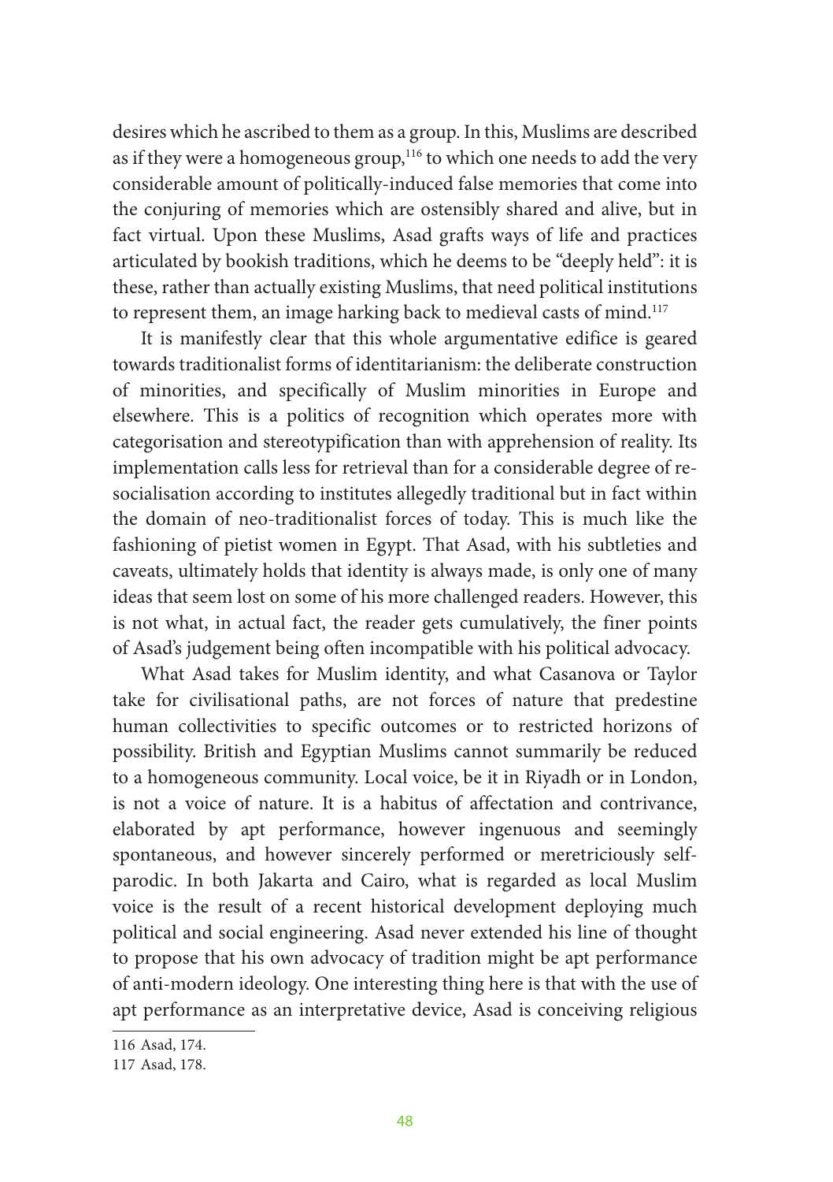desires which he ascribed to them as a group. In this, Muslims are described as if they were a homogeneous group,[116] to which one needs to add the very considerable amount of politically-induced false memories that come into the conjuring of memories which are ostensibly shared and alive, but in fact virtual. Upon these Muslims, Asad grafts ways of life and practices articulated by bookish traditions, which he deems to be "deeply held": it is these, rather than actually existing Muslims, that need political institutions to represent them, an image harking back to medieval casts of mind.[117]

It is manifestly clear that this whole argumentative edifice is geared towards traditionalist forms of identitarianism: the deliberate construction of minorities, and specifically of Muslim minorities in Europe and elsewhere. This is a politics of recognition which operates more with categorisation and stereotypification than with apprehension of reality. Its implementation calls less for retrieval than for a considerable degree of re-socialisation according to institutes allegedly traditional but in fact within the domain of neo-traditionalist forces of today. This is much like the fashioning of pietist women in Egypt. That Asad, with his subtleties and caveats, ultimately holds that identity is always made, is only one of many ideas that seem lost on some of his more challenged readers. However, this is not what, in actual fact, the reader gets cumulatively, the finer points of Asad's judgement being often incompatible with his political advocacy.

What Asad takes for Muslim identity, and what Casanova or Taylor take for civilisational paths, are not forces of nature that predestine human collectivities to specific outcomes or to restricted horizons of possibility. British and Egyptian Muslims cannot summarily be reduced to a homogeneous community. Local voice, be it in Riyadh or in London, is not a voice of nature. It is a habitus of affectation and contrivance, elaborated by apt performance, however ingenuous and seemingly spontaneous, and however sincerely performed or meretriciously self-parodic. In both Jakarta and Cairo, what is regarded as local Muslim voice is the result of a recent historical development deploying much political and social engineering. Asad never extended his line of thought to propose that his own advocacy of tradition might be apt performance of anti-modern ideology. One interesting thing here is that with the use of apt performance as an interpretative device, Asad is conceiving religious

116 Asad, 174.

117 Asad, 178.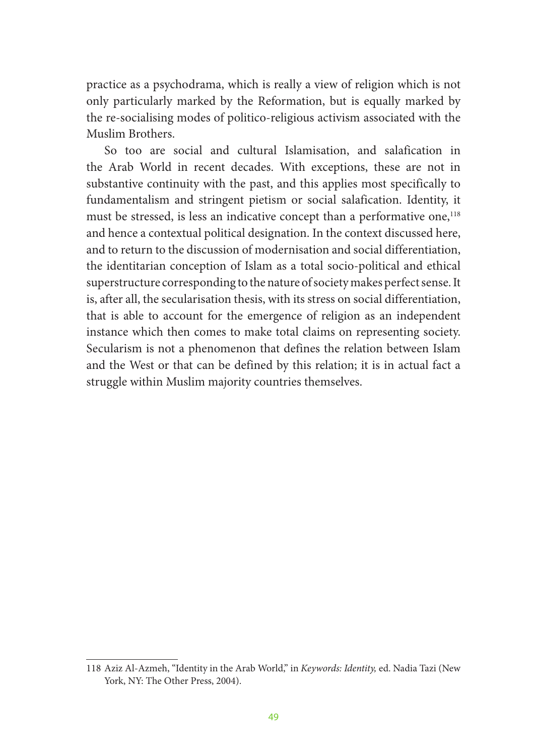practice as a psychodrama, which is really a view of religion which is not only particularly marked by the Reformation, but is equally marked by the re-socialising modes of politico-religious activism associated with the Muslim Brothers.

So too are social and cultural Islamisation, and salafication in the Arab World in recent decades. With exceptions, these are not in substantive continuity with the past, and this applies most specifically to fundamentalism and stringent pietism or social salafication. Identity, it must be stressed, is less an indicative concept than a performative one,[118] and hence a contextual political designation. In the context discussed here, and to return to the discussion of modernisation and social differentiation, the identitarian conception of Islam as a total socio-political and ethical superstructure corresponding to the nature of society makes perfect sense. It is, after all, the secularisation thesis, with its stress on social differentiation, that is able to account for the emergence of religion as an independent instance which then comes to make total claims on representing society. Secularism is not a phenomenon that defines the relation between Islam and the West or that can be defined by this relation; it is in actual fact a struggle within Muslim majority countries themselves.

---

118 Aziz Al-Azmeh, "Identity in the Arab World," in *Keywords: Identity,* ed. Nadia Tazi (New York, NY: The Other Press, 2004).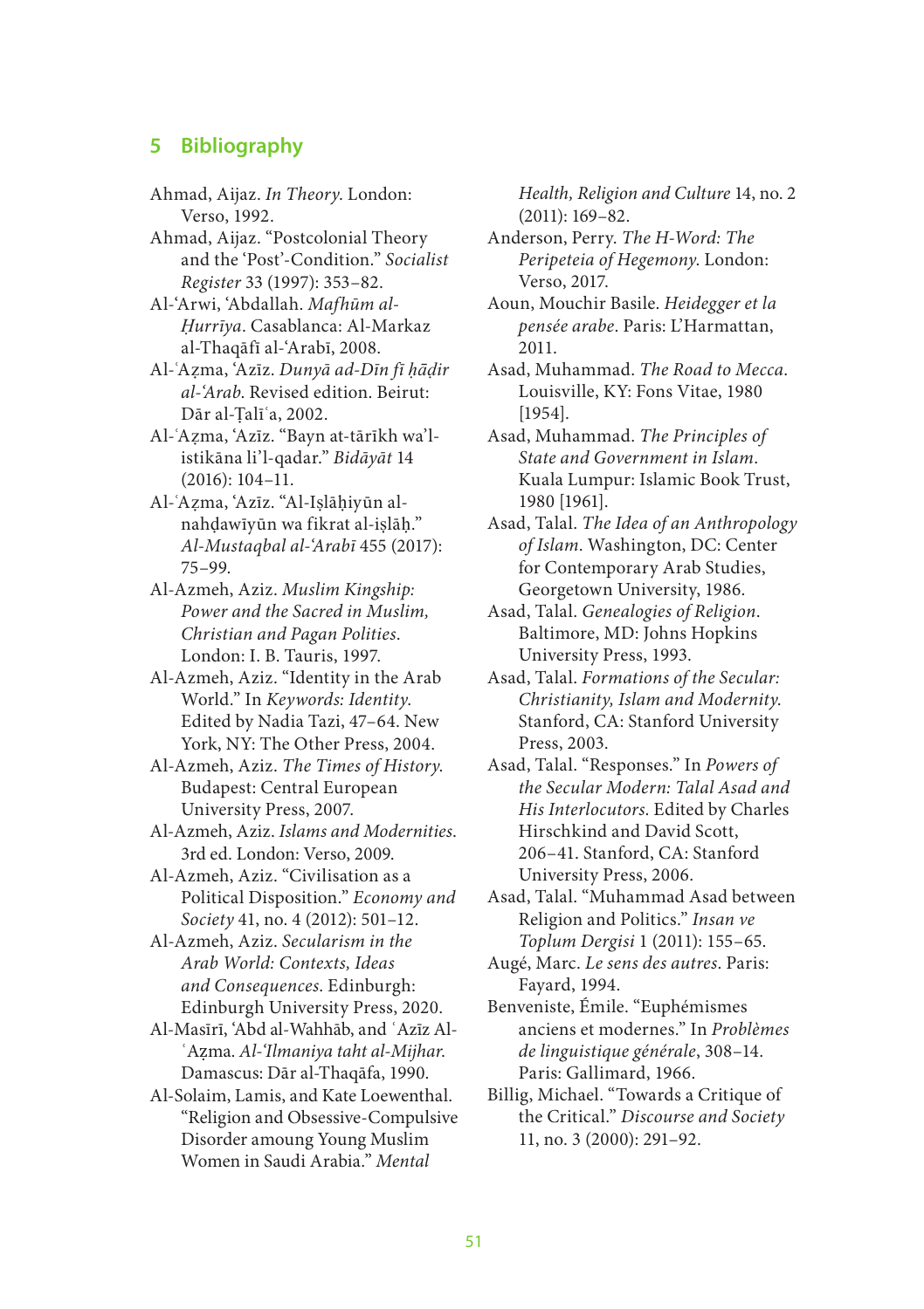## 5 Bibliography

Ahmad, Aijaz. *In Theory*. London: Verso, 1992.

Ahmad, Aijaz. "Postcolonial Theory and the 'Post'-Condition." *Socialist Register* 33 (1997): 353–82.

Al-ʿArwi, ʿAbdallah. *Mafhūm al-Ḥurrīya*. Casablanca: Al-Markaz al-Thaqāfī al-ʿArabī, 2008.

Al-ʿAẓma, ʿAzīz. *Dunyā ad-Dīn fī ḥāḍir al-ʿArab*. Revised edition. Beirut: Dār al-Ṭalīʿa, 2002.

Al-ʿAẓma, ʿAzīz. "Bayn at-tārīkh wa'l-istikāna li'l-qadar." *Bidāyāt* 14 (2016): 104–11.

Al-ʿAẓma, ʿAzīz. "Al-Iṣlāḥiyūn al-nahḍawīyūn wa fikrat al-iṣlāḥ." *Al-Mustaqbal al-ʿArabī* 455 (2017): 75–99.

Al-Azmeh, Aziz. *Muslim Kingship: Power and the Sacred in Muslim, Christian and Pagan Polities*. London: I. B. Tauris, 1997.

Al-Azmeh, Aziz. "Identity in the Arab World." In *Keywords: Identity*. Edited by Nadia Tazi, 47–64. New York, NY: The Other Press, 2004.

Al-Azmeh, Aziz. *The Times of History*. Budapest: Central European University Press, 2007.

Al-Azmeh, Aziz. *Islams and Modernities*. 3rd ed. London: Verso, 2009.

Al-Azmeh, Aziz. "Civilisation as a Political Disposition." *Economy and Society* 41, no. 4 (2012): 501–12.

Al-Azmeh, Aziz. *Secularism in the Arab World: Contexts, Ideas and Consequences*. Edinburgh: Edinburgh University Press, 2020.

Al-Masīrī, ʿAbd al-Wahhāb, and ʿAzīz Al-ʿAẓma. *Al-ʿIlmaniya taht al-Mijhar*. Damascus: Dār al-Thaqāfa, 1990.

Al-Solaim, Lamis, and Kate Loewenthal. "Religion and Obsessive-Compulsive Disorder amoung Young Muslim Women in Saudi Arabia." *Mental Health, Religion and Culture* 14, no. 2 (2011): 169–82.

Anderson, Perry. *The H-Word: The Peripeteia of Hegemony*. London: Verso, 2017.

Aoun, Mouchir Basile. *Heidegger et la pensée arabe*. Paris: L'Harmattan, 2011.

Asad, Muhammad. *The Road to Mecca*. Louisville, KY: Fons Vitae, 1980 [1954].

Asad, Muhammad. *The Principles of State and Government in Islam*. Kuala Lumpur: Islamic Book Trust, 1980 [1961].

Asad, Talal. *The Idea of an Anthropology of Islam*. Washington, DC: Center for Contemporary Arab Studies, Georgetown University, 1986.

Asad, Talal. *Genealogies of Religion*. Baltimore, MD: Johns Hopkins University Press, 1993.

Asad, Talal. *Formations of the Secular: Christianity, Islam and Modernity*. Stanford, CA: Stanford University Press, 2003.

Asad, Talal. "Responses." In *Powers of the Secular Modern: Talal Asad and His Interlocutors*. Edited by Charles Hirschkind and David Scott, 206–41. Stanford, CA: Stanford University Press, 2006.

Asad, Talal. "Muhammad Asad between Religion and Politics." *Insan ve Toplum Dergisi* 1 (2011): 155–65.

Augé, Marc. *Le sens des autres*. Paris: Fayard, 1994.

Benveniste, Émile. "Euphémismes anciens et modernes." In *Problèmes de linguistique générale*, 308–14. Paris: Gallimard, 1966.

Billig, Michael. "Towards a Critique of the Critical." *Discourse and Society* 11, no. 3 (2000): 291–92.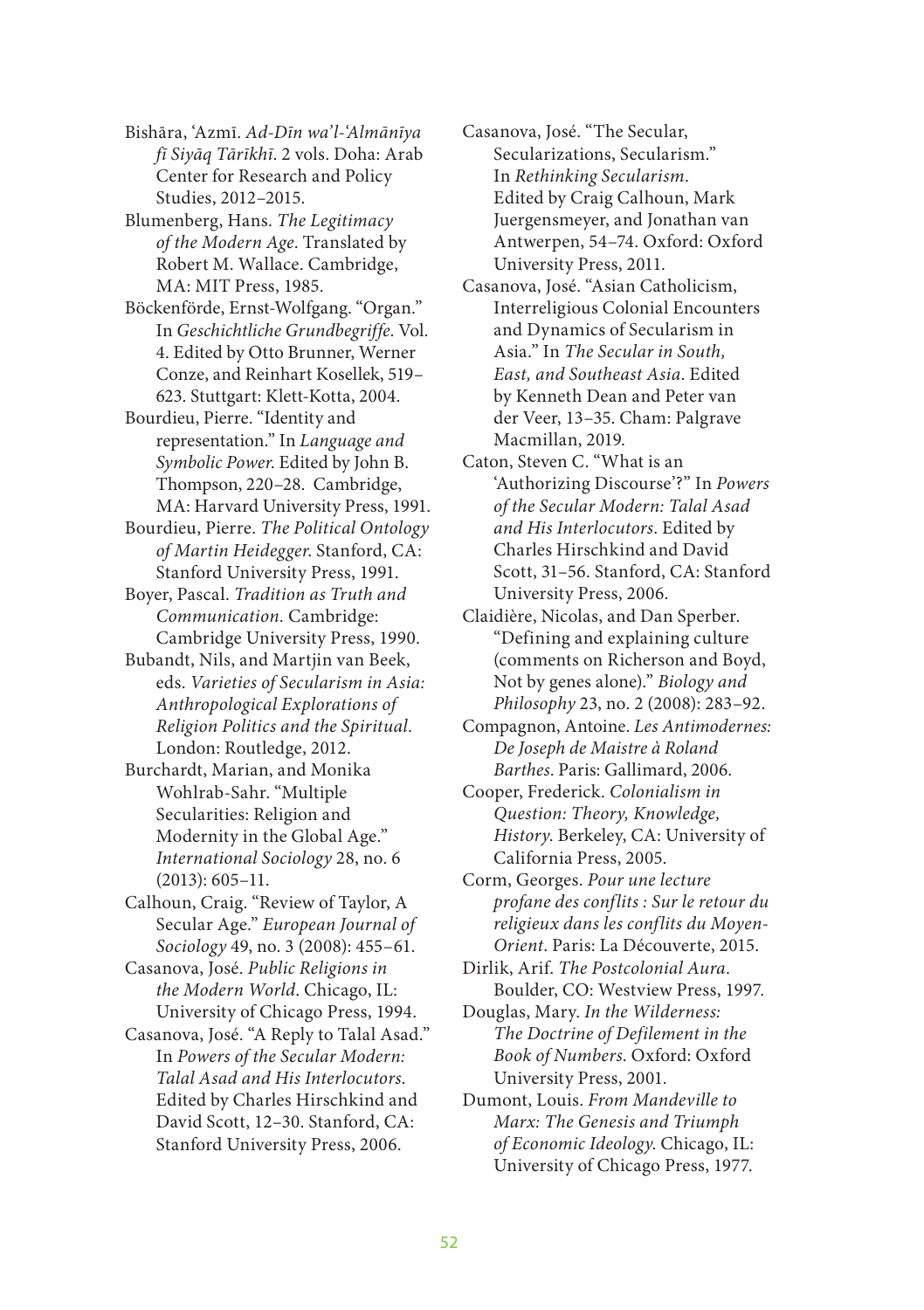Bishāra, ʿAzmī. *Ad-Dīn wa'l-ʿAlmānīya fī Siyāq Tārīkhī*. 2 vols. Doha: Arab Center for Research and Policy Studies, 2012–2015.

Blumenberg, Hans. *The Legitimacy of the Modern Age*. Translated by Robert M. Wallace. Cambridge, MA: MIT Press, 1985.

Böckenförde, Ernst-Wolfgang. "Organ." In *Geschichtliche Grundbegriffe*. Vol. 4. Edited by Otto Brunner, Werner Conze, and Reinhart Koselleck, 519–623. Stuttgart: Klett-Kotta, 2004.

Bourdieu, Pierre. "Identity and representation." In *Language and Symbolic Power*. Edited by John B. Thompson, 220–28. Cambridge, MA: Harvard University Press, 1991.

Bourdieu, Pierre. *The Political Ontology of Martin Heidegger*. Stanford, CA: Stanford University Press, 1991.

Boyer, Pascal. *Tradition as Truth and Communication*. Cambridge: Cambridge University Press, 1990.

Bubandt, Nils, and Martjin van Beek, eds. *Varieties of Secularism in Asia: Anthropological Explorations of Religion Politics and the Spiritual*. London: Routledge, 2012.

Burchardt, Marian, and Monika Wohlrab-Sahr. "Multiple Secularities: Religion and Modernity in the Global Age." *International Sociology* 28, no. 6 (2013): 605–11.

Calhoun, Craig. "Review of Taylor, A Secular Age." *European Journal of Sociology* 49, no. 3 (2008): 455–61.

Casanova, José. *Public Religions in the Modern World*. Chicago, IL: University of Chicago Press, 1994.

Casanova, José. "A Reply to Talal Asad." In *Powers of the Secular Modern: Talal Asad and His Interlocutors*. Edited by Charles Hirschkind and David Scott, 12–30. Stanford, CA: Stanford University Press, 2006.

Casanova, José. "The Secular, Secularizations, Secularism." In *Rethinking Secularism*. Edited by Craig Calhoun, Mark Juergensmeyer, and Jonathan van Antwerpen, 54–74. Oxford: Oxford University Press, 2011.

Casanova, José. "Asian Catholicism, Interreligious Colonial Encounters and Dynamics of Secularism in Asia." In *The Secular in South, East, and Southeast Asia*. Edited by Kenneth Dean and Peter van der Veer, 13–35. Cham: Palgrave Macmillan, 2019.

Caton, Steven C. "What is an 'Authorizing Discourse'?" In *Powers of the Secular Modern: Talal Asad and His Interlocutors*. Edited by Charles Hirschkind and David Scott, 31–56. Stanford, CA: Stanford University Press, 2006.

Claidière, Nicolas, and Dan Sperber. "Defining and explaining culture (comments on Richerson and Boyd, Not by genes alone)." *Biology and Philosophy* 23, no. 2 (2008): 283–92.

Compagnon, Antoine. *Les Antimodernes: De Joseph de Maistre à Roland Barthes*. Paris: Gallimard, 2006.

Cooper, Frederick. *Colonialism in Question: Theory, Knowledge, History*. Berkeley, CA: University of California Press, 2005.

Corm, Georges. *Pour une lecture profane des conflits : Sur le retour du religieux dans les conflits du Moyen-Orient*. Paris: La Découverte, 2015.

Dirlik, Arif. *The Postcolonial Aura*. Boulder, CO: Westview Press, 1997.

Douglas, Mary. *In the Wilderness: The Doctrine of Defilement in the Book of Numbers*. Oxford: Oxford University Press, 2001.

Dumont, Louis. *From Mandeville to Marx: The Genesis and Triumph of Economic Ideology*. Chicago, IL: University of Chicago Press, 1977.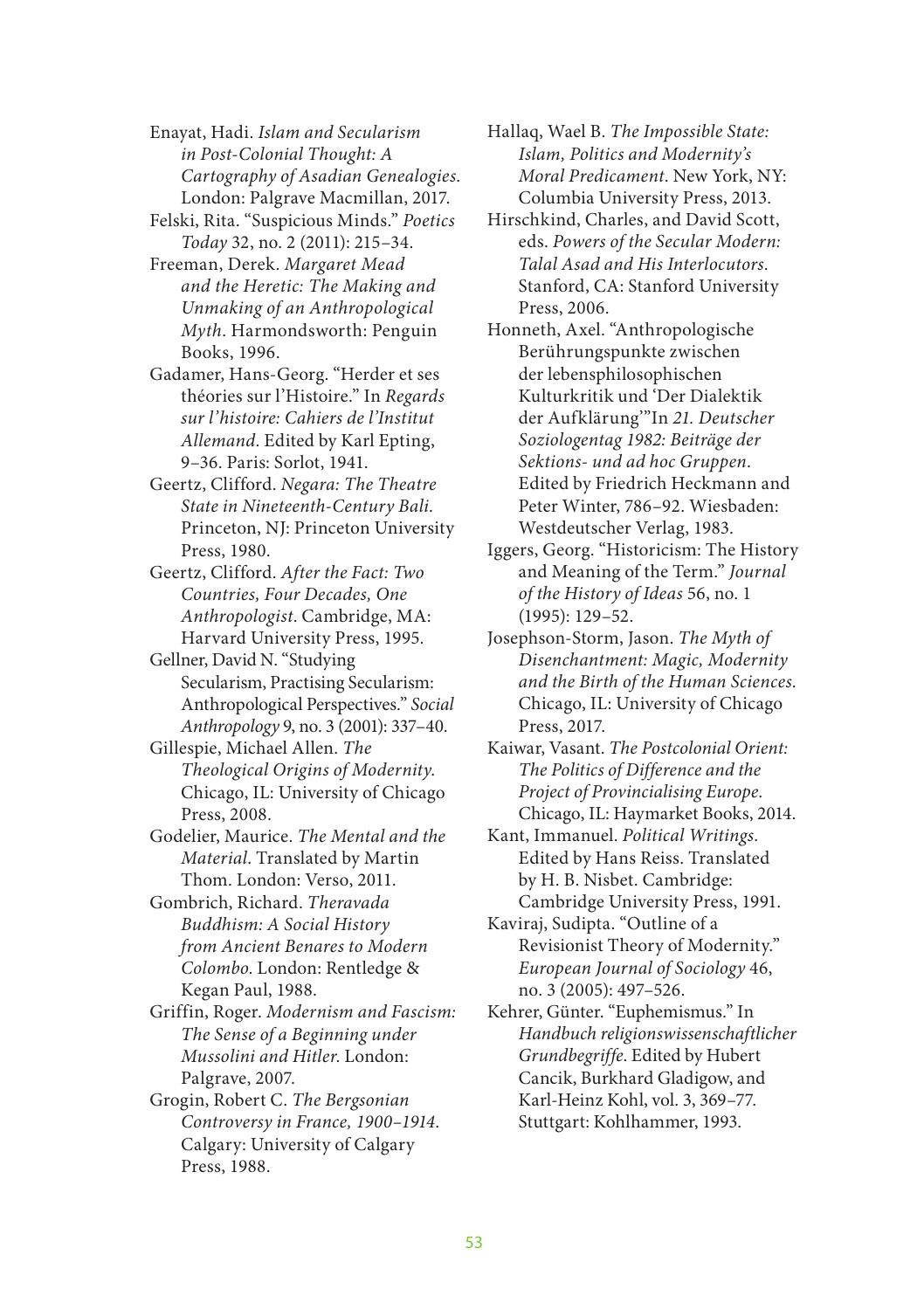Enayat, Hadi. *Islam and Secularism in Post-Colonial Thought: A Cartography of Asadian Genealogies*. London: Palgrave Macmillan, 2017.

Felski, Rita. "Suspicious Minds." *Poetics Today* 32, no. 2 (2011): 215–34.

Freeman, Derek. *Margaret Mead and the Heretic: The Making and Unmaking of an Anthropological Myth*. Harmondsworth: Penguin Books, 1996.

Gadamer, Hans-Georg. "Herder et ses théories sur l'Histoire." In *Regards sur l'histoire: Cahiers de l'Institut Allemand*. Edited by Karl Epting, 9–36. Paris: Sorlot, 1941.

Geertz, Clifford. *Negara: The Theatre State in Nineteenth-Century Bali*. Princeton, NJ: Princeton University Press, 1980.

Geertz, Clifford. *After the Fact: Two Countries, Four Decades, One Anthropologist*. Cambridge, MA: Harvard University Press, 1995.

Gellner, David N. "Studying Secularism, Practising Secularism: Anthropological Perspectives." *Social Anthropology* 9, no. 3 (2001): 337–40.

Gillespie, Michael Allen. *The Theological Origins of Modernity*. Chicago, IL: University of Chicago Press, 2008.

Godelier, Maurice. *The Mental and the Material*. Translated by Martin Thom. London: Verso, 2011.

Gombrich, Richard. *Theravada Buddhism: A Social History from Ancient Benares to Modern Colombo*. London: Rentledge & Kegan Paul, 1988.

Griffin, Roger. *Modernism and Fascism: The Sense of a Beginning under Mussolini and Hitler*. London: Palgrave, 2007.

Grogin, Robert C. *The Bergsonian Controversy in France, 1900–1914*. Calgary: University of Calgary Press, 1988.

Hallaq, Wael B. *The Impossible State: Islam, Politics and Modernity's Moral Predicament*. New York, NY: Columbia University Press, 2013.

Hirschkind, Charles, and David Scott, eds. *Powers of the Secular Modern: Talal Asad and His Interlocutors*. Stanford, CA: Stanford University Press, 2006.

Honneth, Axel. "Anthropologische Berührungspunkte zwischen der lebensphilosophischen Kulturkritik und 'Der Dialektik der Aufklärung'"In *21. Deutscher Soziologentag 1982: Beiträge der Sektions- und ad hoc Gruppen*. Edited by Friedrich Heckmann and Peter Winter, 786–92. Wiesbaden: Westdeutscher Verlag, 1983.

Iggers, Georg. "Historicism: The History and Meaning of the Term." *Journal of the History of Ideas* 56, no. 1 (1995): 129–52.

Josephson-Storm, Jason. *The Myth of Disenchantment: Magic, Modernity and the Birth of the Human Sciences*. Chicago, IL: University of Chicago Press, 2017.

Kaiwar, Vasant. *The Postcolonial Orient: The Politics of Difference and the Project of Provincialising Europe*. Chicago, IL: Haymarket Books, 2014.

Kant, Immanuel. *Political Writings*. Edited by Hans Reiss. Translated by H. B. Nisbet. Cambridge: Cambridge University Press, 1991.

Kaviraj, Sudipta. "Outline of a Revisionist Theory of Modernity." *European Journal of Sociology* 46, no. 3 (2005): 497–526.

Kehrer, Günter. "Euphemismus." In *Handbuch religionswissenschaftlicher Grundbegriffe*. Edited by Hubert Cancik, Burkhard Gladigow, and Karl-Heinz Kohl, vol. 3, 369–77. Stuttgart: Kohlhammer, 1993.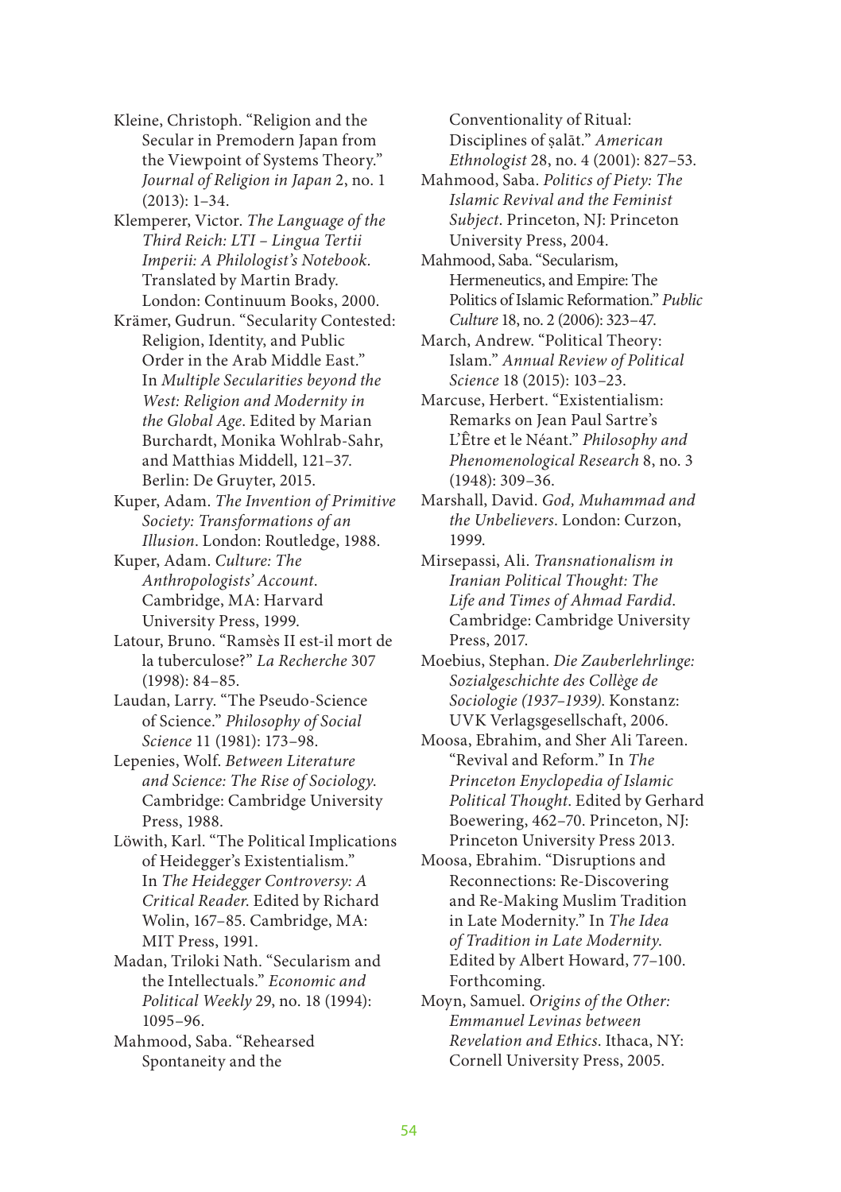Kleine, Christoph. "Religion and the Secular in Premodern Japan from the Viewpoint of Systems Theory." *Journal of Religion in Japan* 2, no. 1 (2013): 1–34.

Klemperer, Victor. *The Language of the Third Reich: LTI – Lingua Tertii Imperii: A Philologist's Notebook*. Translated by Martin Brady. London: Continuum Books, 2000.

Krämer, Gudrun. "Secularity Contested: Religion, Identity, and Public Order in the Arab Middle East." In *Multiple Secularities beyond the West: Religion and Modernity in the Global Age*. Edited by Marian Burchardt, Monika Wohlrab-Sahr, and Matthias Middell, 121–37. Berlin: De Gruyter, 2015.

Kuper, Adam. *The Invention of Primitive Society: Transformations of an Illusion*. London: Routledge, 1988.

Kuper, Adam. *Culture: The Anthropologists' Account*. Cambridge, MA: Harvard University Press, 1999.

Latour, Bruno. "Ramsès II est-il mort de la tuberculose?" *La Recherche* 307 (1998): 84–85.

Laudan, Larry. "The Pseudo-Science of Science." *Philosophy of Social Science* 11 (1981): 173–98.

Lepenies, Wolf. *Between Literature and Science: The Rise of Sociology*. Cambridge: Cambridge University Press, 1988.

Löwith, Karl. "The Political Implications of Heidegger's Existentialism." In *The Heidegger Controversy: A Critical Reader*. Edited by Richard Wolin, 167–85. Cambridge, MA: MIT Press, 1991.

Madan, Triloki Nath. "Secularism and the Intellectuals." *Economic and Political Weekly* 29, no. 18 (1994): 1095–96.

Mahmood, Saba. "Rehearsed Spontaneity and the Conventionality of Ritual: Disciplines of ṣalāt." *American Ethnologist* 28, no. 4 (2001): 827–53.

Mahmood, Saba. *Politics of Piety: The Islamic Revival and the Feminist Subject*. Princeton, NJ: Princeton University Press, 2004.

Mahmood, Saba. "Secularism, Hermeneutics, and Empire: The Politics of Islamic Reformation." *Public Culture* 18, no. 2 (2006): 323–47.

March, Andrew. "Political Theory: Islam." *Annual Review of Political Science* 18 (2015): 103–23.

Marcuse, Herbert. "Existentialism: Remarks on Jean Paul Sartre's L'Être et le Néant." *Philosophy and Phenomenological Research* 8, no. 3 (1948): 309–36.

Marshall, David. *God, Muhammad and the Unbelievers*. London: Curzon, 1999.

Mirsepassi, Ali. *Transnationalism in Iranian Political Thought: The Life and Times of Ahmad Fardid*. Cambridge: Cambridge University Press, 2017.

Moebius, Stephan. *Die Zauberlehrlinge: Sozialgeschichte des Collège de Sociologie (1937–1939)*. Konstanz: UVK Verlagsgesellschaft, 2006.

Moosa, Ebrahim, and Sher Ali Tareen. "Revival and Reform." In *The Princeton Enyclopedia of Islamic Political Thought*. Edited by Gerhard Boewering, 462–70. Princeton, NJ: Princeton University Press 2013.

Moosa, Ebrahim. "Disruptions and Reconnections: Re-Discovering and Re-Making Muslim Tradition in Late Modernity." In *The Idea of Tradition in Late Modernity*. Edited by Albert Howard, 77–100. Forthcoming.

Moyn, Samuel. *Origins of the Other: Emmanuel Levinas between Revelation and Ethics*. Ithaca, NY: Cornell University Press, 2005.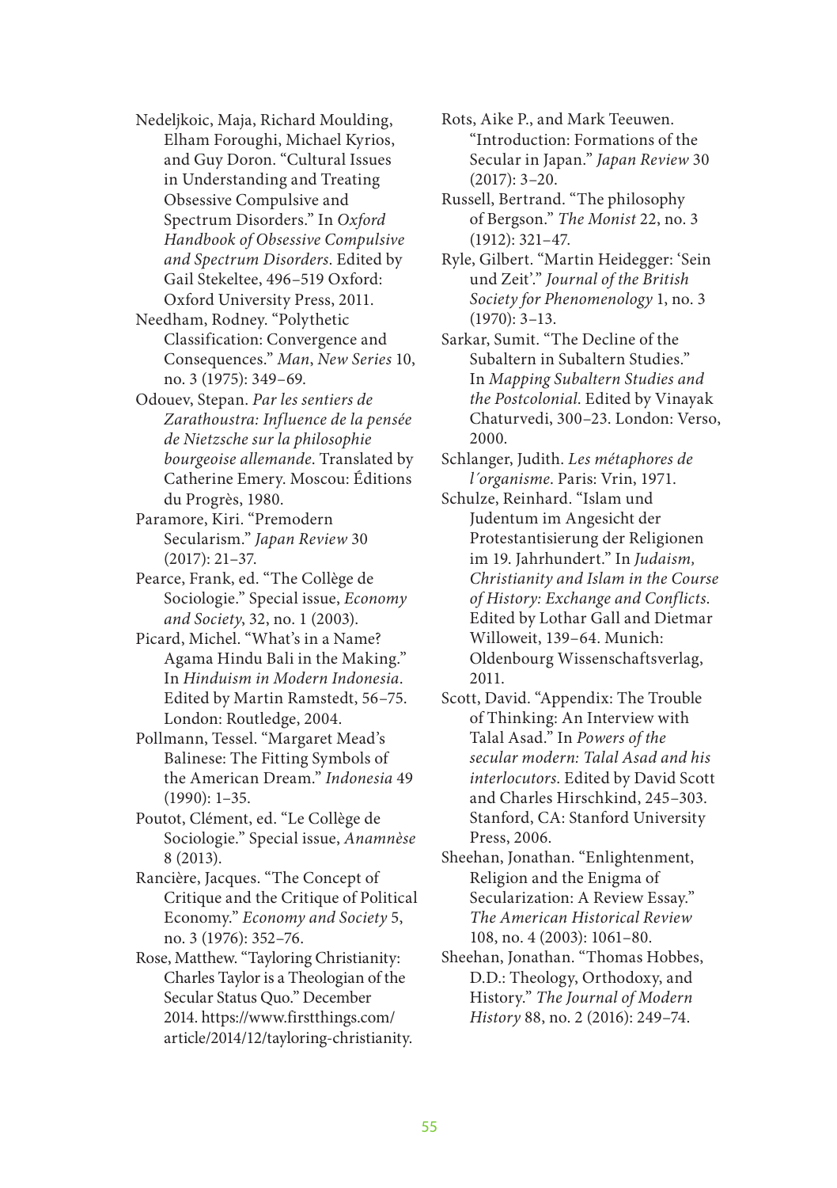Nedeljkoic, Maja, Richard Moulding, Elham Foroughi, Michael Kyrios, and Guy Doron. “Cultural Issues in Understanding and Treating Obsessive Compulsive and Spectrum Disorders.” In *Oxford Handbook of Obsessive Compulsive and Spectrum Disorders*. Edited by Gail Stekeltee, 496–519 Oxford: Oxford University Press, 2011.

Needham, Rodney. “Polythetic Classification: Convergence and Consequences.” *Man*, *New Series* 10, no. 3 (1975): 349–69.

Odouev, Stepan. *Par les sentiers de Zarathoustra: Influence de la pensée de Nietzsche sur la philosophie bourgeoise allemande*. Translated by Catherine Emery. Moscou: Éditions du Progrès, 1980.

Paramore, Kiri. “Premodern Secularism.” *Japan Review* 30 (2017): 21–37.

Pearce, Frank, ed. “The Collège de Sociologie.” Special issue, *Economy and Society*, 32, no. 1 (2003).

Picard, Michel. “What’s in a Name? Agama Hindu Bali in the Making.” In *Hinduism in Modern Indonesia*. Edited by Martin Ramstedt, 56–75. London: Routledge, 2004.

Pollmann, Tessel. “Margaret Mead’s Balinese: The Fitting Symbols of the American Dream.” *Indonesia* 49 (1990): 1–35.

Poutot, Clément, ed. “Le Collège de Sociologie.” Special issue, *Anamnèse* 8 (2013).

Rancière, Jacques. “The Concept of Critique and the Critique of Political Economy.” *Economy and Society* 5, no. 3 (1976): 352–76.

Rose, Matthew. “Tayloring Christianity: Charles Taylor is a Theologian of the Secular Status Quo.” December 2014. https://www.firstthings.com/article/2014/12/tayloring-christianity.

Rots, Aike P., and Mark Teeuwen. “Introduction: Formations of the Secular in Japan.” *Japan Review* 30 (2017): 3–20.

Russell, Bertrand. “The philosophy of Bergson.” *The Monist* 22, no. 3 (1912): 321–47.

Ryle, Gilbert. “Martin Heidegger: ‘Sein und Zeit’.” *Journal of the British Society for Phenomenology* 1, no. 3 (1970): 3–13.

Sarkar, Sumit. “The Decline of the Subaltern in Subaltern Studies.” In *Mapping Subaltern Studies and the Postcolonial*. Edited by Vinayak Chaturvedi, 300–23. London: Verso, 2000.

Schlanger, Judith. *Les métaphores de l´organisme*. Paris: Vrin, 1971.

Schulze, Reinhard. “Islam und Judentum im Angesicht der Protestantisierung der Religionen im 19. Jahrhundert.” In *Judaism, Christianity and Islam in the Course of History: Exchange and Conflicts*. Edited by Lothar Gall and Dietmar Willoweit, 139–64. Munich: Oldenbourg Wissenschaftsverlag, 2011.

Scott, David. “Appendix: The Trouble of Thinking: An Interview with Talal Asad.” In *Powers of the secular modern: Talal Asad and his interlocutors*. Edited by David Scott and Charles Hirschkind, 245–303. Stanford, CA: Stanford University Press, 2006.

Sheehan, Jonathan. “Enlightenment, Religion and the Enigma of Secularization: A Review Essay.” *The American Historical Review* 108, no. 4 (2003): 1061–80.

Sheehan, Jonathan. “Thomas Hobbes, D.D.: Theology, Orthodoxy, and History.” *The Journal of Modern History* 88, no. 2 (2016): 249–74.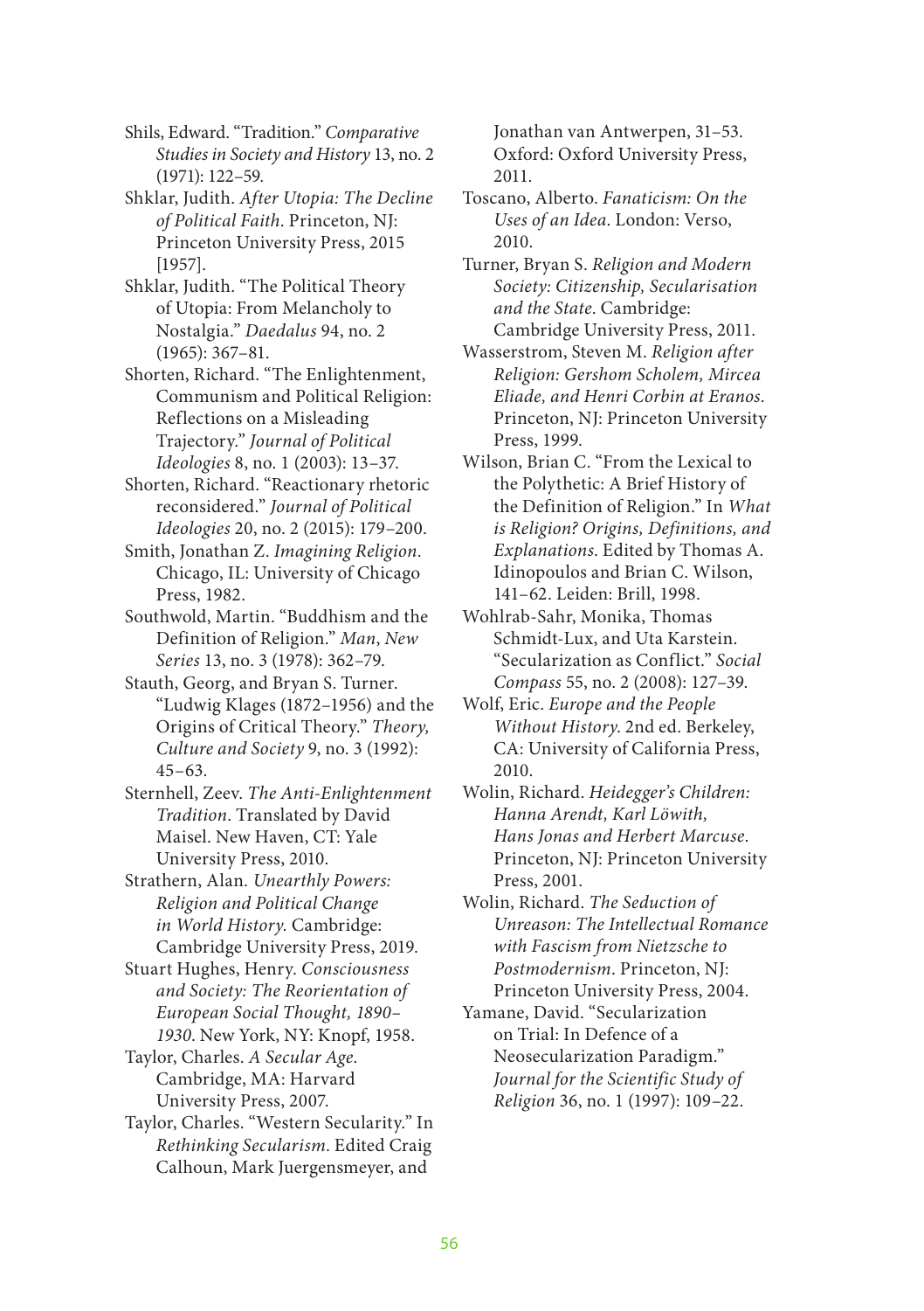Shils, Edward. "Tradition." *Comparative Studies in Society and History* 13, no. 2 (1971): 122–59.

Shklar, Judith. *After Utopia: The Decline of Political Faith*. Princeton, NJ: Princeton University Press, 2015 [1957].

Shklar, Judith. "The Political Theory of Utopia: From Melancholy to Nostalgia." *Daedalus* 94, no. 2 (1965): 367–81.

Shorten, Richard. "The Enlightenment, Communism and Political Religion: Reflections on a Misleading Trajectory." *Journal of Political Ideologies* 8, no. 1 (2003): 13–37.

Shorten, Richard. "Reactionary rhetoric reconsidered." *Journal of Political Ideologies* 20, no. 2 (2015): 179–200.

Smith, Jonathan Z. *Imagining Religion*. Chicago, IL: University of Chicago Press, 1982.

Southwold, Martin. "Buddhism and the Definition of Religion." *Man*, *New Series* 13, no. 3 (1978): 362–79.

Stauth, Georg, and Bryan S. Turner. "Ludwig Klages (1872–1956) and the Origins of Critical Theory." *Theory, Culture and Society* 9, no. 3 (1992): 45–63.

Sternhell, Zeev. *The Anti-Enlightenment Tradition*. Translated by David Maisel. New Haven, CT: Yale University Press, 2010.

Strathern, Alan. *Unearthly Powers: Religion and Political Change in World History.* Cambridge: Cambridge University Press, 2019.

Stuart Hughes, Henry. *Consciousness and Society: The Reorientation of European Social Thought, 1890–1930*. New York, NY: Knopf, 1958.

Taylor, Charles. *A Secular Age*. Cambridge, MA: Harvard University Press, 2007.

Taylor, Charles. "Western Secularity." In *Rethinking Secularism*. Edited Craig Calhoun, Mark Juergensmeyer, and Jonathan van Antwerpen, 31–53. Oxford: Oxford University Press, 2011.

Toscano, Alberto. *Fanaticism: On the Uses of an Idea*. London: Verso, 2010.

Turner, Bryan S. *Religion and Modern Society: Citizenship, Secularisation and the State*. Cambridge: Cambridge University Press, 2011.

Wasserstrom, Steven M. *Religion after Religion: Gershom Scholem, Mircea Eliade, and Henri Corbin at Eranos*. Princeton, NJ: Princeton University Press, 1999.

Wilson, Brian C. "From the Lexical to the Polythetic: A Brief History of the Definition of Religion." In *What is Religion? Origins, Definitions, and Explanations*. Edited by Thomas A. Idinopoulos and Brian C. Wilson, 141–62. Leiden: Brill, 1998.

Wohlrab-Sahr, Monika, Thomas Schmidt-Lux, and Uta Karstein. "Secularization as Conflict." *Social Compass* 55, no. 2 (2008): 127–39.

Wolf, Eric. *Europe and the People Without History*. 2nd ed. Berkeley, CA: University of California Press, 2010.

Wolin, Richard. *Heidegger's Children: Hanna Arendt, Karl Löwith, Hans Jonas and Herbert Marcuse*. Princeton, NJ: Princeton University Press, 2001.

Wolin, Richard. *The Seduction of Unreason: The Intellectual Romance with Fascism from Nietzsche to Postmodernism*. Princeton, NJ: Princeton University Press, 2004.

Yamane, David. "Secularization on Trial: In Defence of a Neosecularization Paradigm." *Journal for the Scientific Study of Religion* 36, no. 1 (1997): 109–22.